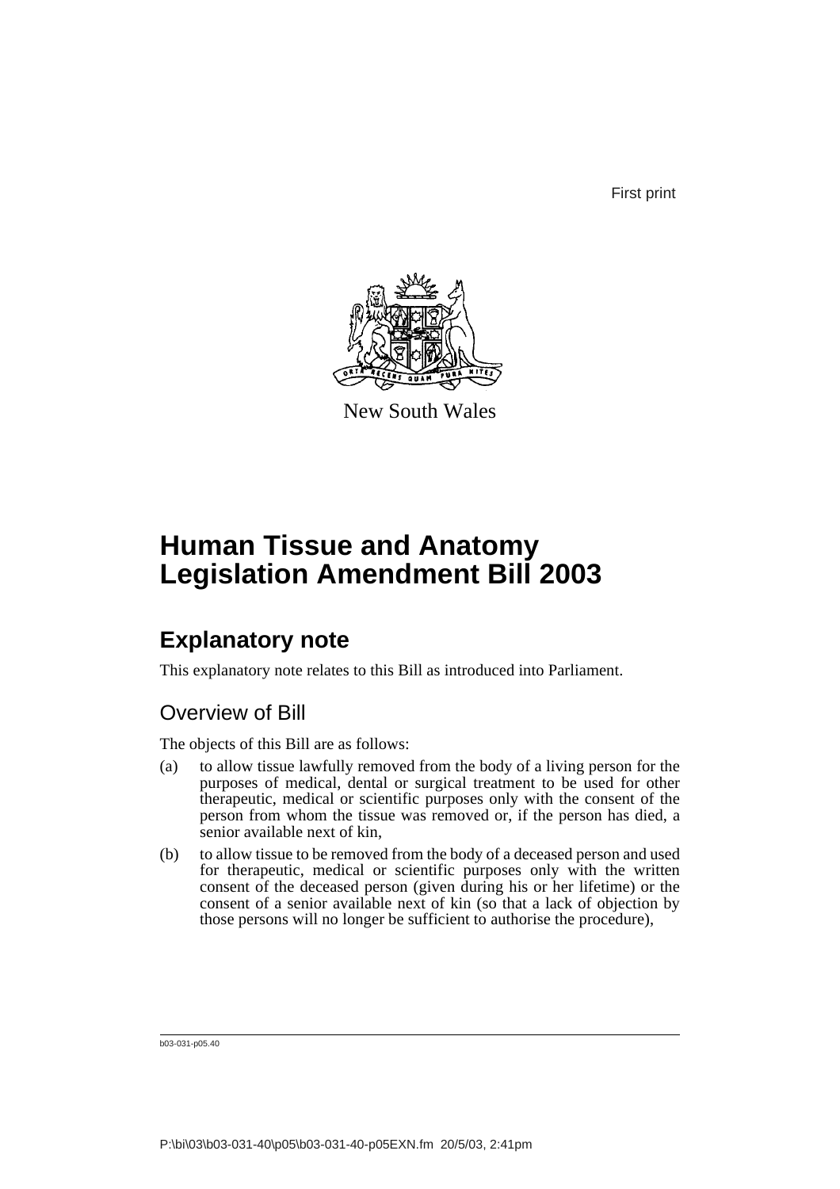First print

New South Wales

# Human Tissue and Anatomy Legislation Amendment Bill 2003

## Explanatory note

This explanatory note relates to this Bill as introduced into Parliament.

### Overview of Bill

The objects of this Bill are as follows:

(a) to allow tissue lawfully removed from the body of a living person for the purposes of medical, dental or surgical treatment to be used for other therapeutic, medical or scientific purposes only with the consent of the person from whom the tissue was removed or, if the person has died, a senior available next of kin,

(b) to allow tissue to be removed from the body of a deceased person and used for therapeutic, medical or scientific purposes only with the written consent of the deceased person (given during his or her lifetime) or the consent of a senior available next of kin (so that a lack of objection by those persons will no longer be sufficient to authorise the procedure),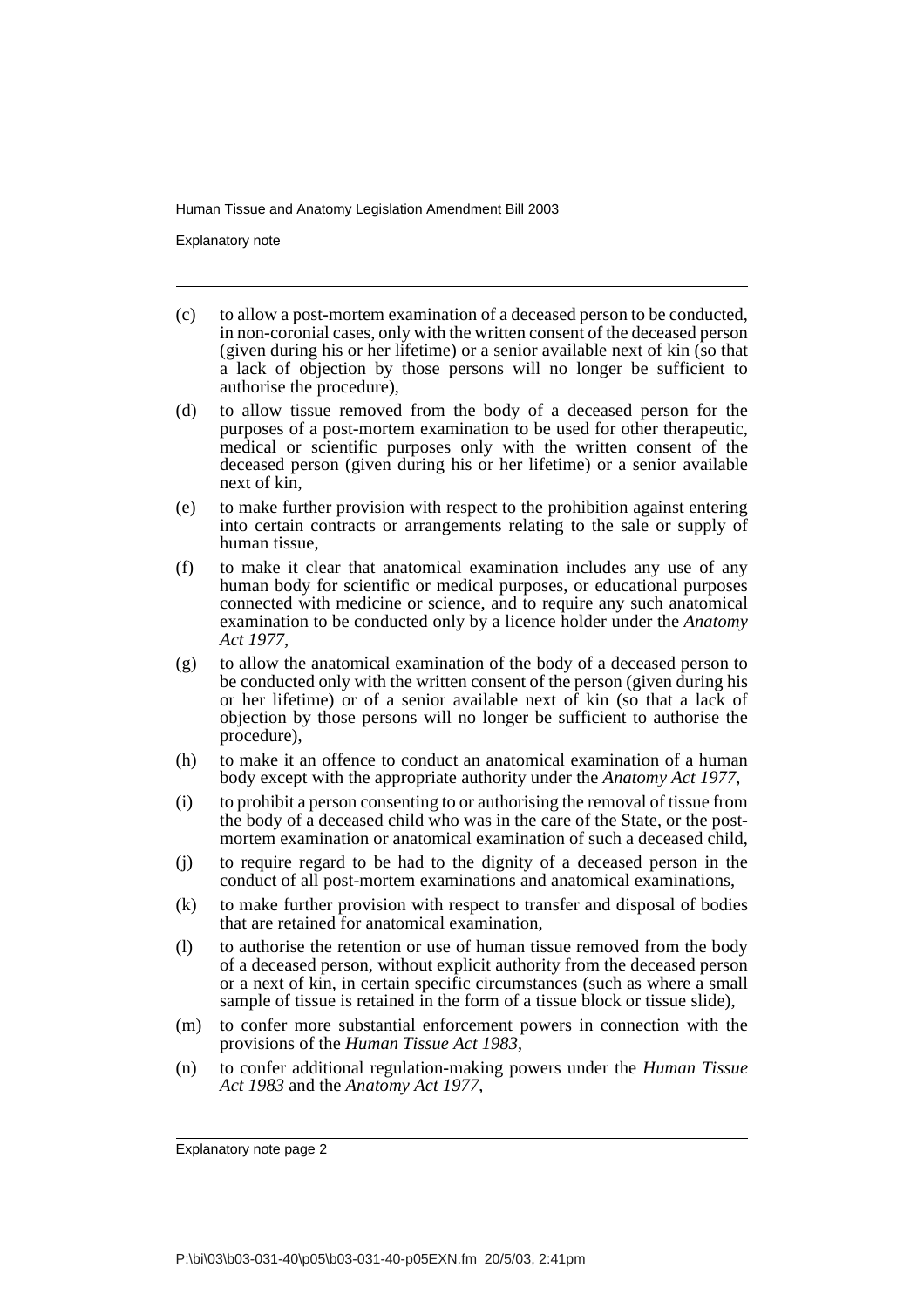(c) to allow a post-mortem examination of a deceased person to be conducted, in non-coronial cases, only with the written consent of the deceased person (given during his or her lifetime) or a senior available next of kin (so that a lack of objection by those persons will no longer be sufficient to authorise the procedure),

(d) to allow tissue removed from the body of a deceased person for the purposes of a post-mortem examination to be used for other therapeutic, medical or scientific purposes only with the written consent of the deceased person (given during his or her lifetime) or a senior available next of kin,

(e) to make further provision with respect to the prohibition against entering into certain contracts or arrangements relating to the sale or supply of human tissue,

(f) to make it clear that anatomical examination includes any use of any human body for scientific or medical purposes, or educational purposes connected with medicine or science, and to require any such anatomical examination to be conducted only by a licence holder under the *Anatomy Act 1977*,

(g) to allow the anatomical examination of the body of a deceased person to be conducted only with the written consent of the person (given during his or her lifetime) or of a senior available next of kin (so that a lack of objection by those persons will no longer be sufficient to authorise the procedure),

(h) to make it an offence to conduct an anatomical examination of a human body except with the appropriate authority under the *Anatomy Act 1977*,

(i) to prohibit a person consenting to or authorising the removal of tissue from the body of a deceased child who was in the care of the State, or the post-mortem examination or anatomical examination of such a deceased child,

(j) to require regard to be had to the dignity of a deceased person in the conduct of all post-mortem examinations and anatomical examinations,

(k) to make further provision with respect to transfer and disposal of bodies that are retained for anatomical examination,

(l) to authorise the retention or use of human tissue removed from the body of a deceased person, without explicit authority from the deceased person or a next of kin, in certain specific circumstances (such as where a small sample of tissue is retained in the form of a tissue block or tissue slide),

(m) to confer more substantial enforcement powers in connection with the provisions of the *Human Tissue Act 1983*,

(n) to confer additional regulation-making powers under the *Human Tissue Act 1983* and the *Anatomy Act 1977*,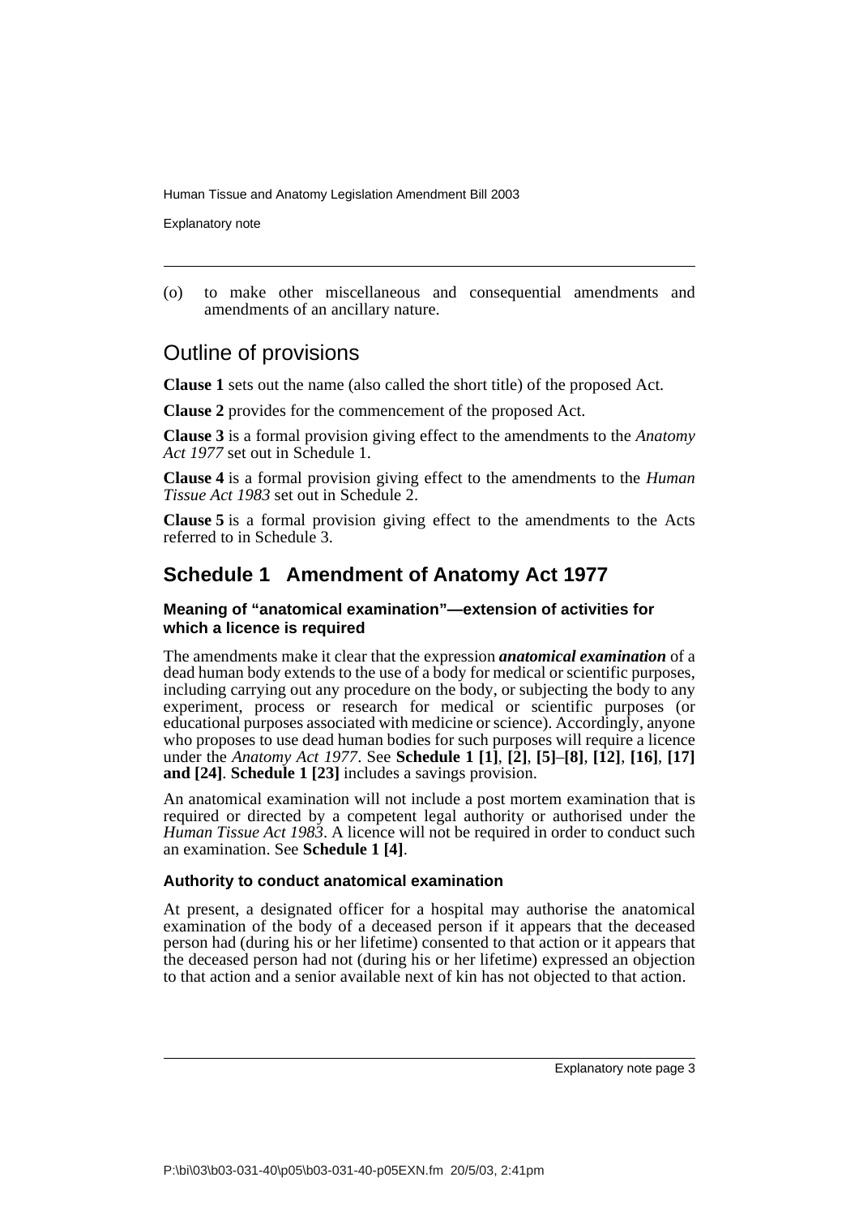(o) to make other miscellaneous and consequential amendments and amendments of an ancillary nature.

## Outline of provisions

**Clause 1** sets out the name (also called the short title) of the proposed Act.

**Clause 2** provides for the commencement of the proposed Act.

**Clause 3** is a formal provision giving effect to the amendments to the *Anatomy Act 1977* set out in Schedule 1.

**Clause 4** is a formal provision giving effect to the amendments to the *Human Tissue Act 1983* set out in Schedule 2.

**Clause 5** is a formal provision giving effect to the amendments to the Acts referred to in Schedule 3.

## Schedule 1 Amendment of Anatomy Act 1977

### Meaning of "anatomical examination"—extension of activities for which a licence is required

The amendments make it clear that the expression ***anatomical examination*** of a dead human body extends to the use of a body for medical or scientific purposes, including carrying out any procedure on the body, or subjecting the body to any experiment, process or research for medical or scientific purposes (or educational purposes associated with medicine or science). Accordingly, anyone who proposes to use dead human bodies for such purposes will require a licence under the *Anatomy Act 1977*. See **Schedule 1 [1]**, **[2]**, **[5]**–**[8]**, **[12]**, **[16]**, **[17] and [24]**. **Schedule 1 [23]** includes a savings provision.

An anatomical examination will not include a post mortem examination that is required or directed by a competent legal authority or authorised under the *Human Tissue Act 1983*. A licence will not be required in order to conduct such an examination. See **Schedule 1 [4]**.

### Authority to conduct anatomical examination

At present, a designated officer for a hospital may authorise the anatomical examination of the body of a deceased person if it appears that the deceased person had (during his or her lifetime) consented to that action or it appears that the deceased person had not (during his or her lifetime) expressed an objection to that action and a senior available next of kin has not objected to that action.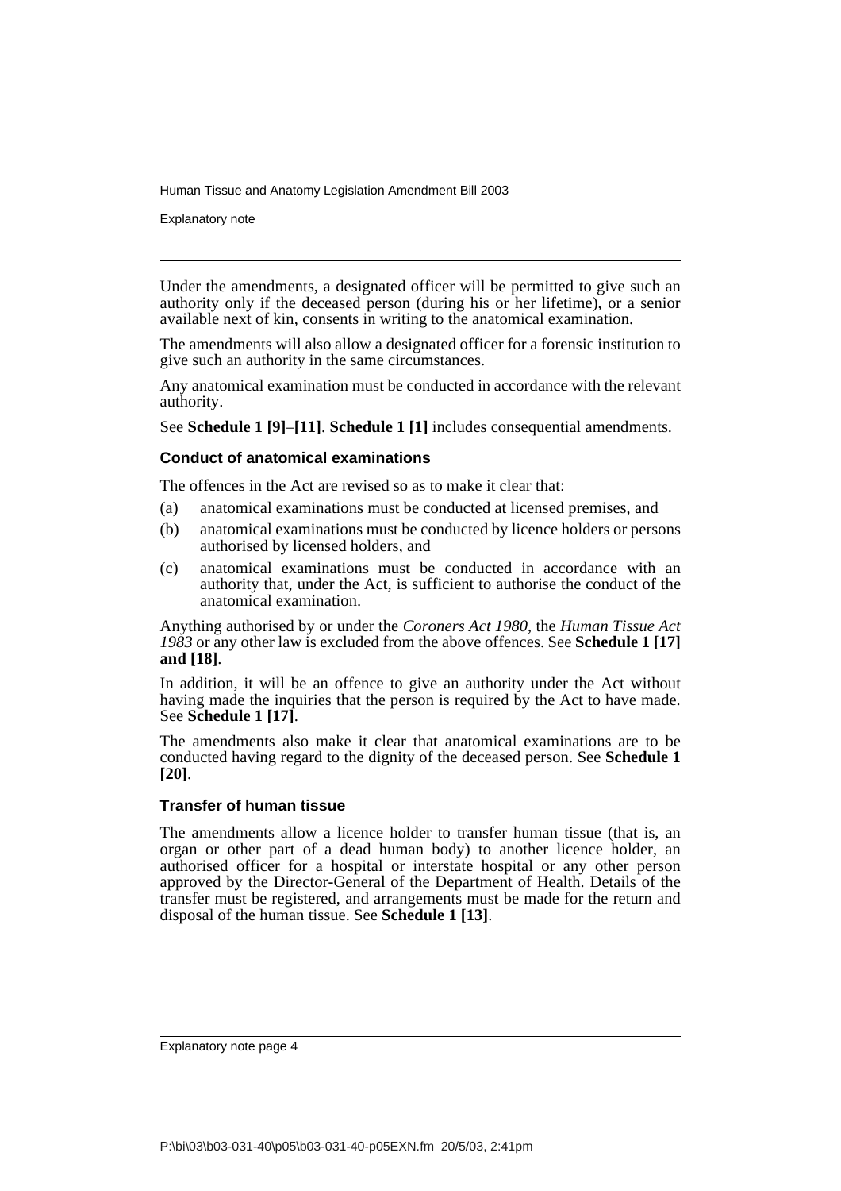Under the amendments, a designated officer will be permitted to give such an authority only if the deceased person (during his or her lifetime), or a senior available next of kin, consents in writing to the anatomical examination.

The amendments will also allow a designated officer for a forensic institution to give such an authority in the same circumstances.

Any anatomical examination must be conducted in accordance with the relevant authority.

See **Schedule 1 [9]**–**[11]**. **Schedule 1 [1]** includes consequential amendments.

### Conduct of anatomical examinations

The offences in the Act are revised so as to make it clear that:

(a) anatomical examinations must be conducted at licensed premises, and

(b) anatomical examinations must be conducted by licence holders or persons authorised by licensed holders, and

(c) anatomical examinations must be conducted in accordance with an authority that, under the Act, is sufficient to authorise the conduct of the anatomical examination.

Anything authorised by or under the *Coroners Act 1980*, the *Human Tissue Act 1983* or any other law is excluded from the above offences. See **Schedule 1 [17] and [18]**.

In addition, it will be an offence to give an authority under the Act without having made the inquiries that the person is required by the Act to have made. See **Schedule 1 [17]**.

The amendments also make it clear that anatomical examinations are to be conducted having regard to the dignity of the deceased person. See **Schedule 1 [20]**.

### Transfer of human tissue

The amendments allow a licence holder to transfer human tissue (that is, an organ or other part of a dead human body) to another licence holder, an authorised officer for a hospital or interstate hospital or any other person approved by the Director-General of the Department of Health. Details of the transfer must be registered, and arrangements must be made for the return and disposal of the human tissue. See **Schedule 1 [13]**.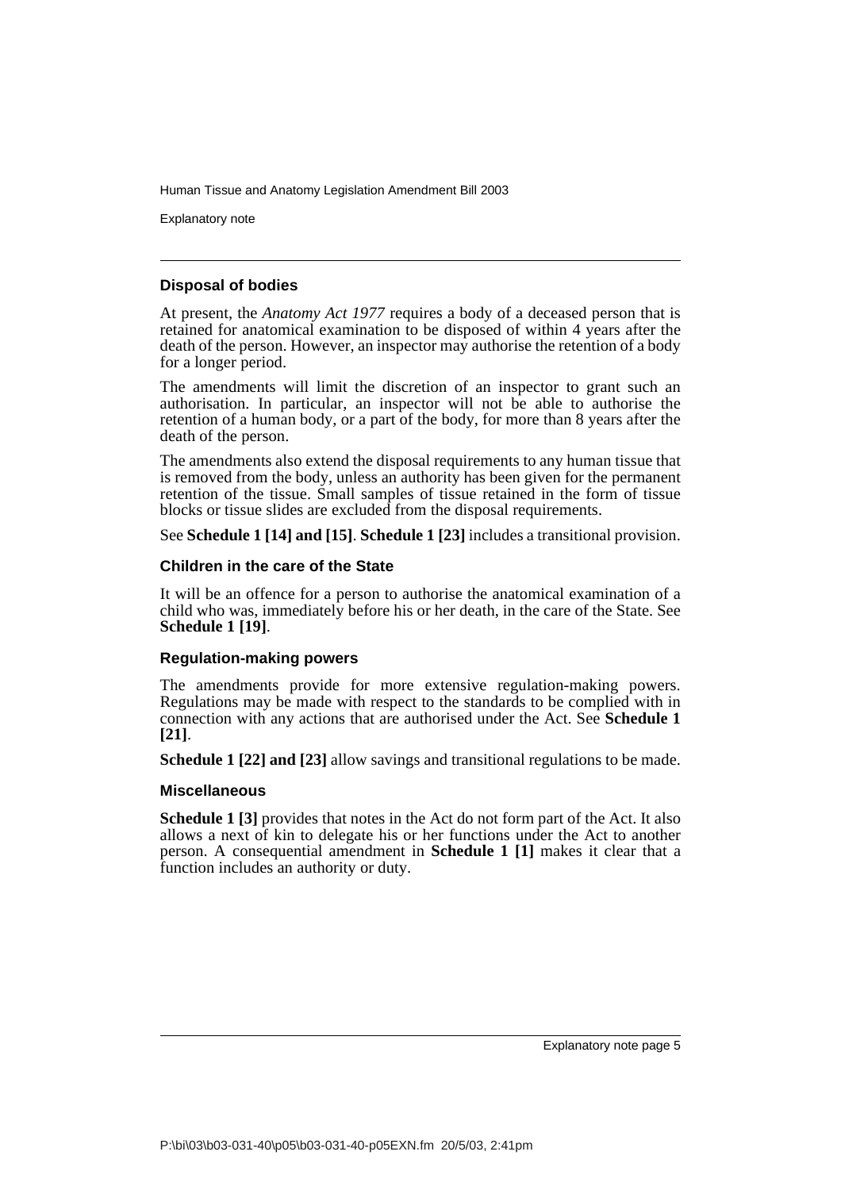### Disposal of bodies

At present, the *Anatomy Act 1977* requires a body of a deceased person that is retained for anatomical examination to be disposed of within 4 years after the death of the person. However, an inspector may authorise the retention of a body for a longer period.

The amendments will limit the discretion of an inspector to grant such an authorisation. In particular, an inspector will not be able to authorise the retention of a human body, or a part of the body, for more than 8 years after the death of the person.

The amendments also extend the disposal requirements to any human tissue that is removed from the body, unless an authority has been given for the permanent retention of the tissue. Small samples of tissue retained in the form of tissue blocks or tissue slides are excluded from the disposal requirements.

See **Schedule 1 [14] and [15]**. **Schedule 1 [23]** includes a transitional provision.

### Children in the care of the State

It will be an offence for a person to authorise the anatomical examination of a child who was, immediately before his or her death, in the care of the State. See **Schedule 1 [19]**.

### Regulation-making powers

The amendments provide for more extensive regulation-making powers. Regulations may be made with respect to the standards to be complied with in connection with any actions that are authorised under the Act. See **Schedule 1 [21]**.

**Schedule 1 [22] and [23]** allow savings and transitional regulations to be made.

### Miscellaneous

**Schedule 1 [3]** provides that notes in the Act do not form part of the Act. It also allows a next of kin to delegate his or her functions under the Act to another person. A consequential amendment in **Schedule 1 [1]** makes it clear that a function includes an authority or duty.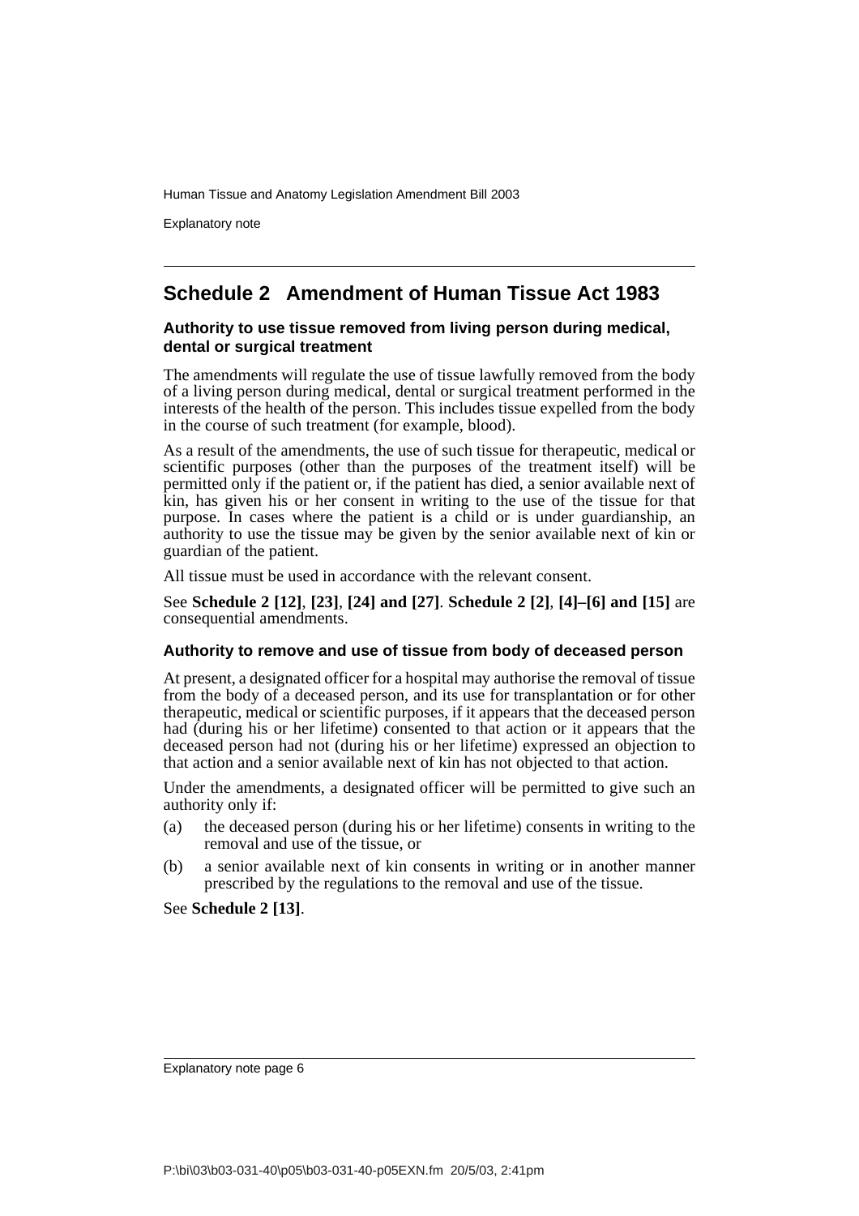## Schedule 2 Amendment of Human Tissue Act 1983

### Authority to use tissue removed from living person during medical, dental or surgical treatment

The amendments will regulate the use of tissue lawfully removed from the body of a living person during medical, dental or surgical treatment performed in the interests of the health of the person. This includes tissue expelled from the body in the course of such treatment (for example, blood).

As a result of the amendments, the use of such tissue for therapeutic, medical or scientific purposes (other than the purposes of the treatment itself) will be permitted only if the patient or, if the patient has died, a senior available next of kin, has given his or her consent in writing to the use of the tissue for that purpose. In cases where the patient is a child or is under guardianship, an authority to use the tissue may be given by the senior available next of kin or guardian of the patient.

All tissue must be used in accordance with the relevant consent.

See **Schedule 2 [12]**, **[23]**, **[24] and [27]**. **Schedule 2 [2]**, **[4]–[6] and [15]** are consequential amendments.

### Authority to remove and use of tissue from body of deceased person

At present, a designated officer for a hospital may authorise the removal of tissue from the body of a deceased person, and its use for transplantation or for other therapeutic, medical or scientific purposes, if it appears that the deceased person had (during his or her lifetime) consented to that action or it appears that the deceased person had not (during his or her lifetime) expressed an objection to that action and a senior available next of kin has not objected to that action.

Under the amendments, a designated officer will be permitted to give such an authority only if:

(a) the deceased person (during his or her lifetime) consents in writing to the removal and use of the tissue, or

(b) a senior available next of kin consents in writing or in another manner prescribed by the regulations to the removal and use of the tissue.

See **Schedule 2 [13]**.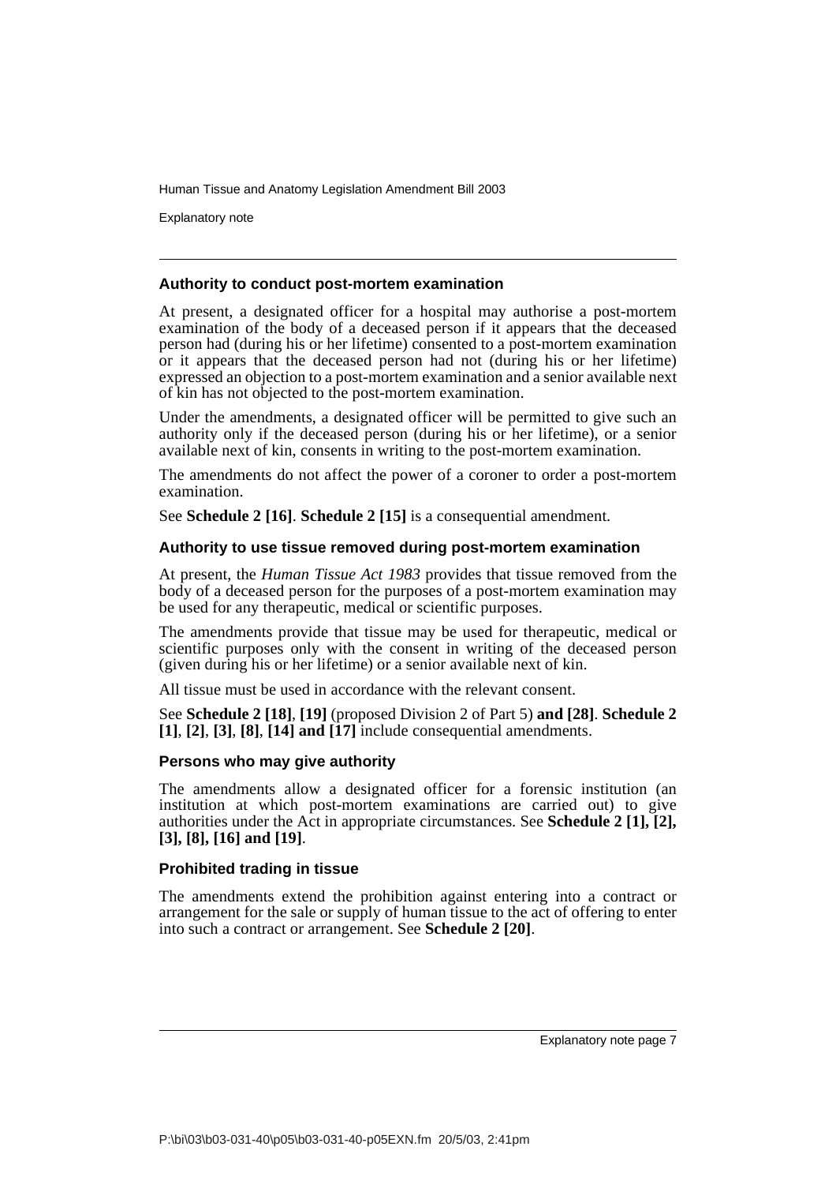### Authority to conduct post-mortem examination

At present, a designated officer for a hospital may authorise a post-mortem examination of the body of a deceased person if it appears that the deceased person had (during his or her lifetime) consented to a post-mortem examination or it appears that the deceased person had not (during his or her lifetime) expressed an objection to a post-mortem examination and a senior available next of kin has not objected to the post-mortem examination.

Under the amendments, a designated officer will be permitted to give such an authority only if the deceased person (during his or her lifetime), or a senior available next of kin, consents in writing to the post-mortem examination.

The amendments do not affect the power of a coroner to order a post-mortem examination.

See **Schedule 2 [16]**. **Schedule 2 [15]** is a consequential amendment.

### Authority to use tissue removed during post-mortem examination

At present, the *Human Tissue Act 1983* provides that tissue removed from the body of a deceased person for the purposes of a post-mortem examination may be used for any therapeutic, medical or scientific purposes.

The amendments provide that tissue may be used for therapeutic, medical or scientific purposes only with the consent in writing of the deceased person (given during his or her lifetime) or a senior available next of kin.

All tissue must be used in accordance with the relevant consent.

See **Schedule 2 [18]**, **[19]** (proposed Division 2 of Part 5) **and [28]**. **Schedule 2 [1]**, **[2]**, **[3]**, **[8]**, **[14] and [17]** include consequential amendments.

### Persons who may give authority

The amendments allow a designated officer for a forensic institution (an institution at which post-mortem examinations are carried out) to give authorities under the Act in appropriate circumstances. See **Schedule 2 [1], [2], [3], [8], [16] and [19]**.

### Prohibited trading in tissue

The amendments extend the prohibition against entering into a contract or arrangement for the sale or supply of human tissue to the act of offering to enter into such a contract or arrangement. See **Schedule 2 [20]**.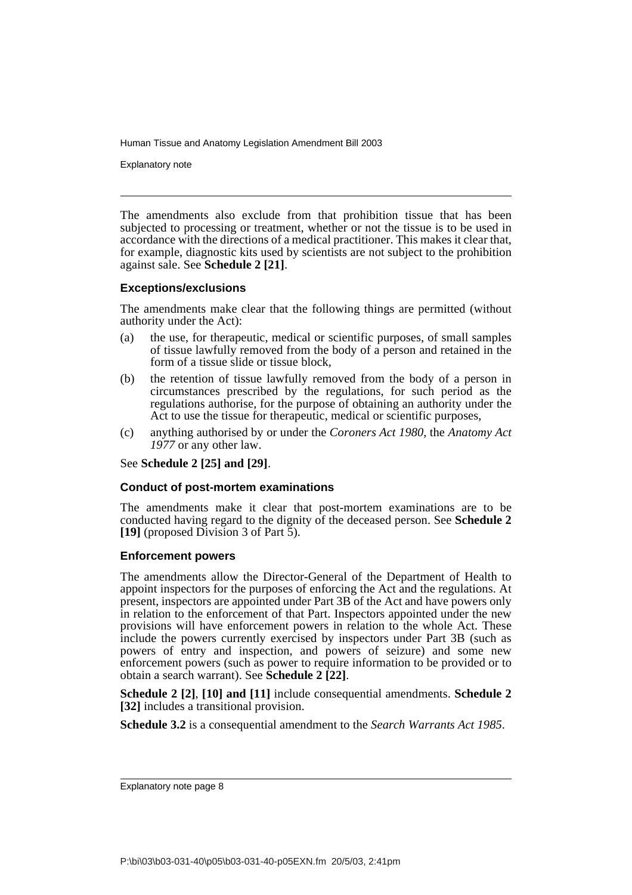The amendments also exclude from that prohibition tissue that has been subjected to processing or treatment, whether or not the tissue is to be used in accordance with the directions of a medical practitioner. This makes it clear that, for example, diagnostic kits used by scientists are not subject to the prohibition against sale. See **Schedule 2 [21]**.

### Exceptions/exclusions

The amendments make clear that the following things are permitted (without authority under the Act):

(a) the use, for therapeutic, medical or scientific purposes, of small samples of tissue lawfully removed from the body of a person and retained in the form of a tissue slide or tissue block,

(b) the retention of tissue lawfully removed from the body of a person in circumstances prescribed by the regulations, for such period as the regulations authorise, for the purpose of obtaining an authority under the Act to use the tissue for therapeutic, medical or scientific purposes,

(c) anything authorised by or under the *Coroners Act 1980*, the *Anatomy Act 1977* or any other law.

See **Schedule 2 [25] and [29]**.

### Conduct of post-mortem examinations

The amendments make it clear that post-mortem examinations are to be conducted having regard to the dignity of the deceased person. See **Schedule 2 [19]** (proposed Division 3 of Part 5).

### Enforcement powers

The amendments allow the Director-General of the Department of Health to appoint inspectors for the purposes of enforcing the Act and the regulations. At present, inspectors are appointed under Part 3B of the Act and have powers only in relation to the enforcement of that Part. Inspectors appointed under the new provisions will have enforcement powers in relation to the whole Act. These include the powers currently exercised by inspectors under Part 3B (such as powers of entry and inspection, and powers of seizure) and some new enforcement powers (such as power to require information to be provided or to obtain a search warrant). See **Schedule 2 [22]**.

**Schedule 2 [2]**, **[10] and [11]** include consequential amendments. **Schedule 2 [32]** includes a transitional provision.

**Schedule 3.2** is a consequential amendment to the *Search Warrants Act 1985*.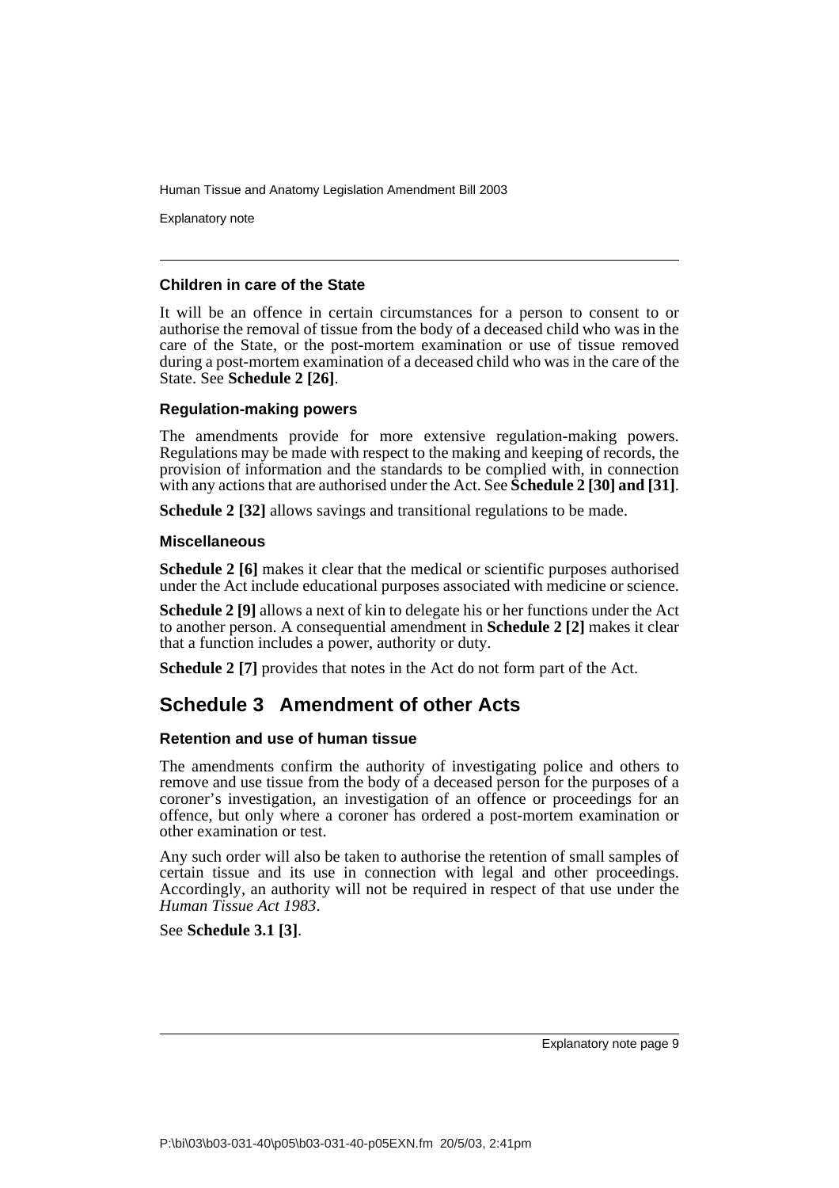### Children in care of the State

It will be an offence in certain circumstances for a person to consent to or authorise the removal of tissue from the body of a deceased child who was in the care of the State, or the post-mortem examination or use of tissue removed during a post-mortem examination of a deceased child who was in the care of the State. See **Schedule 2 [26]**.

### Regulation-making powers

The amendments provide for more extensive regulation-making powers. Regulations may be made with respect to the making and keeping of records, the provision of information and the standards to be complied with, in connection with any actions that are authorised under the Act. See **Schedule 2 [30] and [31]**.

**Schedule 2 [32]** allows savings and transitional regulations to be made.

### Miscellaneous

**Schedule 2 [6]** makes it clear that the medical or scientific purposes authorised under the Act include educational purposes associated with medicine or science.

**Schedule 2 [9]** allows a next of kin to delegate his or her functions under the Act to another person. A consequential amendment in **Schedule 2 [2]** makes it clear that a function includes a power, authority or duty.

**Schedule 2 [7]** provides that notes in the Act do not form part of the Act.

## Schedule 3 Amendment of other Acts

### Retention and use of human tissue

The amendments confirm the authority of investigating police and others to remove and use tissue from the body of a deceased person for the purposes of a coroner's investigation, an investigation of an offence or proceedings for an offence, but only where a coroner has ordered a post-mortem examination or other examination or test.

Any such order will also be taken to authorise the retention of small samples of certain tissue and its use in connection with legal and other proceedings. Accordingly, an authority will not be required in respect of that use under the *Human Tissue Act 1983*.

See **Schedule 3.1 [3]**.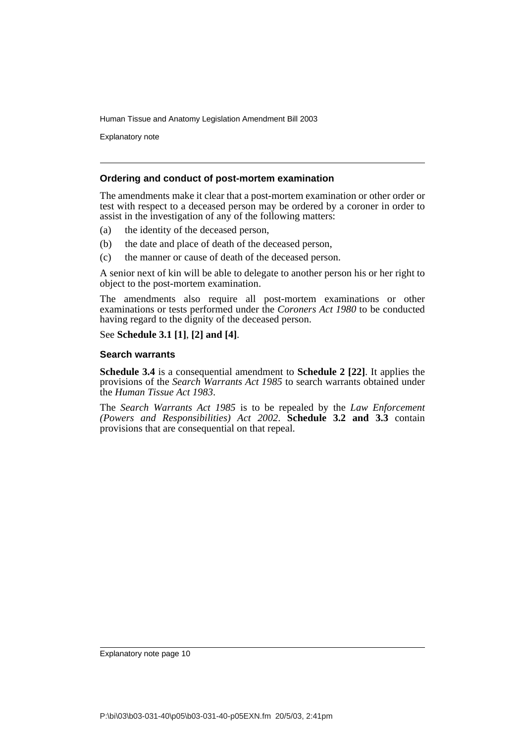### Ordering and conduct of post-mortem examination

The amendments make it clear that a post-mortem examination or other order or test with respect to a deceased person may be ordered by a coroner in order to assist in the investigation of any of the following matters:

(a) the identity of the deceased person,

(b) the date and place of death of the deceased person,

(c) the manner or cause of death of the deceased person.

A senior next of kin will be able to delegate to another person his or her right to object to the post-mortem examination.

The amendments also require all post-mortem examinations or other examinations or tests performed under the *Coroners Act 1980* to be conducted having regard to the dignity of the deceased person.

See **Schedule 3.1 [1]**, **[2] and [4]**.

### Search warrants

**Schedule 3.4** is a consequential amendment to **Schedule 2 [22]**. It applies the provisions of the *Search Warrants Act 1985* to search warrants obtained under the *Human Tissue Act 1983*.

The *Search Warrants Act 1985* is to be repealed by the *Law Enforcement (Powers and Responsibilities) Act 2002*. **Schedule 3.2 and 3.3** contain provisions that are consequential on that repeal.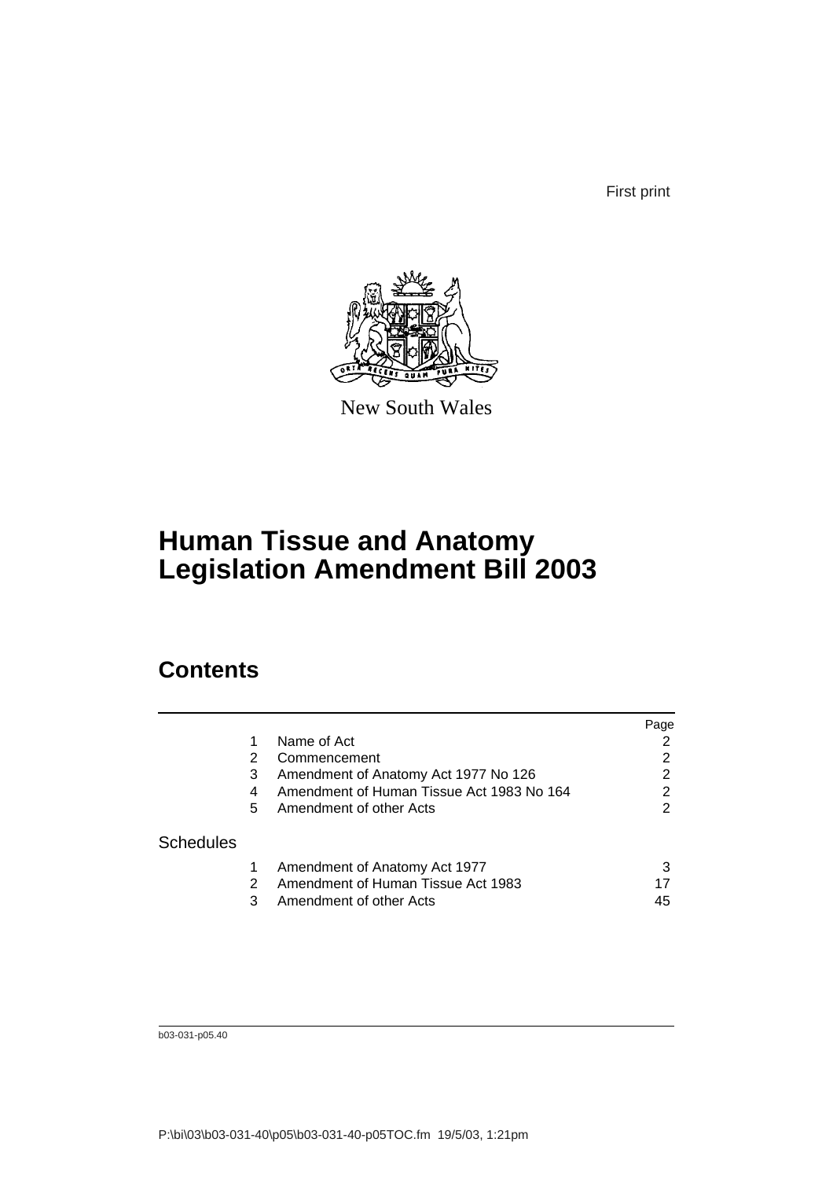First print

New South Wales

# Human Tissue and Anatomy Legislation Amendment Bill 2003

## Contents

| | | Page |
|---|---|---|
| 1 | Name of Act | 2 |
| 2 | Commencement | 2 |
| 3 | Amendment of Anatomy Act 1977 No 126 | 2 |
| 4 | Amendment of Human Tissue Act 1983 No 164 | 2 |
| 5 | Amendment of other Acts | 2 |

Schedules

| | | |
|---|---|---|
| 1 | Amendment of Anatomy Act 1977 | 3 |
| 2 | Amendment of Human Tissue Act 1983 | 17 |
| 3 | Amendment of other Acts | 45 |

b03-031-p05.40

P:\bi\03\b03-031-40\p05\b03-031-40-p05TOC.fm 19/5/03, 1:21pm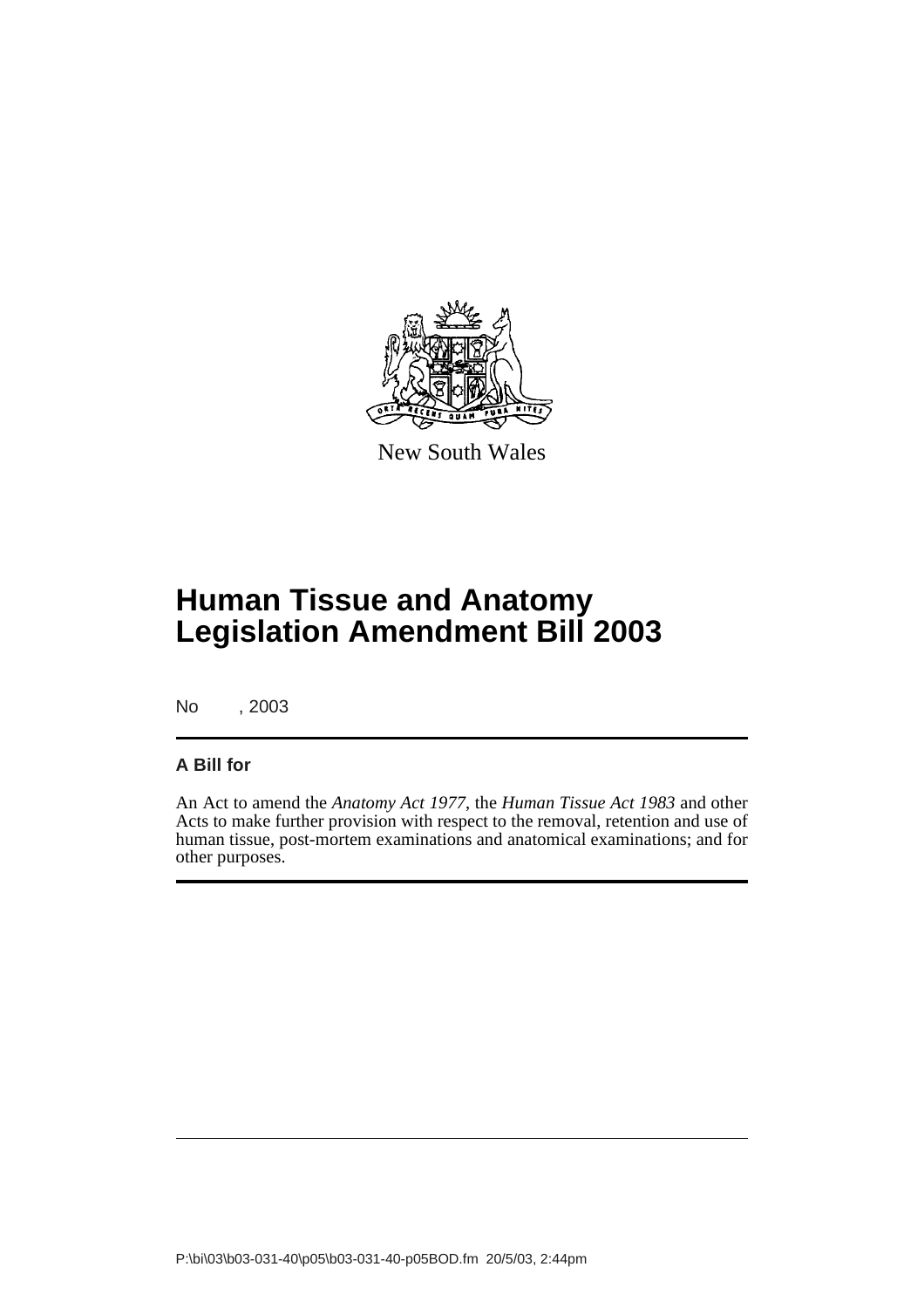New South Wales

# Human Tissue and Anatomy Legislation Amendment Bill 2003

No , 2003

## A Bill for

An Act to amend the *Anatomy Act 1977*, the *Human Tissue Act 1983* and other Acts to make further provision with respect to the removal, retention and use of human tissue, post-mortem examinations and anatomical examinations; and for other purposes.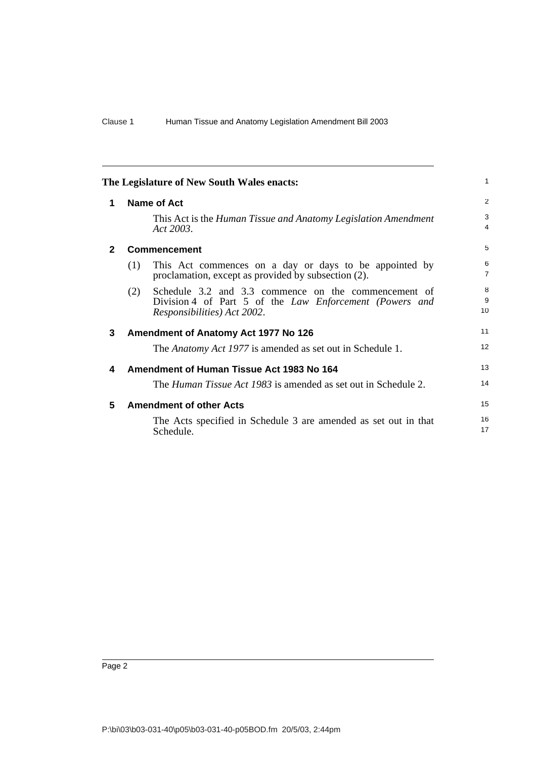**The Legislature of New South Wales enacts:**

## 1 Name of Act

This Act is the *Human Tissue and Anatomy Legislation Amendment Act 2003*.

## 2 Commencement

(1) This Act commences on a day or days to be appointed by proclamation, except as provided by subsection (2).

(2) Schedule 3.2 and 3.3 commence on the commencement of Division 4 of Part 5 of the *Law Enforcement (Powers and Responsibilities) Act 2002*.

## 3 Amendment of Anatomy Act 1977 No 126

The *Anatomy Act 1977* is amended as set out in Schedule 1.

## 4 Amendment of Human Tissue Act 1983 No 164

The *Human Tissue Act 1983* is amended as set out in Schedule 2.

## 5 Amendment of other Acts

The Acts specified in Schedule 3 are amended as set out in that Schedule.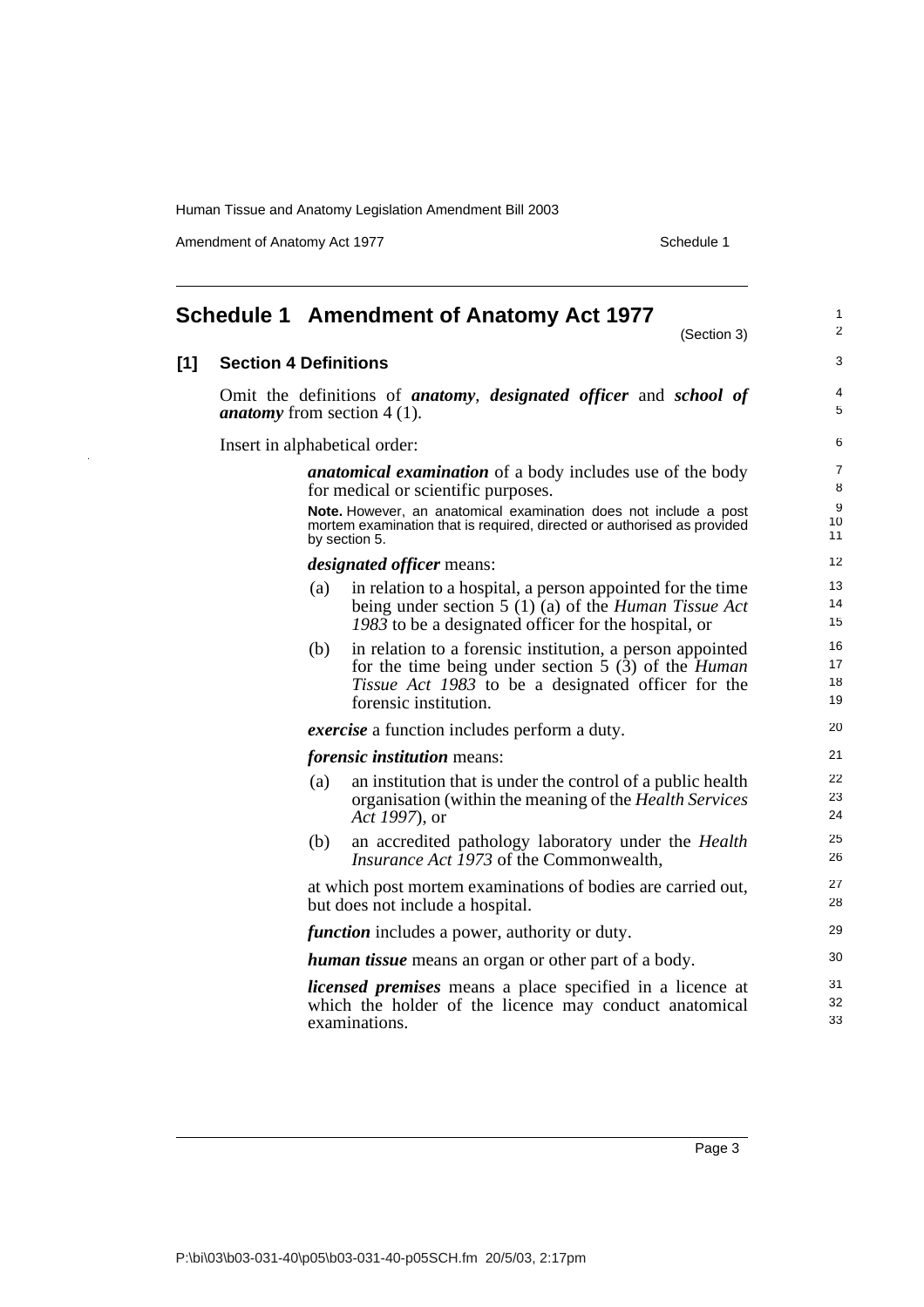## Schedule 1 Amendment of Anatomy Act 1977

(Section 3)

### [1] Section 4 Definitions

Omit the definitions of ***anatomy***, ***designated officer*** and ***school of anatomy*** from section 4 (1).

Insert in alphabetical order:

***anatomical examination*** of a body includes use of the body for medical or scientific purposes.

**Note.** However, an anatomical examination does not include a post mortem examination that is required, directed or authorised as provided by section 5.

***designated officer*** means:

(a) in relation to a hospital, a person appointed for the time being under section 5 (1) (a) of the *Human Tissue Act 1983* to be a designated officer for the hospital, or

(b) in relation to a forensic institution, a person appointed for the time being under section 5 (3) of the *Human Tissue Act 1983* to be a designated officer for the forensic institution.

***exercise*** a function includes perform a duty.

***forensic institution*** means:

(a) an institution that is under the control of a public health organisation (within the meaning of the *Health Services Act 1997*), or

(b) an accredited pathology laboratory under the *Health Insurance Act 1973* of the Commonwealth,

at which post mortem examinations of bodies are carried out, but does not include a hospital.

***function*** includes a power, authority or duty.

***human tissue*** means an organ or other part of a body.

***licensed premises*** means a place specified in a licence at which the holder of the licence may conduct anatomical examinations.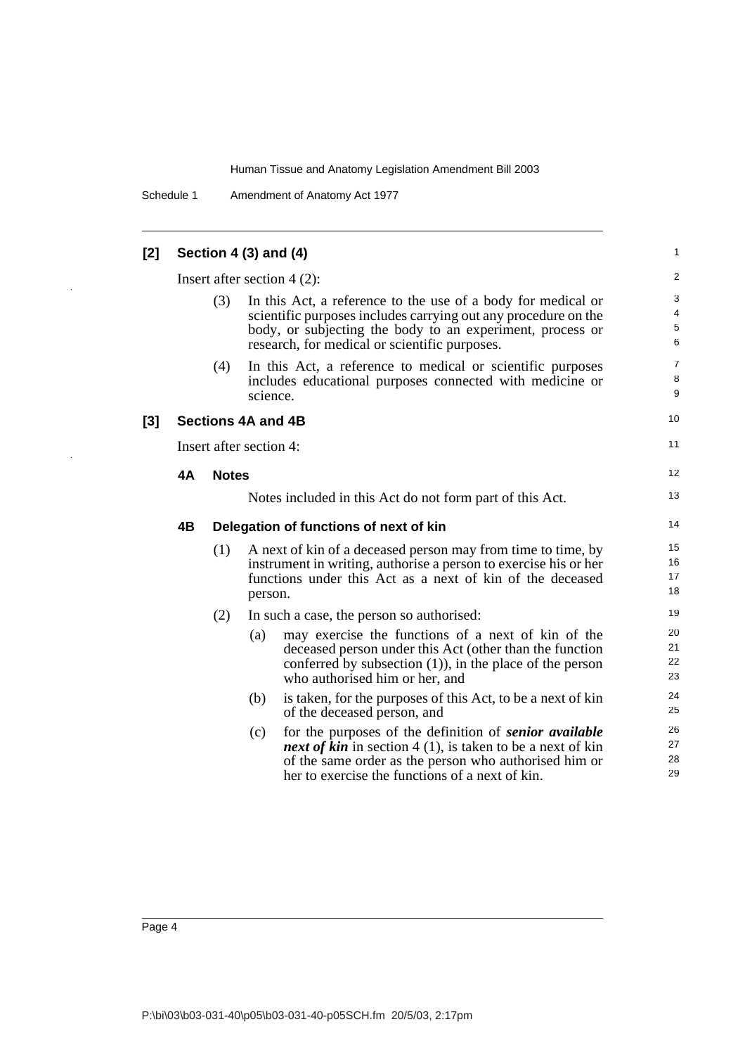## [2] Section 4 (3) and (4)

Insert after section 4 (2):

(3) In this Act, a reference to the use of a body for medical or scientific purposes includes carrying out any procedure on the body, or subjecting the body to an experiment, process or research, for medical or scientific purposes.

(4) In this Act, a reference to medical or scientific purposes includes educational purposes connected with medicine or science.

## [3] Sections 4A and 4B

Insert after section 4:

### 4A Notes

Notes included in this Act do not form part of this Act.

### 4B Delegation of functions of next of kin

(1) A next of kin of a deceased person may from time to time, by instrument in writing, authorise a person to exercise his or her functions under this Act as a next of kin of the deceased person.

(2) In such a case, the person so authorised:

(a) may exercise the functions of a next of kin of the deceased person under this Act (other than the function conferred by subsection (1)), in the place of the person who authorised him or her, and

(b) is taken, for the purposes of this Act, to be a next of kin of the deceased person, and

(c) for the purposes of the definition of ***senior available next of kin*** in section 4 (1), is taken to be a next of kin of the same order as the person who authorised him or her to exercise the functions of a next of kin.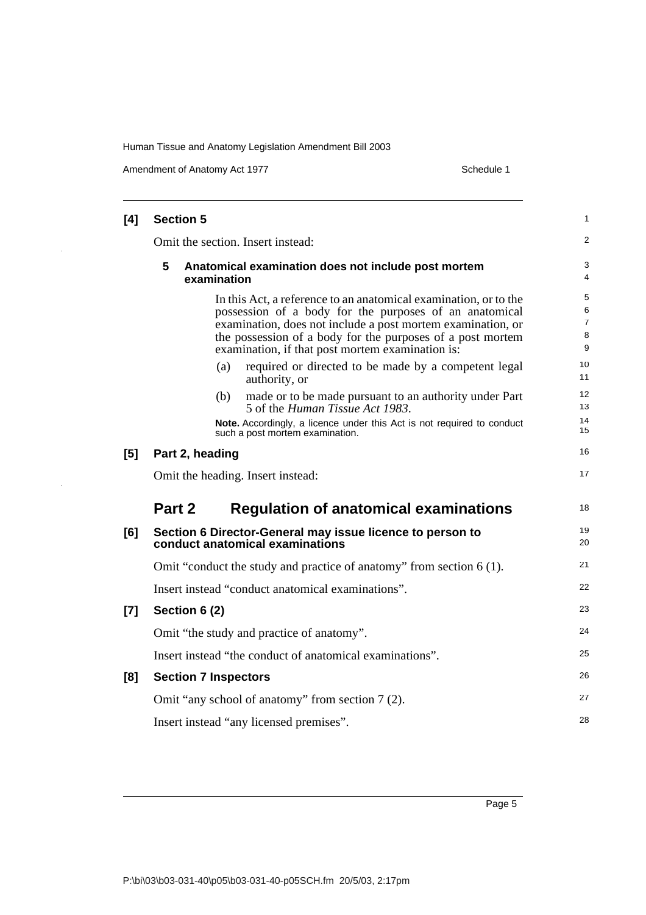**[4] Section 5**

Omit the section. Insert instead:

**5 Anatomical examination does not include post mortem examination**

In this Act, a reference to an anatomical examination, or to the possession of a body for the purposes of an anatomical examination, does not include a post mortem examination, or the possession of a body for the purposes of a post mortem examination, if that post mortem examination is:

(a) required or directed to be made by a competent legal authority, or

(b) made or to be made pursuant to an authority under Part 5 of the *Human Tissue Act 1983*.

**Note.** Accordingly, a licence under this Act is not required to conduct such a post mortem examination.

**[5] Part 2, heading**

Omit the heading. Insert instead:

## Part 2 Regulation of anatomical examinations

**[6] Section 6 Director-General may issue licence to person to conduct anatomical examinations**

Omit "conduct the study and practice of anatomy" from section 6 (1).

Insert instead "conduct anatomical examinations".

**[7] Section 6 (2)**

Omit "the study and practice of anatomy".

Insert instead "the conduct of anatomical examinations".

**[8] Section 7 Inspectors**

Omit "any school of anatomy" from section 7 (2).

Insert instead "any licensed premises".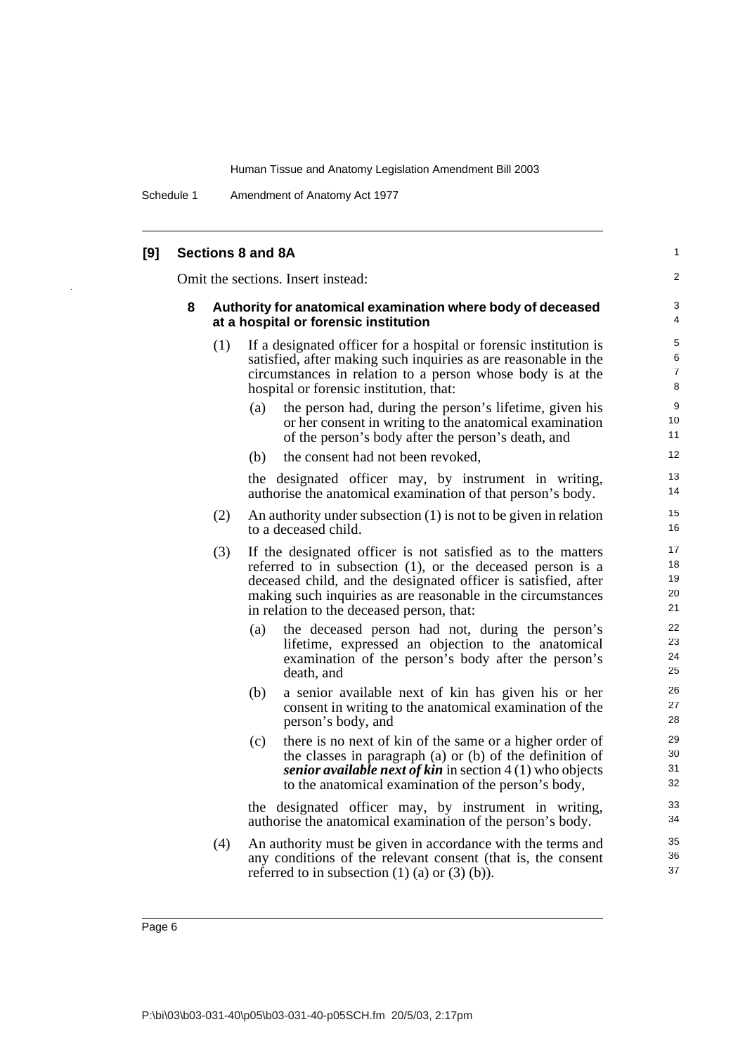## [9] Sections 8 and 8A

Omit the sections. Insert instead:

### 8 Authority for anatomical examination where body of deceased at a hospital or forensic institution

(1) If a designated officer for a hospital or forensic institution is satisfied, after making such inquiries as are reasonable in the circumstances in relation to a person whose body is at the hospital or forensic institution, that:

(a) the person had, during the person's lifetime, given his or her consent in writing to the anatomical examination of the person's body after the person's death, and

(b) the consent had not been revoked,

the designated officer may, by instrument in writing, authorise the anatomical examination of that person's body.

(2) An authority under subsection (1) is not to be given in relation to a deceased child.

(3) If the designated officer is not satisfied as to the matters referred to in subsection (1), or the deceased person is a deceased child, and the designated officer is satisfied, after making such inquiries as are reasonable in the circumstances in relation to the deceased person, that:

(a) the deceased person had not, during the person's lifetime, expressed an objection to the anatomical examination of the person's body after the person's death, and

(b) a senior available next of kin has given his or her consent in writing to the anatomical examination of the person's body, and

(c) there is no next of kin of the same or a higher order of the classes in paragraph (a) or (b) of the definition of ***senior available next of kin*** in section 4 (1) who objects to the anatomical examination of the person's body,

the designated officer may, by instrument in writing, authorise the anatomical examination of the person's body.

(4) An authority must be given in accordance with the terms and any conditions of the relevant consent (that is, the consent referred to in subsection (1) (a) or (3) (b)).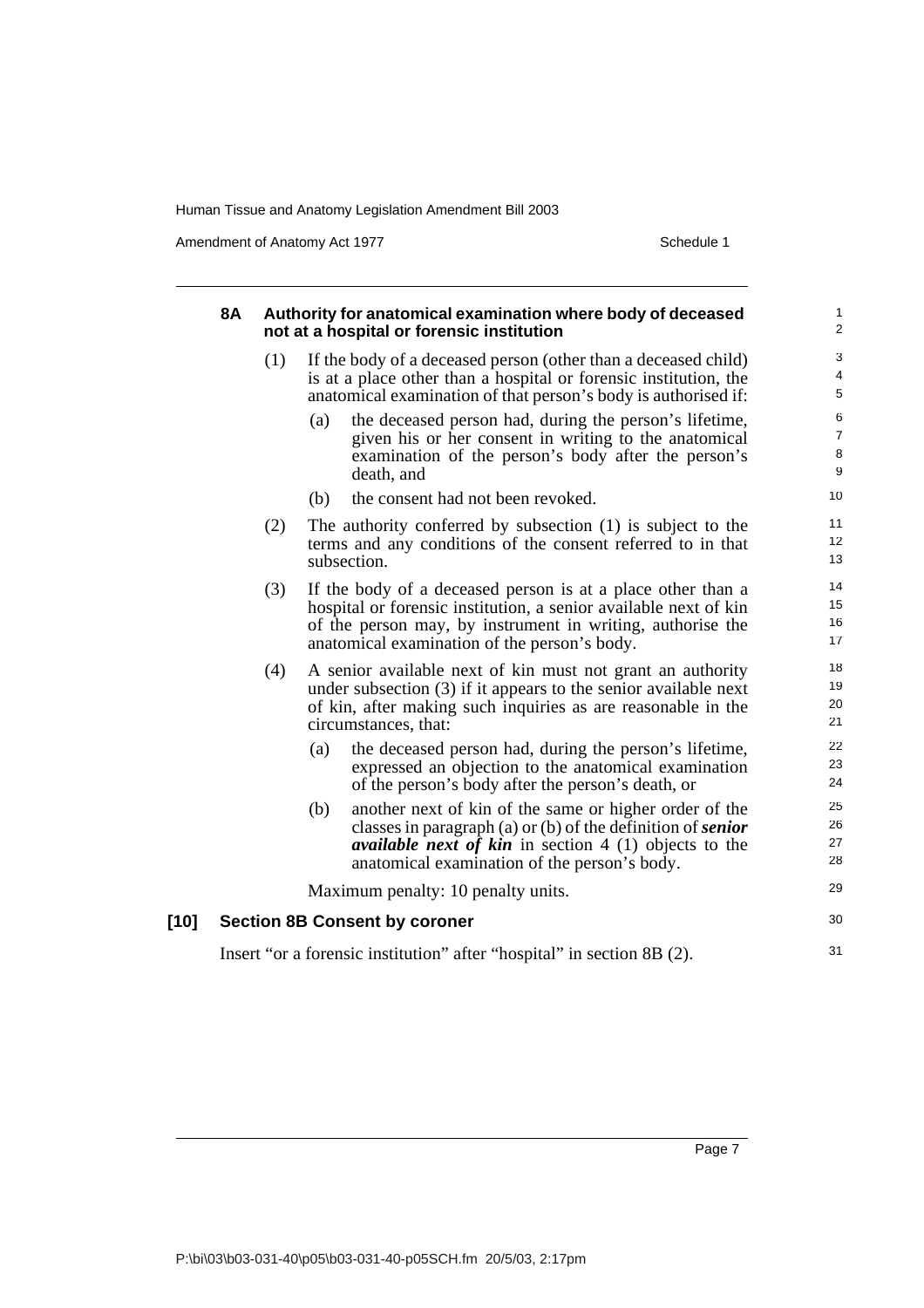#### 8A Authority for anatomical examination where body of deceased not at a hospital or forensic institution

(1) If the body of a deceased person (other than a deceased child) is at a place other than a hospital or forensic institution, the anatomical examination of that person's body is authorised if:

- (a) the deceased person had, during the person's lifetime, given his or her consent in writing to the anatomical examination of the person's body after the person's death, and
- (b) the consent had not been revoked.

(2) The authority conferred by subsection (1) is subject to the terms and any conditions of the consent referred to in that subsection.

(3) If the body of a deceased person is at a place other than a hospital or forensic institution, a senior available next of kin of the person may, by instrument in writing, authorise the anatomical examination of the person's body.

(4) A senior available next of kin must not grant an authority under subsection (3) if it appears to the senior available next of kin, after making such inquiries as are reasonable in the circumstances, that:

- (a) the deceased person had, during the person's lifetime, expressed an objection to the anatomical examination of the person's body after the person's death, or
- (b) another next of kin of the same or higher order of the classes in paragraph (a) or (b) of the definition of ***senior available next of kin*** in section 4 (1) objects to the anatomical examination of the person's body.

Maximum penalty: 10 penalty units.

### [10] Section 8B Consent by coroner

Insert "or a forensic institution" after "hospital" in section 8B (2).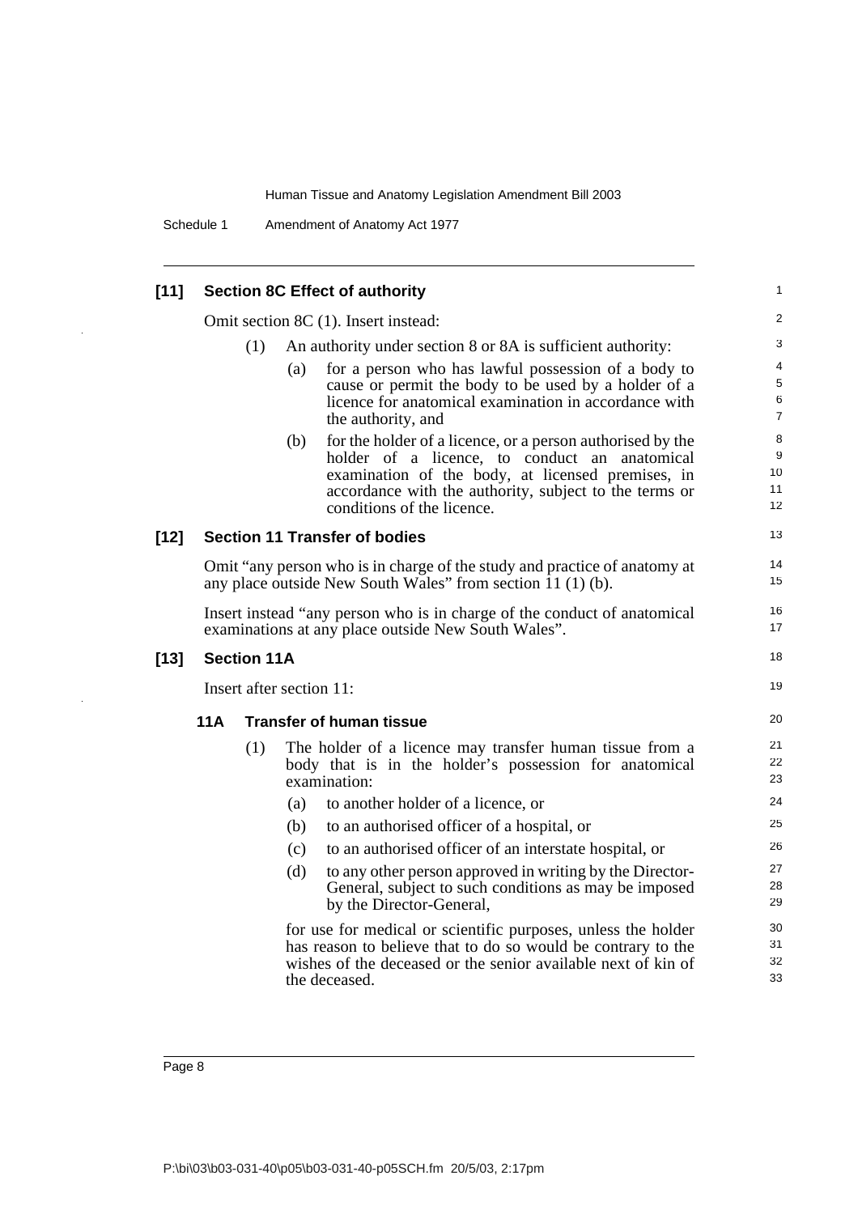**[11] Section 8C Effect of authority**

Omit section 8C (1). Insert instead:

(1) An authority under section 8 or 8A is sufficient authority:

(a) for a person who has lawful possession of a body to cause or permit the body to be used by a holder of a licence for anatomical examination in accordance with the authority, and

(b) for the holder of a licence, or a person authorised by the holder of a licence, to conduct an anatomical examination of the body, at licensed premises, in accordance with the authority, subject to the terms or conditions of the licence.

**[12] Section 11 Transfer of bodies**

Omit "any person who is in charge of the study and practice of anatomy at any place outside New South Wales" from section 11 (1) (b).

Insert instead "any person who is in charge of the conduct of anatomical examinations at any place outside New South Wales".

**[13] Section 11A**

Insert after section 11:

**11A Transfer of human tissue**

(1) The holder of a licence may transfer human tissue from a body that is in the holder's possession for anatomical examination:

(a) to another holder of a licence, or

(b) to an authorised officer of a hospital, or

(c) to an authorised officer of an interstate hospital, or

(d) to any other person approved in writing by the Director-General, subject to such conditions as may be imposed by the Director-General,

for use for medical or scientific purposes, unless the holder has reason to believe that to do so would be contrary to the wishes of the deceased or the senior available next of kin of the deceased.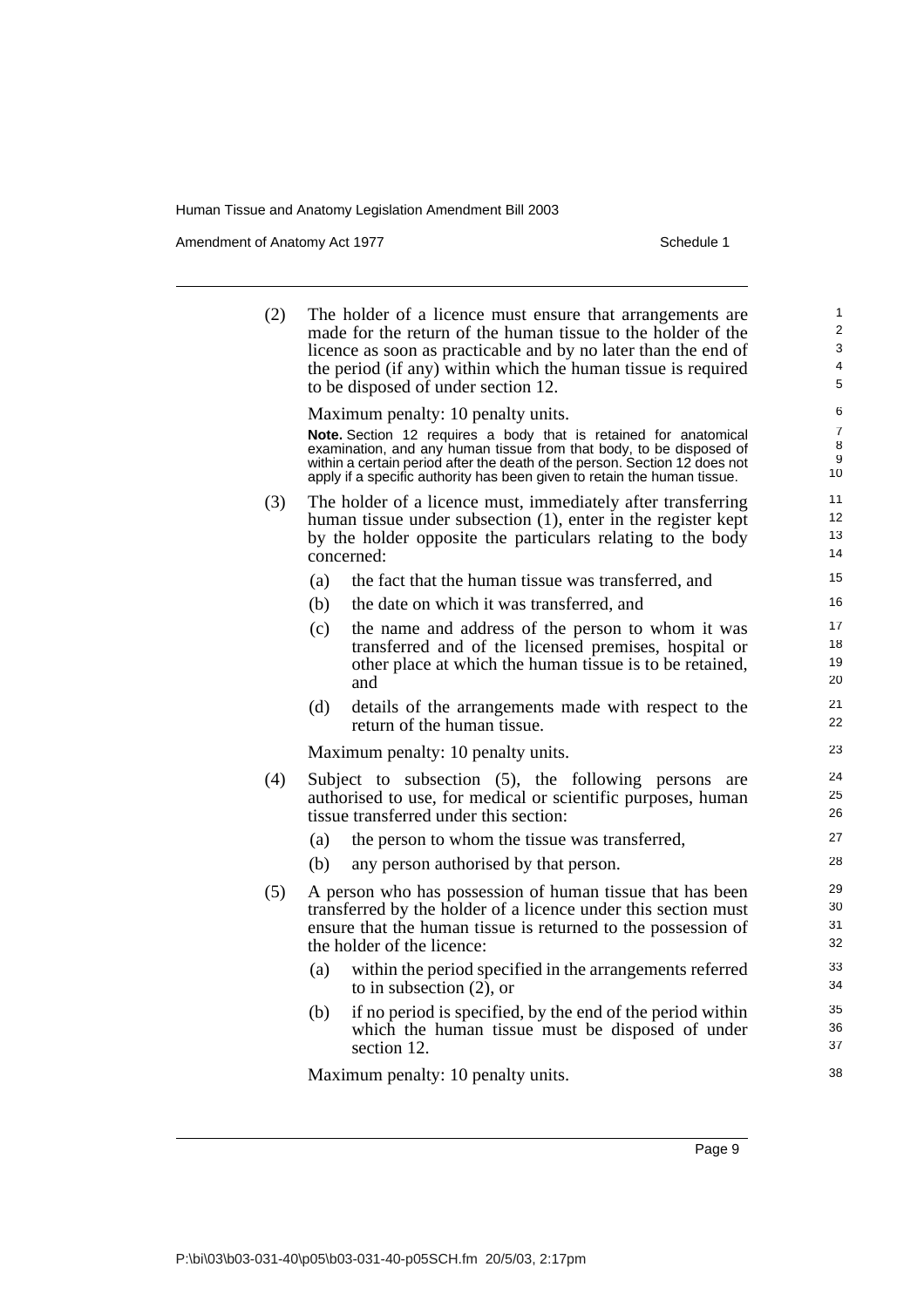(2) The holder of a licence must ensure that arrangements are made for the return of the human tissue to the holder of the licence as soon as practicable and by no later than the end of the period (if any) within which the human tissue is required to be disposed of under section 12.

Maximum penalty: 10 penalty units.

**Note.** Section 12 requires a body that is retained for anatomical examination, and any human tissue from that body, to be disposed of within a certain period after the death of the person. Section 12 does not apply if a specific authority has been given to retain the human tissue.

(3) The holder of a licence must, immediately after transferring human tissue under subsection (1), enter in the register kept by the holder opposite the particulars relating to the body concerned:

(a) the fact that the human tissue was transferred, and

(b) the date on which it was transferred, and

(c) the name and address of the person to whom it was transferred and of the licensed premises, hospital or other place at which the human tissue is to be retained, and

(d) details of the arrangements made with respect to the return of the human tissue.

Maximum penalty: 10 penalty units.

(4) Subject to subsection (5), the following persons are authorised to use, for medical or scientific purposes, human tissue transferred under this section:

(a) the person to whom the tissue was transferred,

(b) any person authorised by that person.

(5) A person who has possession of human tissue that has been transferred by the holder of a licence under this section must ensure that the human tissue is returned to the possession of the holder of the licence:

(a) within the period specified in the arrangements referred to in subsection (2), or

(b) if no period is specified, by the end of the period within which the human tissue must be disposed of under section 12.

Maximum penalty: 10 penalty units.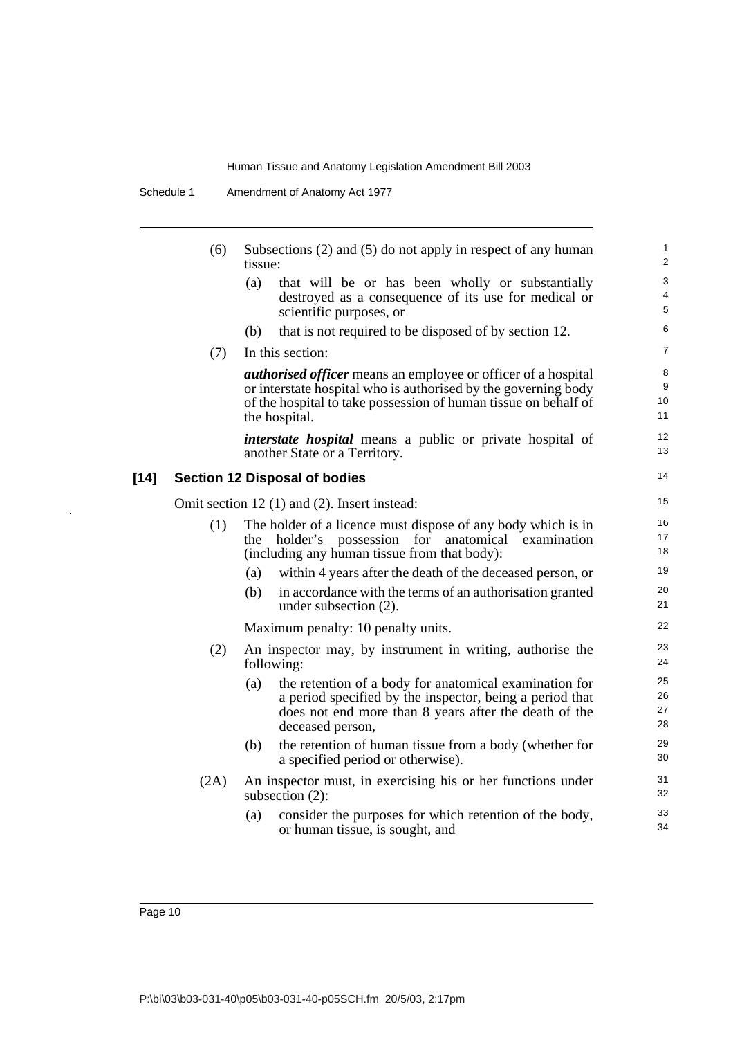(6) Subsections (2) and (5) do not apply in respect of any human tissue:

  (a) that will be or has been wholly or substantially destroyed as a consequence of its use for medical or scientific purposes, or

  (b) that is not required to be disposed of by section 12.

(7) In this section:

***authorised officer*** means an employee or officer of a hospital or interstate hospital who is authorised by the governing body of the hospital to take possession of human tissue on behalf of the hospital.

***interstate hospital*** means a public or private hospital of another State or a Territory.

### [14] Section 12 Disposal of bodies

Omit section 12 (1) and (2). Insert instead:

(1) The holder of a licence must dispose of any body which is in the holder's possession for anatomical examination (including any human tissue from that body):

  (a) within 4 years after the death of the deceased person, or

  (b) in accordance with the terms of an authorisation granted under subsection (2).

Maximum penalty: 10 penalty units.

(2) An inspector may, by instrument in writing, authorise the following:

  (a) the retention of a body for anatomical examination for a period specified by the inspector, being a period that does not end more than 8 years after the death of the deceased person,

  (b) the retention of human tissue from a body (whether for a specified period or otherwise).

(2A) An inspector must, in exercising his or her functions under subsection (2):

  (a) consider the purposes for which retention of the body, or human tissue, is sought, and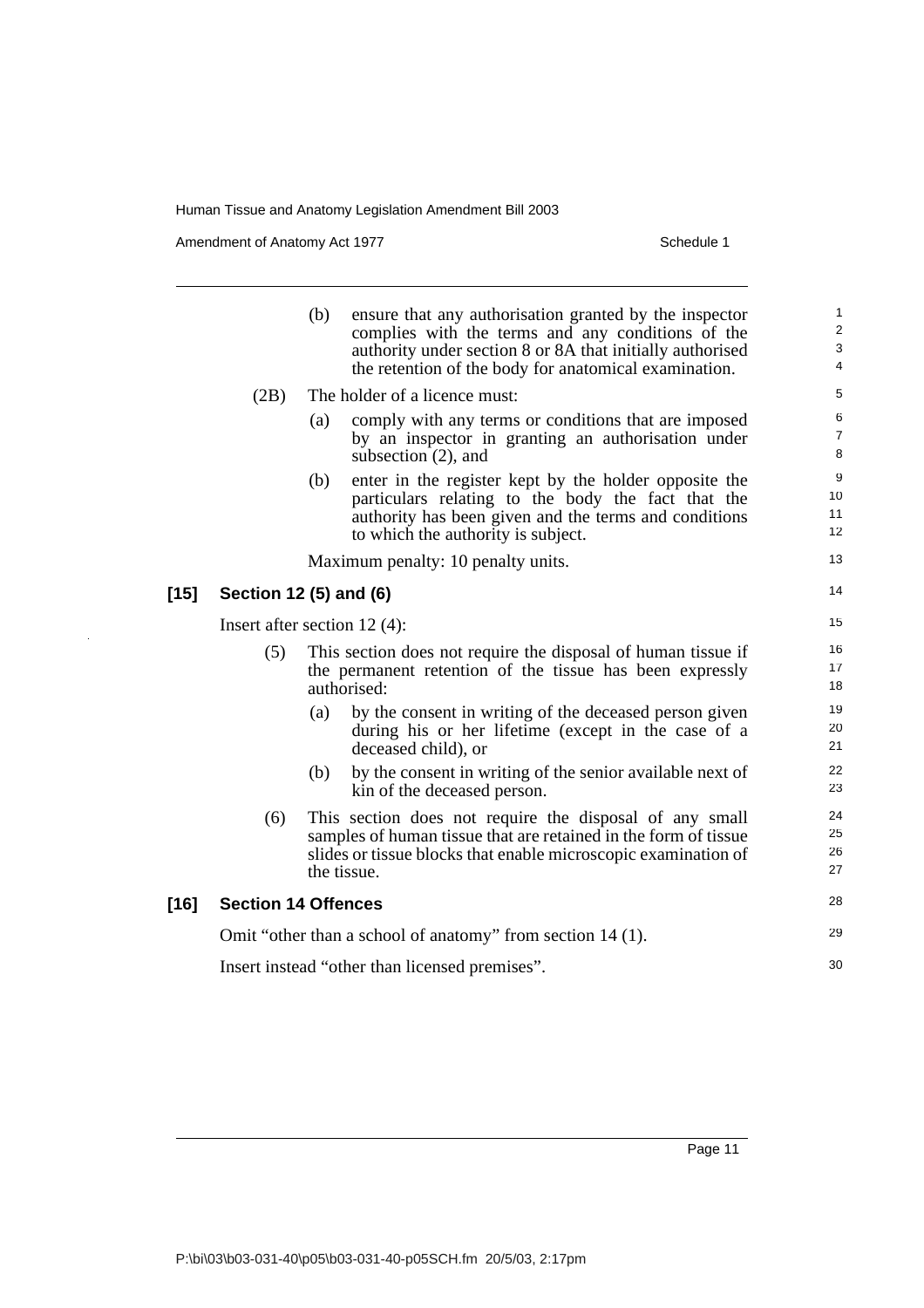(b) ensure that any authorisation granted by the inspector complies with the terms and any conditions of the authority under section 8 or 8A that initially authorised the retention of the body for anatomical examination.

(2B) The holder of a licence must:

(a) comply with any terms or conditions that are imposed by an inspector in granting an authorisation under subsection (2), and

(b) enter in the register kept by the holder opposite the particulars relating to the body the fact that the authority has been given and the terms and conditions to which the authority is subject.

Maximum penalty: 10 penalty units.

## [15] Section 12 (5) and (6)

Insert after section 12 (4):

(5) This section does not require the disposal of human tissue if the permanent retention of the tissue has been expressly authorised:

(a) by the consent in writing of the deceased person given during his or her lifetime (except in the case of a deceased child), or

(b) by the consent in writing of the senior available next of kin of the deceased person.

(6) This section does not require the disposal of any small samples of human tissue that are retained in the form of tissue slides or tissue blocks that enable microscopic examination of the tissue.

## [16] Section 14 Offences

Omit "other than a school of anatomy" from section 14 (1).

Insert instead "other than licensed premises".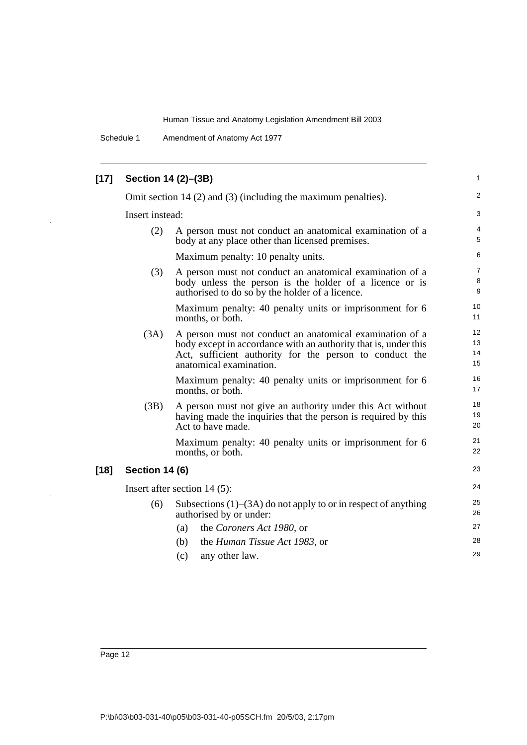### [17] Section 14 (2)–(3B)

Omit section 14 (2) and (3) (including the maximum penalties).

Insert instead:

(2) A person must not conduct an anatomical examination of a body at any place other than licensed premises.

Maximum penalty: 10 penalty units.

(3) A person must not conduct an anatomical examination of a body unless the person is the holder of a licence or is authorised to do so by the holder of a licence.

Maximum penalty: 40 penalty units or imprisonment for 6 months, or both.

(3A) A person must not conduct an anatomical examination of a body except in accordance with an authority that is, under this Act, sufficient authority for the person to conduct the anatomical examination.

Maximum penalty: 40 penalty units or imprisonment for 6 months, or both.

(3B) A person must not give an authority under this Act without having made the inquiries that the person is required by this Act to have made.

Maximum penalty: 40 penalty units or imprisonment for 6 months, or both.

### [18] Section 14 (6)

Insert after section 14 (5):

(6) Subsections (1)–(3A) do not apply to or in respect of anything authorised by or under:

(a) the *Coroners Act 1980*, or

(b) the *Human Tissue Act 1983*, or

(c) any other law.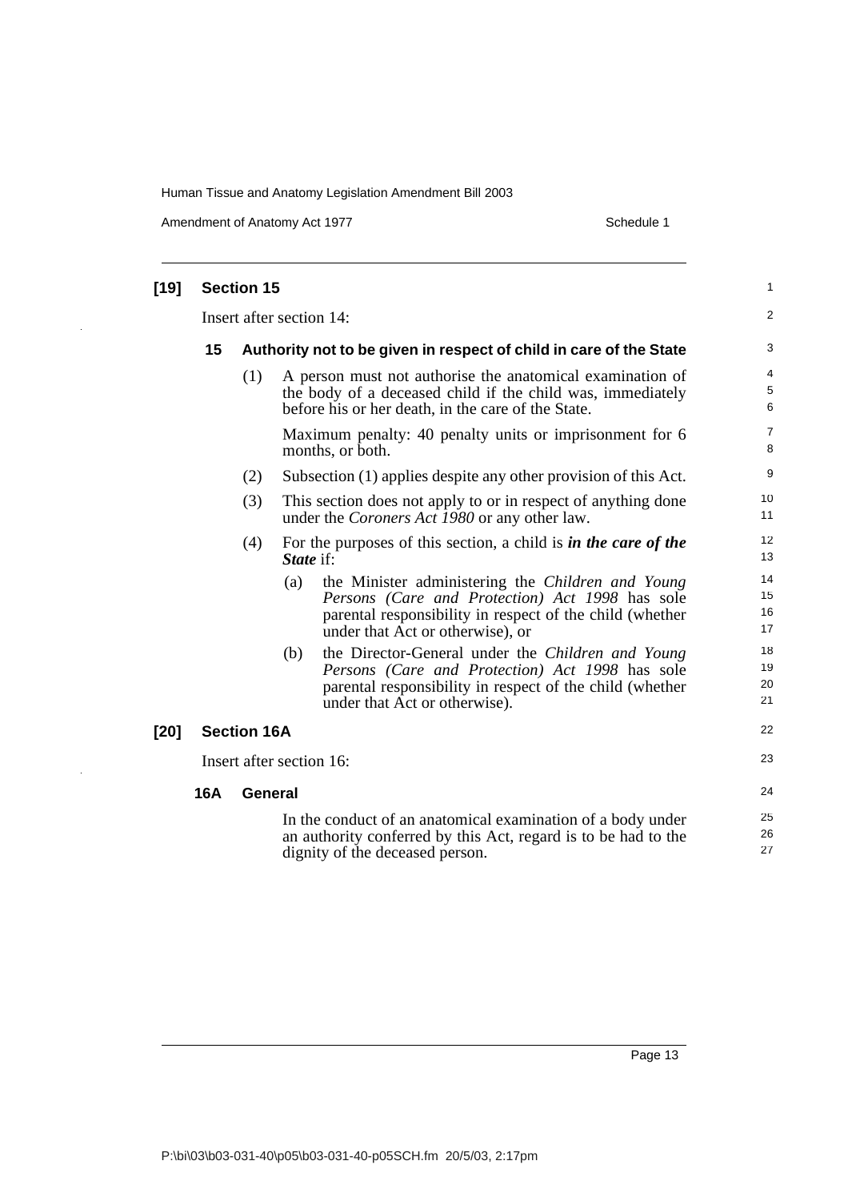**[19] Section 15**

Insert after section 14:

**15 Authority not to be given in respect of child in care of the State**

(1) A person must not authorise the anatomical examination of the body of a deceased child if the child was, immediately before his or her death, in the care of the State.

Maximum penalty: 40 penalty units or imprisonment for 6 months, or both.

(2) Subsection (1) applies despite any other provision of this Act.

(3) This section does not apply to or in respect of anything done under the *Coroners Act 1980* or any other law.

(4) For the purposes of this section, a child is ***in the care of the State*** if:

(a) the Minister administering the *Children and Young Persons (Care and Protection) Act 1998* has sole parental responsibility in respect of the child (whether under that Act or otherwise), or

(b) the Director-General under the *Children and Young Persons (Care and Protection) Act 1998* has sole parental responsibility in respect of the child (whether under that Act or otherwise).

**[20] Section 16A**

Insert after section 16:

**16A General**

In the conduct of an anatomical examination of a body under an authority conferred by this Act, regard is to be had to the dignity of the deceased person.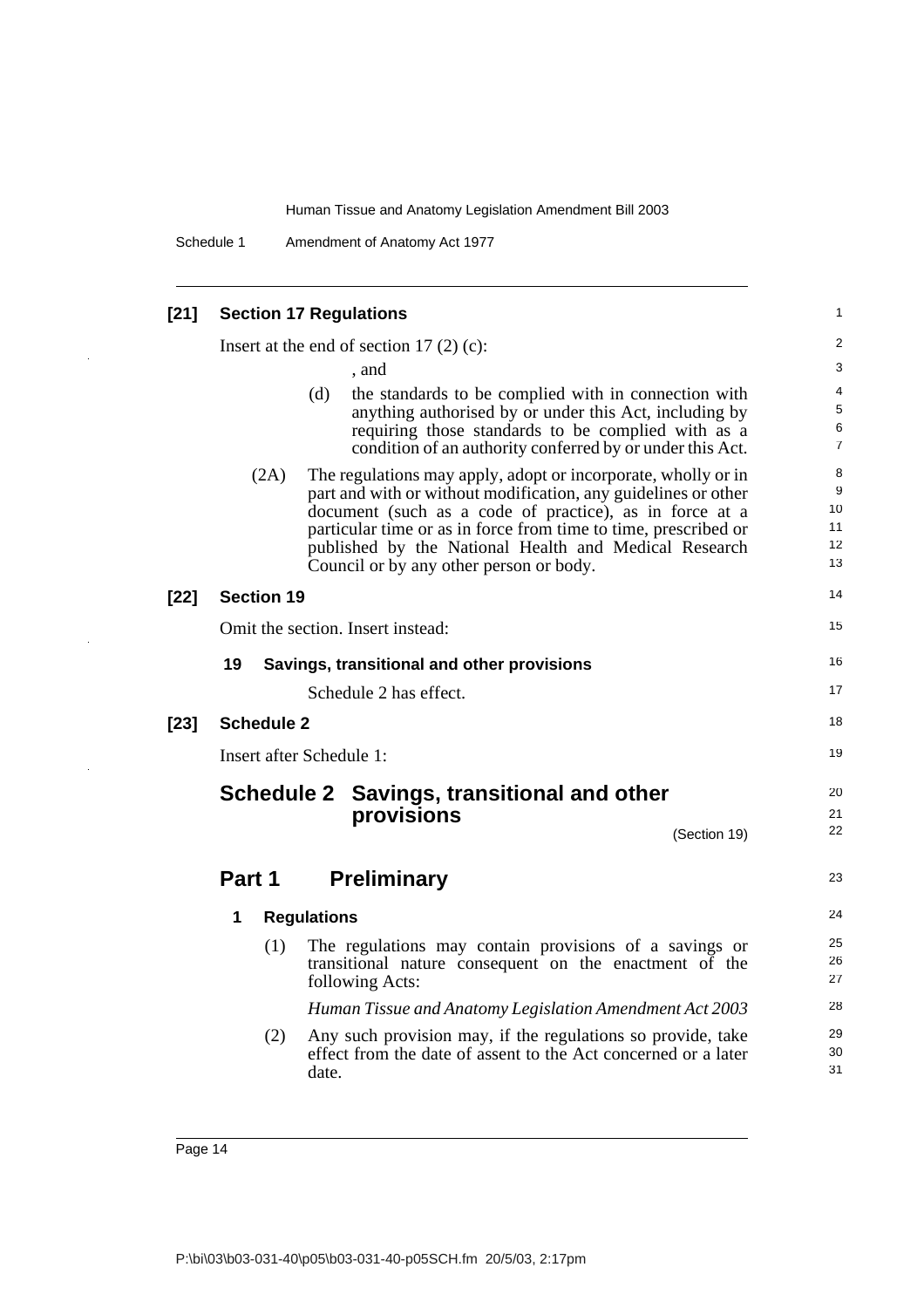**[21] Section 17 Regulations**

Insert at the end of section 17 (2) (c):

, and

(d) the standards to be complied with in connection with anything authorised by or under this Act, including by requiring those standards to be complied with as a condition of an authority conferred by or under this Act.

(2A) The regulations may apply, adopt or incorporate, wholly or in part and with or without modification, any guidelines or other document (such as a code of practice), as in force at a particular time or as in force from time to time, prescribed or published by the National Health and Medical Research Council or by any other person or body.

**[22] Section 19**

Omit the section. Insert instead:

**19 Savings, transitional and other provisions**

Schedule 2 has effect.

**[23] Schedule 2**

Insert after Schedule 1:

## Schedule 2 Savings, transitional and other provisions

(Section 19)

## Part 1 Preliminary

**1 Regulations**

(1) The regulations may contain provisions of a savings or transitional nature consequent on the enactment of the following Acts:

*Human Tissue and Anatomy Legislation Amendment Act 2003*

(2) Any such provision may, if the regulations so provide, take effect from the date of assent to the Act concerned or a later date.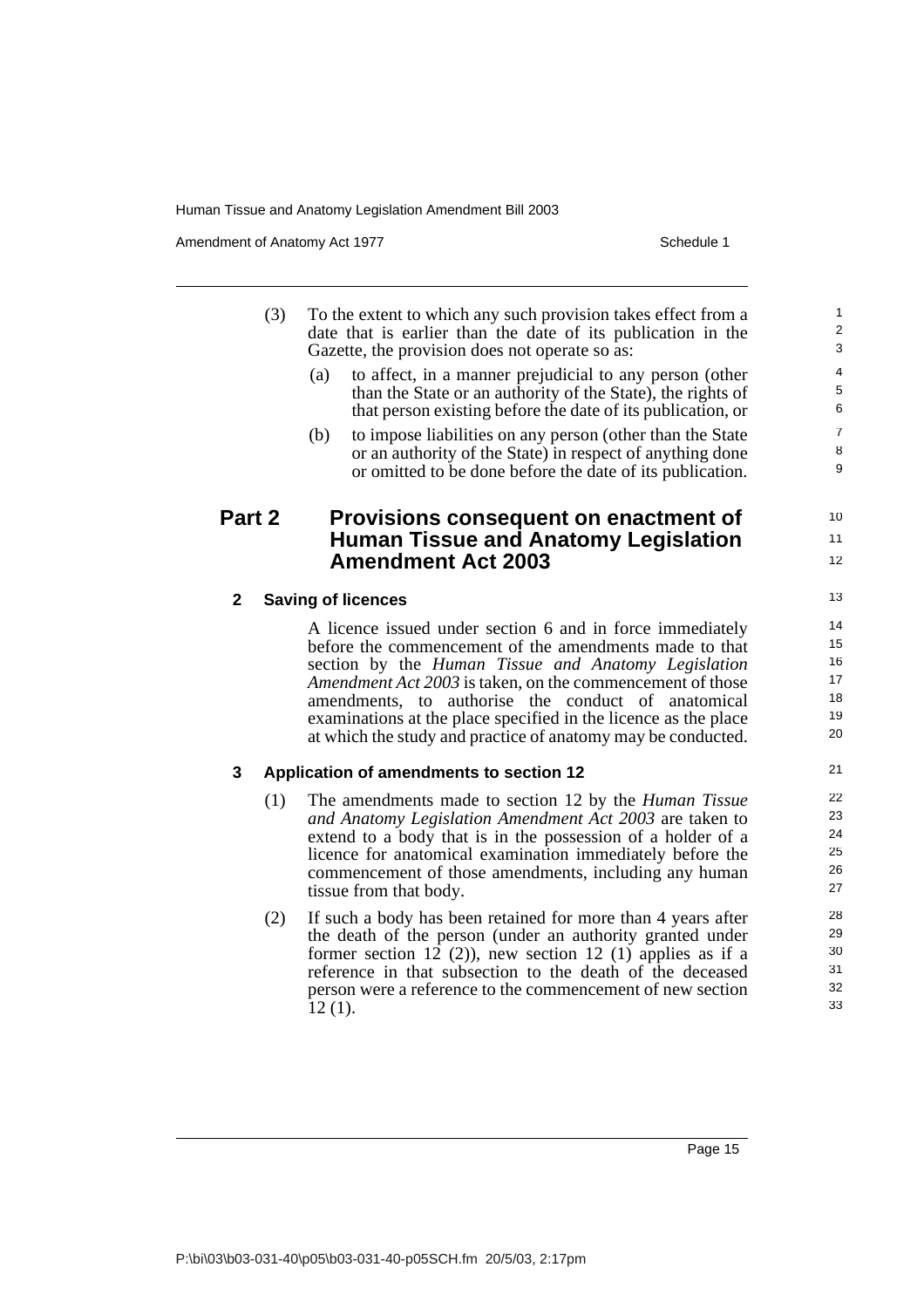(3) To the extent to which any such provision takes effect from a date that is earlier than the date of its publication in the Gazette, the provision does not operate so as:

(a) to affect, in a manner prejudicial to any person (other than the State or an authority of the State), the rights of that person existing before the date of its publication, or

(b) to impose liabilities on any person (other than the State or an authority of the State) in respect of anything done or omitted to be done before the date of its publication.

## Part 2 Provisions consequent on enactment of Human Tissue and Anatomy Legislation Amendment Act 2003

### 2 Saving of licences

A licence issued under section 6 and in force immediately before the commencement of the amendments made to that section by the *Human Tissue and Anatomy Legislation Amendment Act 2003* is taken, on the commencement of those amendments, to authorise the conduct of anatomical examinations at the place specified in the licence as the place at which the study and practice of anatomy may be conducted.

### 3 Application of amendments to section 12

(1) The amendments made to section 12 by the *Human Tissue and Anatomy Legislation Amendment Act 2003* are taken to extend to a body that is in the possession of a holder of a licence for anatomical examination immediately before the commencement of those amendments, including any human tissue from that body.

(2) If such a body has been retained for more than 4 years after the death of the person (under an authority granted under former section 12 (2)), new section 12 (1) applies as if a reference in that subsection to the death of the deceased person were a reference to the commencement of new section 12 (1).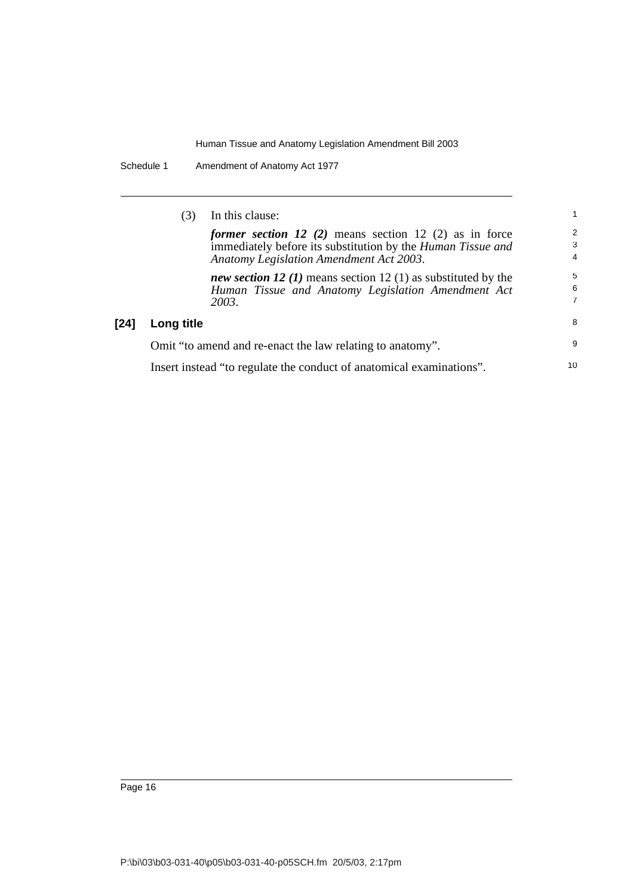(3) In this clause:

***former section 12 (2)*** means section 12 (2) as in force immediately before its substitution by the *Human Tissue and Anatomy Legislation Amendment Act 2003*.

***new section 12 (1)*** means section 12 (1) as substituted by the *Human Tissue and Anatomy Legislation Amendment Act 2003*.

### [24] Long title

Omit "to amend and re-enact the law relating to anatomy".

Insert instead "to regulate the conduct of anatomical examinations".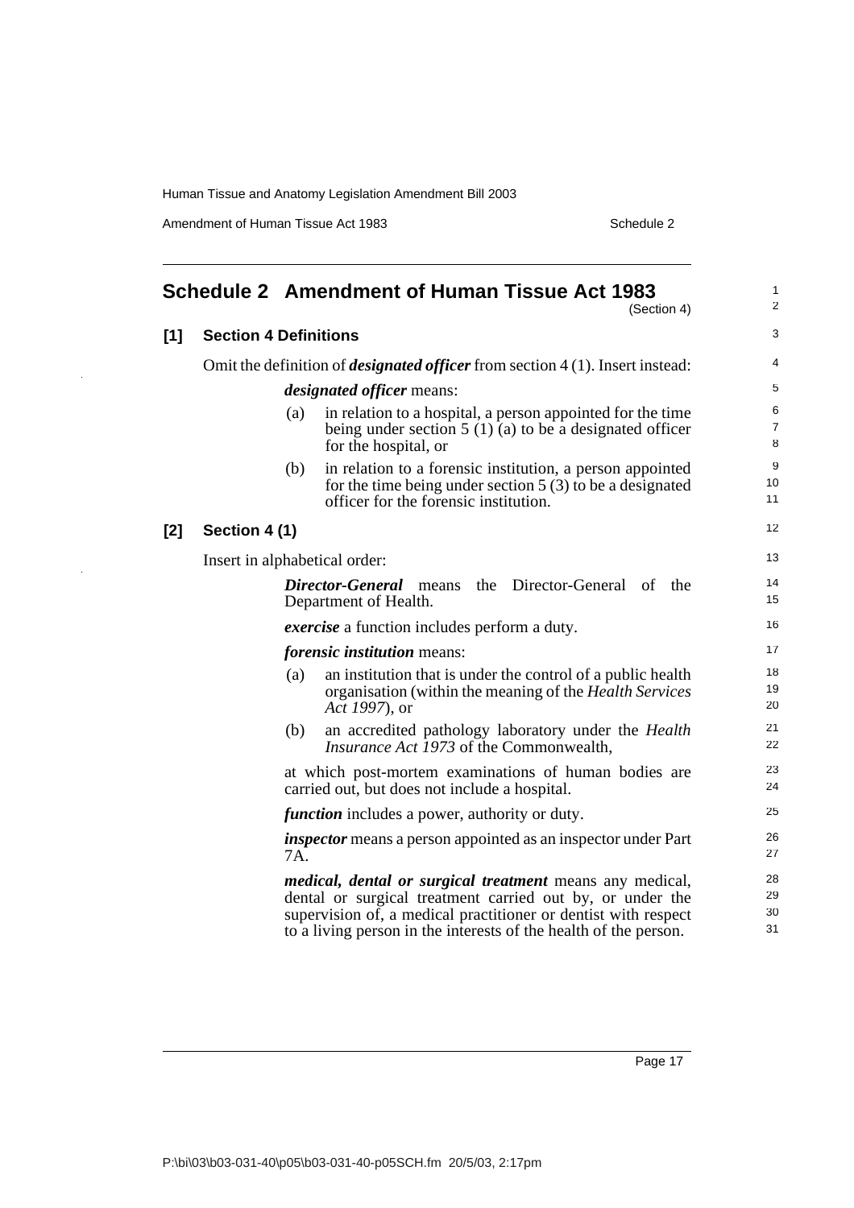## Schedule 2 Amendment of Human Tissue Act 1983

(Section 4)

### [1] Section 4 Definitions

Omit the definition of ***designated officer*** from section 4 (1). Insert instead:

> ***designated officer*** means:
>
> (a) in relation to a hospital, a person appointed for the time being under section 5 (1) (a) to be a designated officer for the hospital, or
>
> (b) in relation to a forensic institution, a person appointed for the time being under section 5 (3) to be a designated officer for the forensic institution.

### [2] Section 4 (1)

Insert in alphabetical order:

> ***Director-General*** means the Director-General of the Department of Health.
>
> ***exercise*** a function includes perform a duty.
>
> ***forensic institution*** means:
>
> (a) an institution that is under the control of a public health organisation (within the meaning of the *Health Services Act 1997*), or
>
> (b) an accredited pathology laboratory under the *Health Insurance Act 1973* of the Commonwealth,
>
> at which post-mortem examinations of human bodies are carried out, but does not include a hospital.
>
> ***function*** includes a power, authority or duty.
>
> ***inspector*** means a person appointed as an inspector under Part 7A.
>
> ***medical, dental or surgical treatment*** means any medical, dental or surgical treatment carried out by, or under the supervision of, a medical practitioner or dentist with respect to a living person in the interests of the health of the person.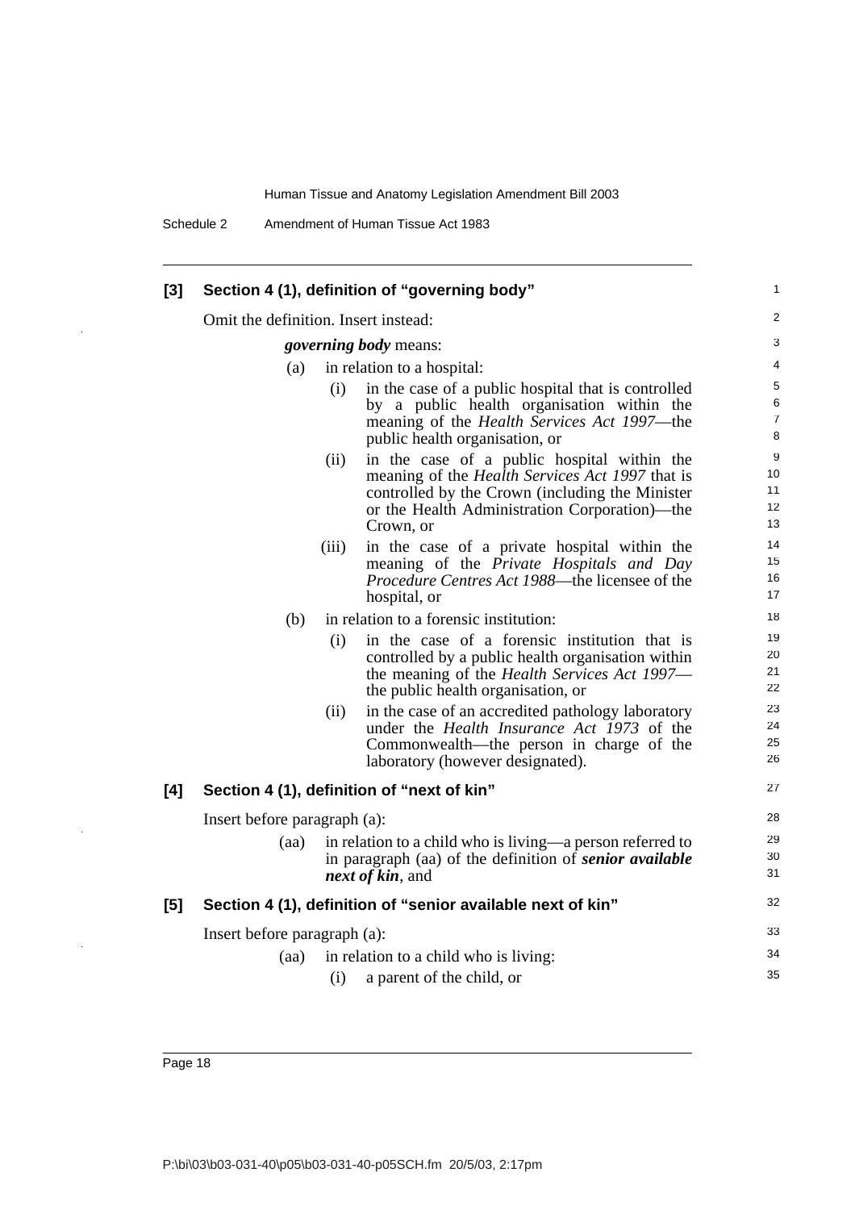### [3] Section 4 (1), definition of "governing body"

Omit the definition. Insert instead:

***governing body*** means:

(a) in relation to a hospital:

(i) in the case of a public hospital that is controlled by a public health organisation within the meaning of the *Health Services Act 1997*—the public health organisation, or

(ii) in the case of a public hospital within the meaning of the *Health Services Act 1997* that is controlled by the Crown (including the Minister or the Health Administration Corporation)—the Crown, or

(iii) in the case of a private hospital within the meaning of the *Private Hospitals and Day Procedure Centres Act 1988*—the licensee of the hospital, or

(b) in relation to a forensic institution:

(i) in the case of a forensic institution that is controlled by a public health organisation within the meaning of the *Health Services Act 1997*—the public health organisation, or

(ii) in the case of an accredited pathology laboratory under the *Health Insurance Act 1973* of the Commonwealth—the person in charge of the laboratory (however designated).

### [4] Section 4 (1), definition of "next of kin"

Insert before paragraph (a):

(aa) in relation to a child who is living—a person referred to in paragraph (aa) of the definition of ***senior available next of kin***, and

### [5] Section 4 (1), definition of "senior available next of kin"

Insert before paragraph (a):

(aa) in relation to a child who is living:

(i) a parent of the child, or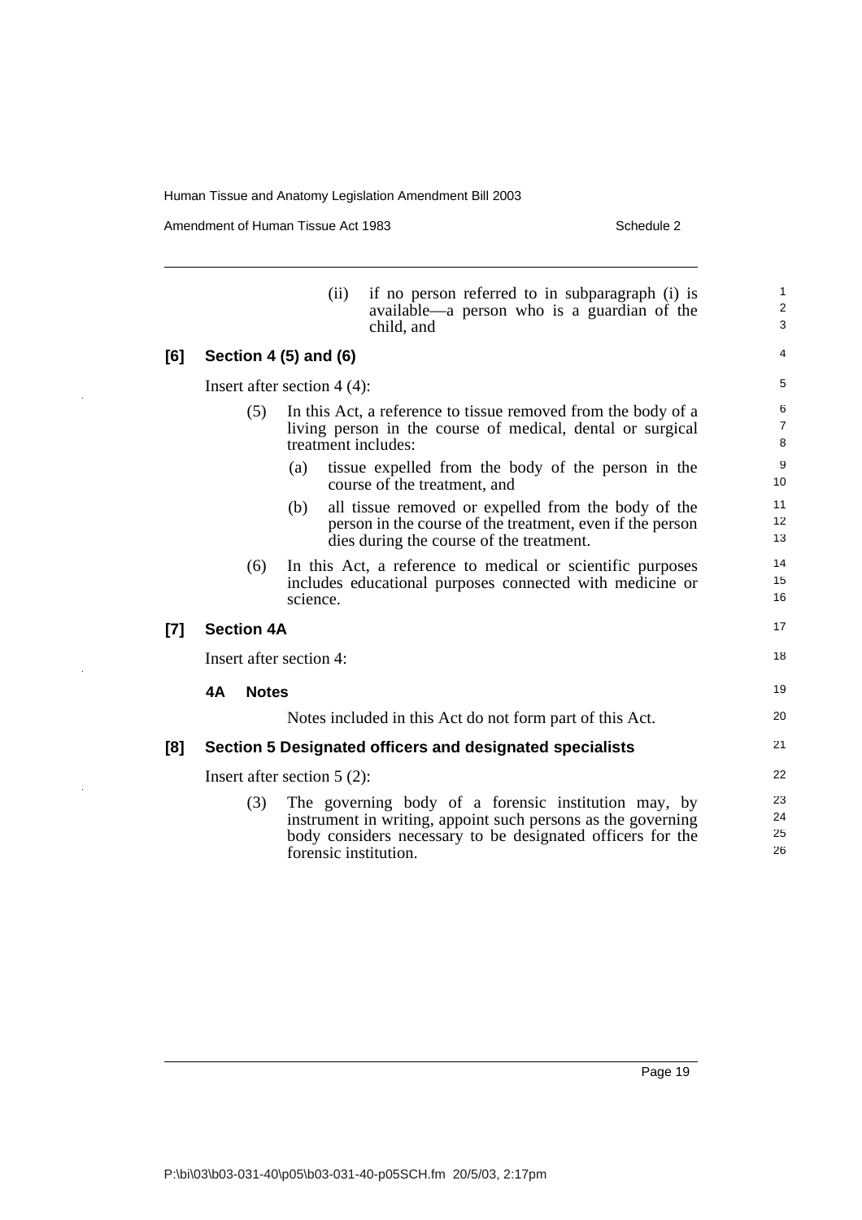(ii) if no person referred to in subparagraph (i) is available—a person who is a guardian of the child, and

**[6] Section 4 (5) and (6)**

Insert after section 4 (4):

(5) In this Act, a reference to tissue removed from the body of a living person in the course of medical, dental or surgical treatment includes:

(a) tissue expelled from the body of the person in the course of the treatment, and

(b) all tissue removed or expelled from the body of the person in the course of the treatment, even if the person dies during the course of the treatment.

(6) In this Act, a reference to medical or scientific purposes includes educational purposes connected with medicine or science.

**[7] Section 4A**

Insert after section 4:

**4A Notes**

Notes included in this Act do not form part of this Act.

**[8] Section 5 Designated officers and designated specialists**

Insert after section 5 (2):

(3) The governing body of a forensic institution may, by instrument in writing, appoint such persons as the governing body considers necessary to be designated officers for the forensic institution.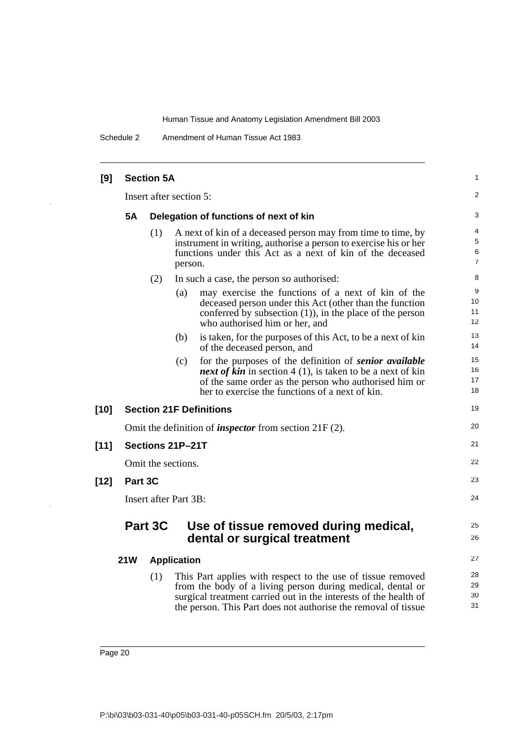**[9] Section 5A**

Insert after section 5:

### 5A Delegation of functions of next of kin

(1) A next of kin of a deceased person may from time to time, by instrument in writing, authorise a person to exercise his or her functions under this Act as a next of kin of the deceased person.

(2) In such a case, the person so authorised:

(a) may exercise the functions of a next of kin of the deceased person under this Act (other than the function conferred by subsection (1)), in the place of the person who authorised him or her, and

(b) is taken, for the purposes of this Act, to be a next of kin of the deceased person, and

(c) for the purposes of the definition of ***senior available next of kin*** in section 4 (1), is taken to be a next of kin of the same order as the person who authorised him or her to exercise the functions of a next of kin.

**[10] Section 21F Definitions**

Omit the definition of ***inspector*** from section 21F (2).

**[11] Sections 21P–21T**

Omit the sections.

**[12] Part 3C**

Insert after Part 3B:

## Part 3C Use of tissue removed during medical, dental or surgical treatment

### 21W Application

(1) This Part applies with respect to the use of tissue removed from the body of a living person during medical, dental or surgical treatment carried out in the interests of the health of the person. This Part does not authorise the removal of tissue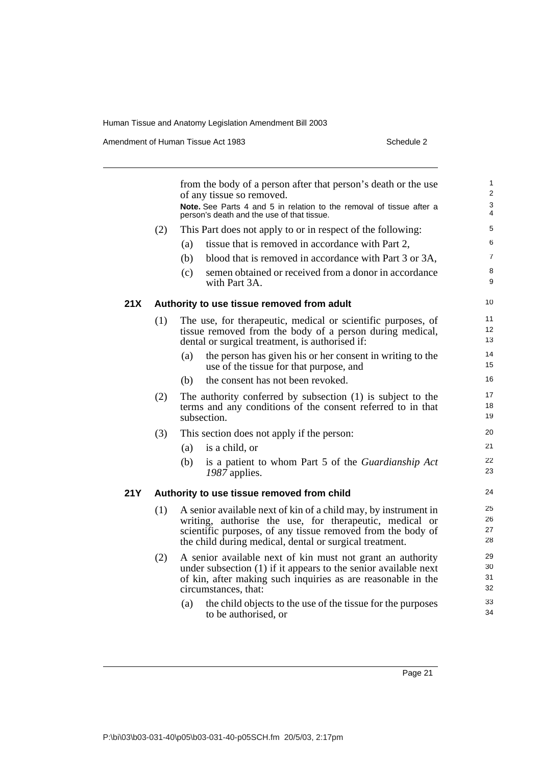from the body of a person after that person's death or the use of any tissue so removed.

**Note.** See Parts 4 and 5 in relation to the removal of tissue after a person's death and the use of that tissue.

(2) This Part does not apply to or in respect of the following:

(a) tissue that is removed in accordance with Part 2,

(b) blood that is removed in accordance with Part 3 or 3A,

(c) semen obtained or received from a donor in accordance with Part 3A.

### 21X Authority to use tissue removed from adult

(1) The use, for therapeutic, medical or scientific purposes, of tissue removed from the body of a person during medical, dental or surgical treatment, is authorised if:

(a) the person has given his or her consent in writing to the use of the tissue for that purpose, and

(b) the consent has not been revoked.

(2) The authority conferred by subsection (1) is subject to the terms and any conditions of the consent referred to in that subsection.

(3) This section does not apply if the person:

(a) is a child, or

(b) is a patient to whom Part 5 of the *Guardianship Act 1987* applies.

### 21Y Authority to use tissue removed from child

(1) A senior available next of kin of a child may, by instrument in writing, authorise the use, for therapeutic, medical or scientific purposes, of any tissue removed from the body of the child during medical, dental or surgical treatment.

(2) A senior available next of kin must not grant an authority under subsection (1) if it appears to the senior available next of kin, after making such inquiries as are reasonable in the circumstances, that:

(a) the child objects to the use of the tissue for the purposes to be authorised, or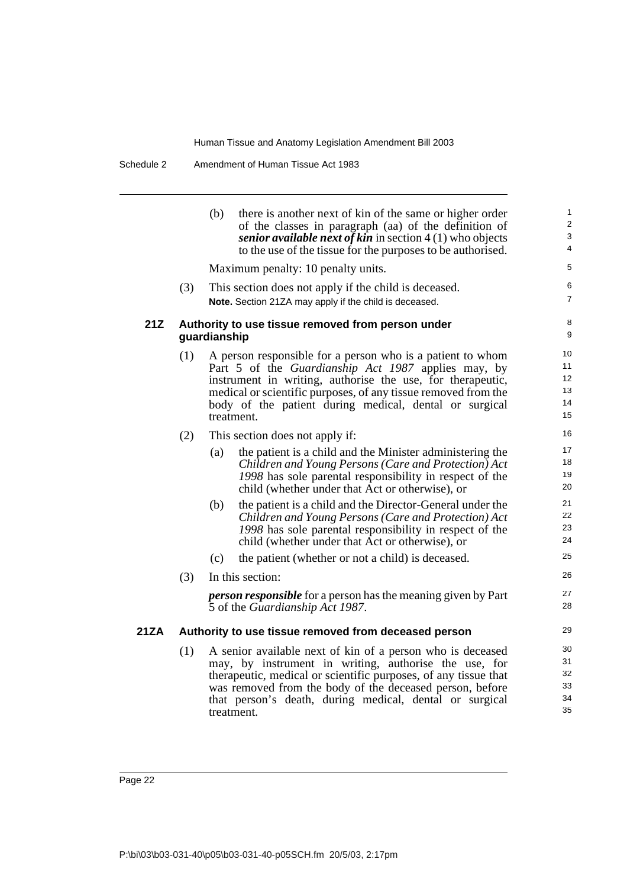(b) there is another next of kin of the same or higher order of the classes in paragraph (aa) of the definition of ***senior available next of kin*** in section 4 (1) who objects to the use of the tissue for the purposes to be authorised.

Maximum penalty: 10 penalty units.

(3) This section does not apply if the child is deceased.

**Note.** Section 21ZA may apply if the child is deceased.

### 21Z Authority to use tissue removed from person under guardianship

(1) A person responsible for a person who is a patient to whom Part 5 of the *Guardianship Act 1987* applies may, by instrument in writing, authorise the use, for therapeutic, medical or scientific purposes, of any tissue removed from the body of the patient during medical, dental or surgical treatment.

(2) This section does not apply if:

(a) the patient is a child and the Minister administering the *Children and Young Persons (Care and Protection) Act 1998* has sole parental responsibility in respect of the child (whether under that Act or otherwise), or

(b) the patient is a child and the Director-General under the *Children and Young Persons (Care and Protection) Act 1998* has sole parental responsibility in respect of the child (whether under that Act or otherwise), or

(c) the patient (whether or not a child) is deceased.

(3) In this section:

***person responsible*** for a person has the meaning given by Part 5 of the *Guardianship Act 1987*.

### 21ZA Authority to use tissue removed from deceased person

(1) A senior available next of kin of a person who is deceased may, by instrument in writing, authorise the use, for therapeutic, medical or scientific purposes, of any tissue that was removed from the body of the deceased person, before that person's death, during medical, dental or surgical treatment.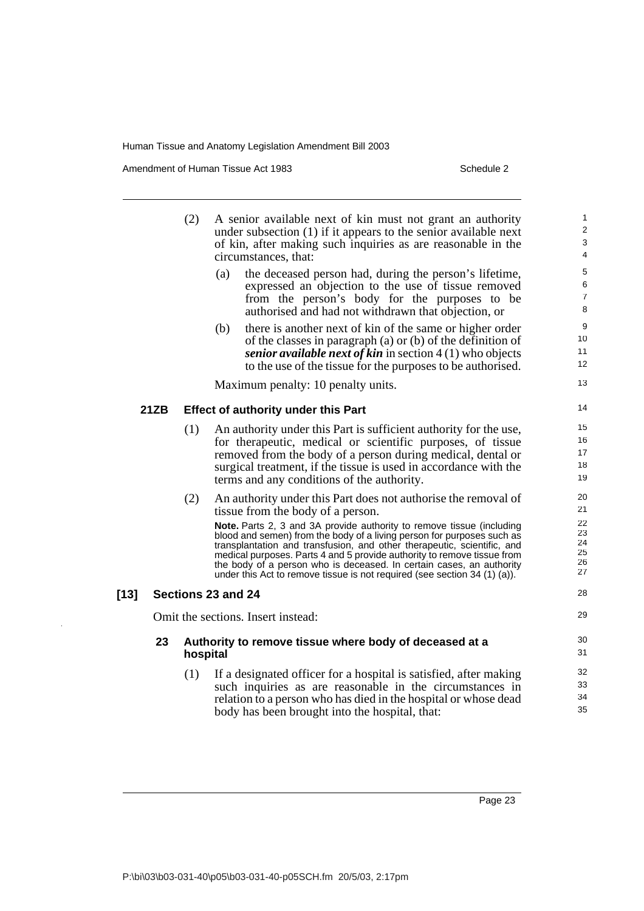(2) A senior available next of kin must not grant an authority under subsection (1) if it appears to the senior available next of kin, after making such inquiries as are reasonable in the circumstances, that:

(a) the deceased person had, during the person's lifetime, expressed an objection to the use of tissue removed from the person's body for the purposes to be authorised and had not withdrawn that objection, or

(b) there is another next of kin of the same or higher order of the classes in paragraph (a) or (b) of the definition of ***senior available next of kin*** in section 4 (1) who objects to the use of the tissue for the purposes to be authorised.

Maximum penalty: 10 penalty units.

#### 21ZB Effect of authority under this Part

(1) An authority under this Part is sufficient authority for the use, for therapeutic, medical or scientific purposes, of tissue removed from the body of a person during medical, dental or surgical treatment, if the tissue is used in accordance with the terms and any conditions of the authority.

(2) An authority under this Part does not authorise the removal of tissue from the body of a person.

**Note.** Parts 2, 3 and 3A provide authority to remove tissue (including blood and semen) from the body of a living person for purposes such as transplantation and transfusion, and other therapeutic, scientific, and medical purposes. Parts 4 and 5 provide authority to remove tissue from the body of a person who is deceased. In certain cases, an authority under this Act to remove tissue is not required (see section 34 (1) (a)).

### [13] Sections 23 and 24

Omit the sections. Insert instead:

#### 23 Authority to remove tissue where body of deceased at a hospital

(1) If a designated officer for a hospital is satisfied, after making such inquiries as are reasonable in the circumstances in relation to a person who has died in the hospital or whose dead body has been brought into the hospital, that: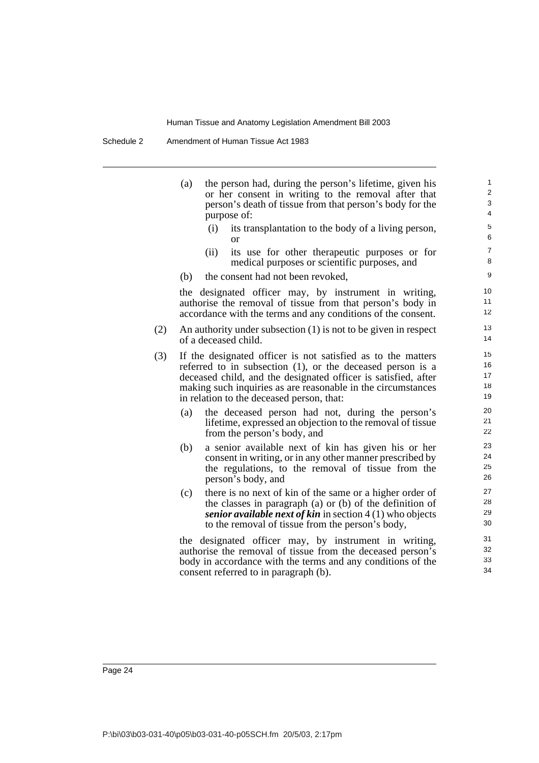(a) the person had, during the person's lifetime, given his or her consent in writing to the removal after that person's death of tissue from that person's body for the purpose of:

    (i) its transplantation to the body of a living person, or

    (ii) its use for other therapeutic purposes or for medical purposes or scientific purposes, and

(b) the consent had not been revoked,

the designated officer may, by instrument in writing, authorise the removal of tissue from that person's body in accordance with the terms and any conditions of the consent.

(2) An authority under subsection (1) is not to be given in respect of a deceased child.

(3) If the designated officer is not satisfied as to the matters referred to in subsection (1), or the deceased person is a deceased child, and the designated officer is satisfied, after making such inquiries as are reasonable in the circumstances in relation to the deceased person, that:

(a) the deceased person had not, during the person's lifetime, expressed an objection to the removal of tissue from the person's body, and

(b) a senior available next of kin has given his or her consent in writing, or in any other manner prescribed by the regulations, to the removal of tissue from the person's body, and

(c) there is no next of kin of the same or a higher order of the classes in paragraph (a) or (b) of the definition of ***senior available next of kin*** in section 4 (1) who objects to the removal of tissue from the person's body,

the designated officer may, by instrument in writing, authorise the removal of tissue from the deceased person's body in accordance with the terms and any conditions of the consent referred to in paragraph (b).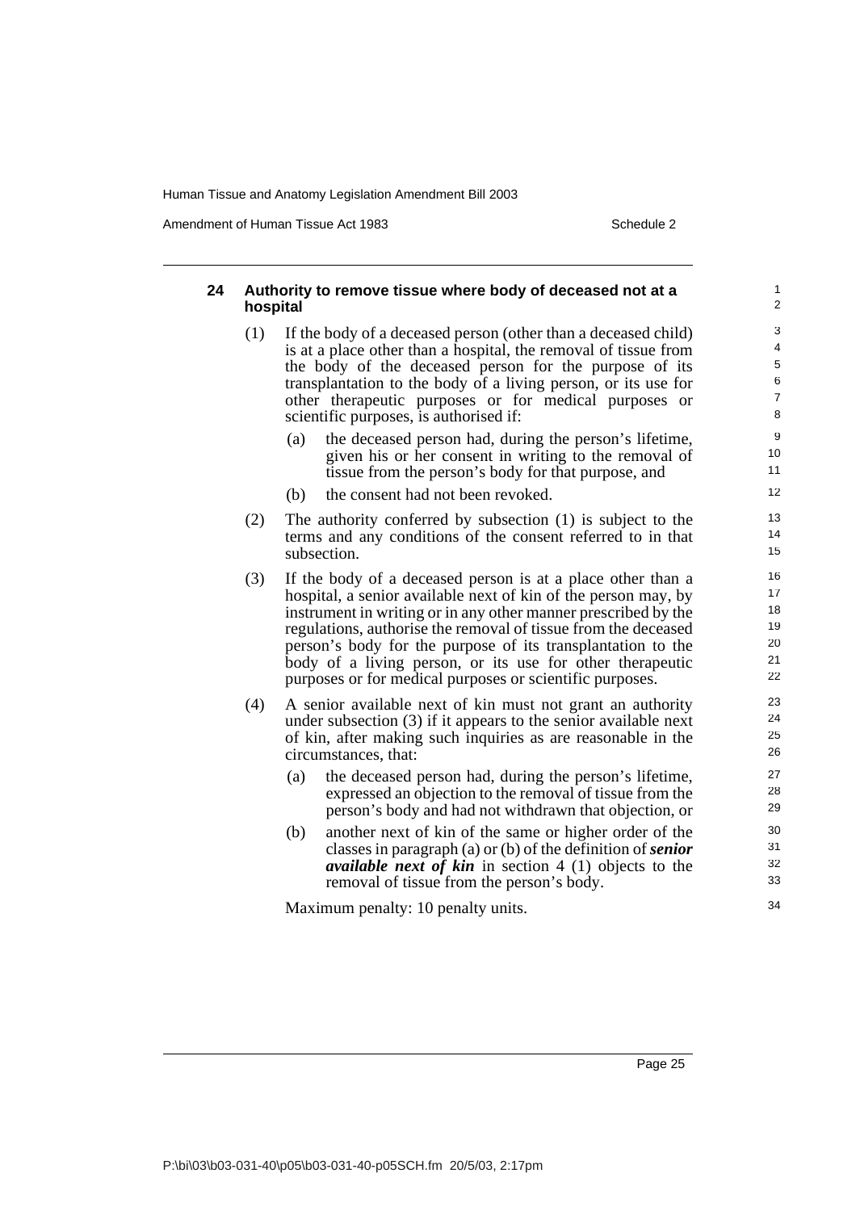## 24 Authority to remove tissue where body of deceased not at a hospital

(1) If the body of a deceased person (other than a deceased child) is at a place other than a hospital, the removal of tissue from the body of the deceased person for the purpose of its transplantation to the body of a living person, or its use for other therapeutic purposes or for medical purposes or scientific purposes, is authorised if:

(a) the deceased person had, during the person's lifetime, given his or her consent in writing to the removal of tissue from the person's body for that purpose, and

(b) the consent had not been revoked.

(2) The authority conferred by subsection (1) is subject to the terms and any conditions of the consent referred to in that subsection.

(3) If the body of a deceased person is at a place other than a hospital, a senior available next of kin of the person may, by instrument in writing or in any other manner prescribed by the regulations, authorise the removal of tissue from the deceased person's body for the purpose of its transplantation to the body of a living person, or its use for other therapeutic purposes or for medical purposes or scientific purposes.

(4) A senior available next of kin must not grant an authority under subsection (3) if it appears to the senior available next of kin, after making such inquiries as are reasonable in the circumstances, that:

(a) the deceased person had, during the person's lifetime, expressed an objection to the removal of tissue from the person's body and had not withdrawn that objection, or

(b) another next of kin of the same or higher order of the classes in paragraph (a) or (b) of the definition of ***senior available next of kin*** in section 4 (1) objects to the removal of tissue from the person's body.

Maximum penalty: 10 penalty units.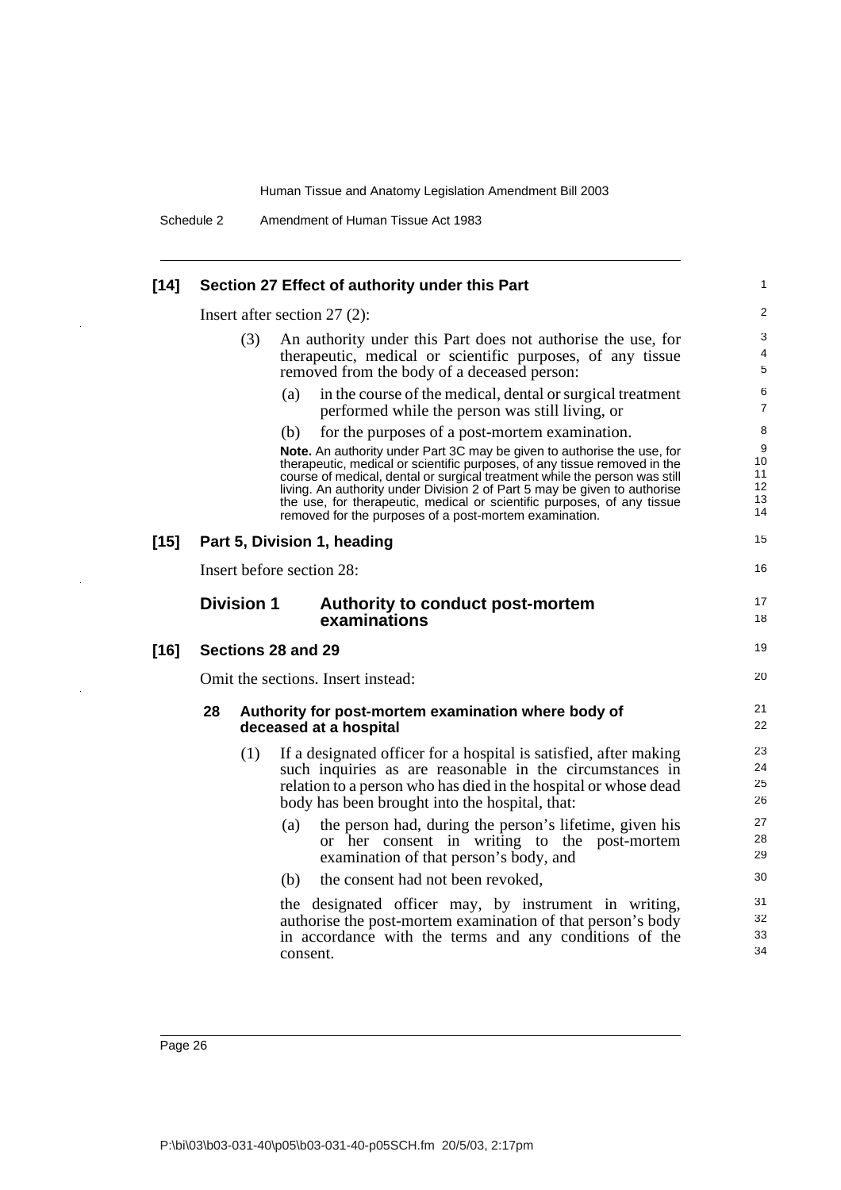### [14] Section 27 Effect of authority under this Part

Insert after section 27 (2):

(3) An authority under this Part does not authorise the use, for therapeutic, medical or scientific purposes, of any tissue removed from the body of a deceased person:

(a) in the course of the medical, dental or surgical treatment performed while the person was still living, or

(b) for the purposes of a post-mortem examination.

**Note.** An authority under Part 3C may be given to authorise the use, for therapeutic, medical or scientific purposes, of any tissue removed in the course of medical, dental or surgical treatment while the person was still living. An authority under Division 2 of Part 5 may be given to authorise the use, for therapeutic, medical or scientific purposes, of any tissue removed for the purposes of a post-mortem examination.

### [15] Part 5, Division 1, heading

Insert before section 28:

## Division 1 Authority to conduct post-mortem examinations

### [16] Sections 28 and 29

Omit the sections. Insert instead:

#### 28 Authority for post-mortem examination where body of deceased at a hospital

(1) If a designated officer for a hospital is satisfied, after making such inquiries as are reasonable in the circumstances in relation to a person who has died in the hospital or whose dead body has been brought into the hospital, that:

(a) the person had, during the person's lifetime, given his or her consent in writing to the post-mortem examination of that person's body, and

(b) the consent had not been revoked,

the designated officer may, by instrument in writing, authorise the post-mortem examination of that person's body in accordance with the terms and any conditions of the consent.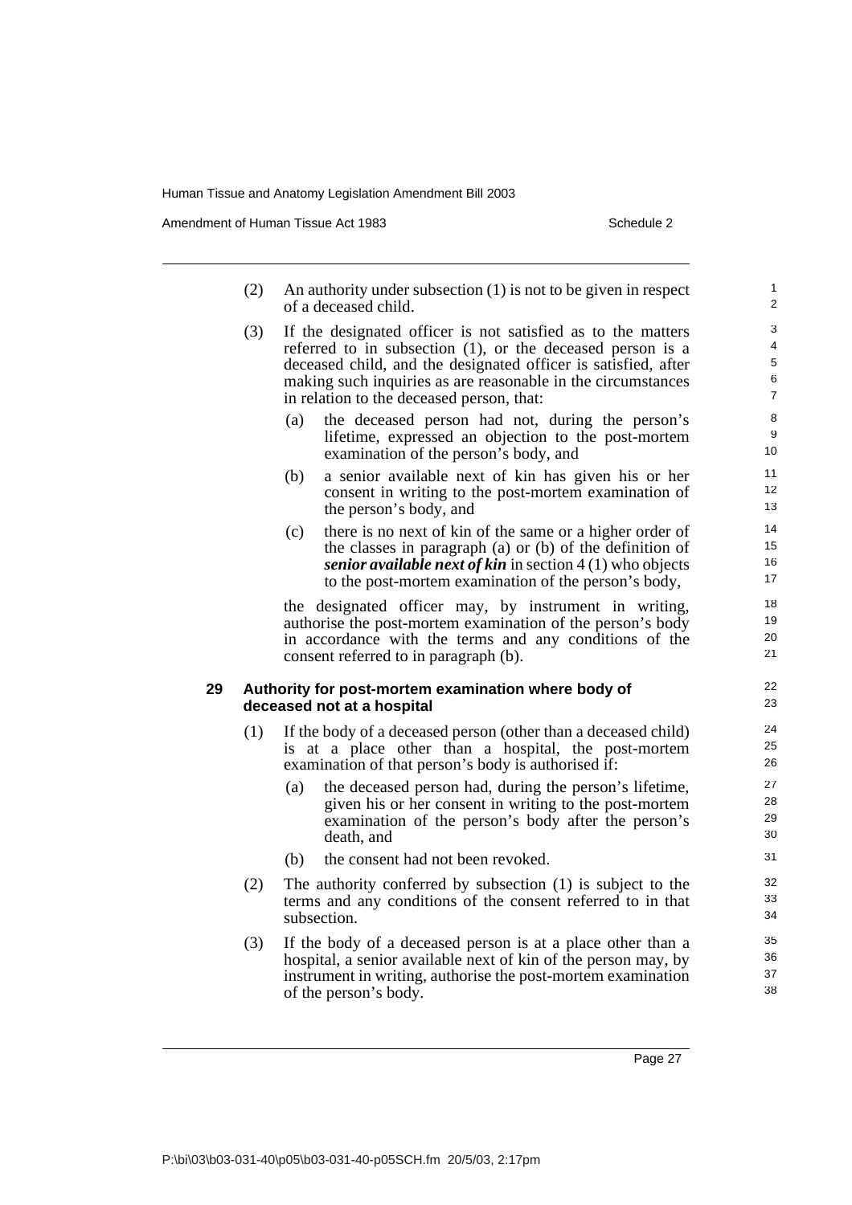(2) An authority under subsection (1) is not to be given in respect of a deceased child.

(3) If the designated officer is not satisfied as to the matters referred to in subsection (1), or the deceased person is a deceased child, and the designated officer is satisfied, after making such inquiries as are reasonable in the circumstances in relation to the deceased person, that:

- (a) the deceased person had not, during the person's lifetime, expressed an objection to the post-mortem examination of the person's body, and
- (b) a senior available next of kin has given his or her consent in writing to the post-mortem examination of the person's body, and
- (c) there is no next of kin of the same or a higher order of the classes in paragraph (a) or (b) of the definition of ***senior available next of kin*** in section 4 (1) who objects to the post-mortem examination of the person's body,

the designated officer may, by instrument in writing, authorise the post-mortem examination of the person's body in accordance with the terms and any conditions of the consent referred to in paragraph (b).

### 29 Authority for post-mortem examination where body of deceased not at a hospital

(1) If the body of a deceased person (other than a deceased child) is at a place other than a hospital, the post-mortem examination of that person's body is authorised if:

- (a) the deceased person had, during the person's lifetime, given his or her consent in writing to the post-mortem examination of the person's body after the person's death, and
- (b) the consent had not been revoked.

(2) The authority conferred by subsection (1) is subject to the terms and any conditions of the consent referred to in that subsection.

(3) If the body of a deceased person is at a place other than a hospital, a senior available next of kin of the person may, by instrument in writing, authorise the post-mortem examination of the person's body.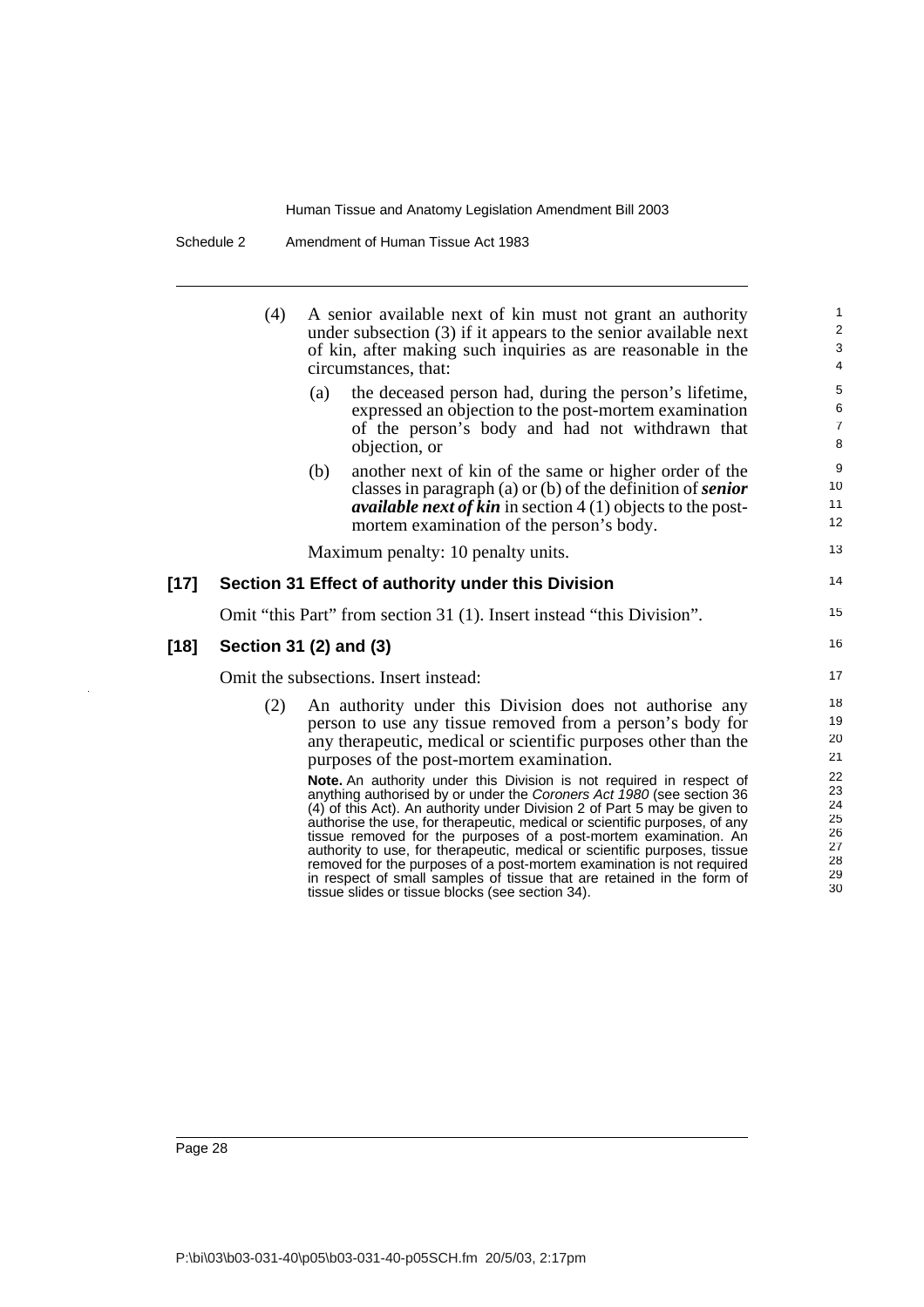(4) A senior available next of kin must not grant an authority under subsection (3) if it appears to the senior available next of kin, after making such inquiries as are reasonable in the circumstances, that:

(a) the deceased person had, during the person's lifetime, expressed an objection to the post-mortem examination of the person's body and had not withdrawn that objection, or

(b) another next of kin of the same or higher order of the classes in paragraph (a) or (b) of the definition of ***senior available next of kin*** in section 4 (1) objects to the post-mortem examination of the person's body.

Maximum penalty: 10 penalty units.

**[17] Section 31 Effect of authority under this Division**

Omit "this Part" from section 31 (1). Insert instead "this Division".

**[18] Section 31 (2) and (3)**

Omit the subsections. Insert instead:

(2) An authority under this Division does not authorise any person to use any tissue removed from a person's body for any therapeutic, medical or scientific purposes other than the purposes of the post-mortem examination.

**Note.** An authority under this Division is not required in respect of anything authorised by or under the *Coroners Act 1980* (see section 36 (4) of this Act). An authority under Division 2 of Part 5 may be given to authorise the use, for therapeutic, medical or scientific purposes, of any tissue removed for the purposes of a post-mortem examination. An authority to use, for therapeutic, medical or scientific purposes, tissue removed for the purposes of a post-mortem examination is not required in respect of small samples of tissue that are retained in the form of tissue slides or tissue blocks (see section 34).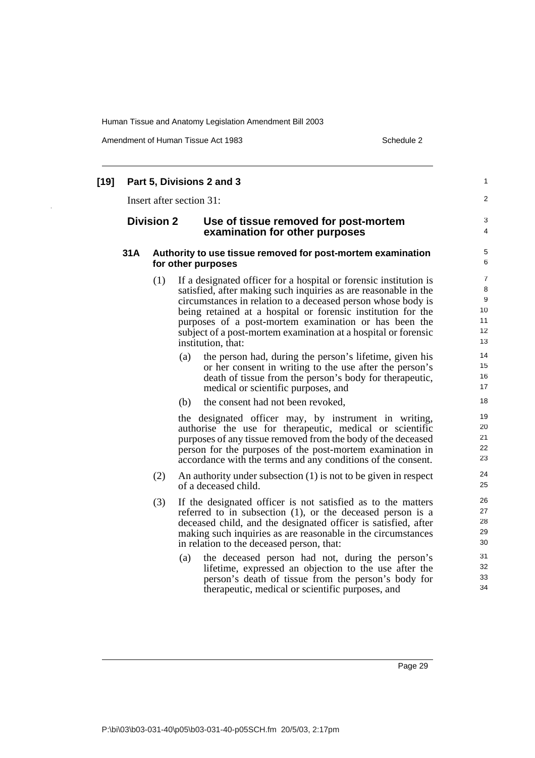**[19] Part 5, Divisions 2 and 3**

Insert after section 31:

## Division 2 Use of tissue removed for post-mortem examination for other purposes

### 31A Authority to use tissue removed for post-mortem examination for other purposes

(1) If a designated officer for a hospital or forensic institution is satisfied, after making such inquiries as are reasonable in the circumstances in relation to a deceased person whose body is being retained at a hospital or forensic institution for the purposes of a post-mortem examination or has been the subject of a post-mortem examination at a hospital or forensic institution, that:

(a) the person had, during the person's lifetime, given his or her consent in writing to the use after the person's death of tissue from the person's body for therapeutic, medical or scientific purposes, and

(b) the consent had not been revoked,

the designated officer may, by instrument in writing, authorise the use for therapeutic, medical or scientific purposes of any tissue removed from the body of the deceased person for the purposes of the post-mortem examination in accordance with the terms and any conditions of the consent.

(2) An authority under subsection (1) is not to be given in respect of a deceased child.

(3) If the designated officer is not satisfied as to the matters referred to in subsection (1), or the deceased person is a deceased child, and the designated officer is satisfied, after making such inquiries as are reasonable in the circumstances in relation to the deceased person, that:

(a) the deceased person had not, during the person's lifetime, expressed an objection to the use after the person's death of tissue from the person's body for therapeutic, medical or scientific purposes, and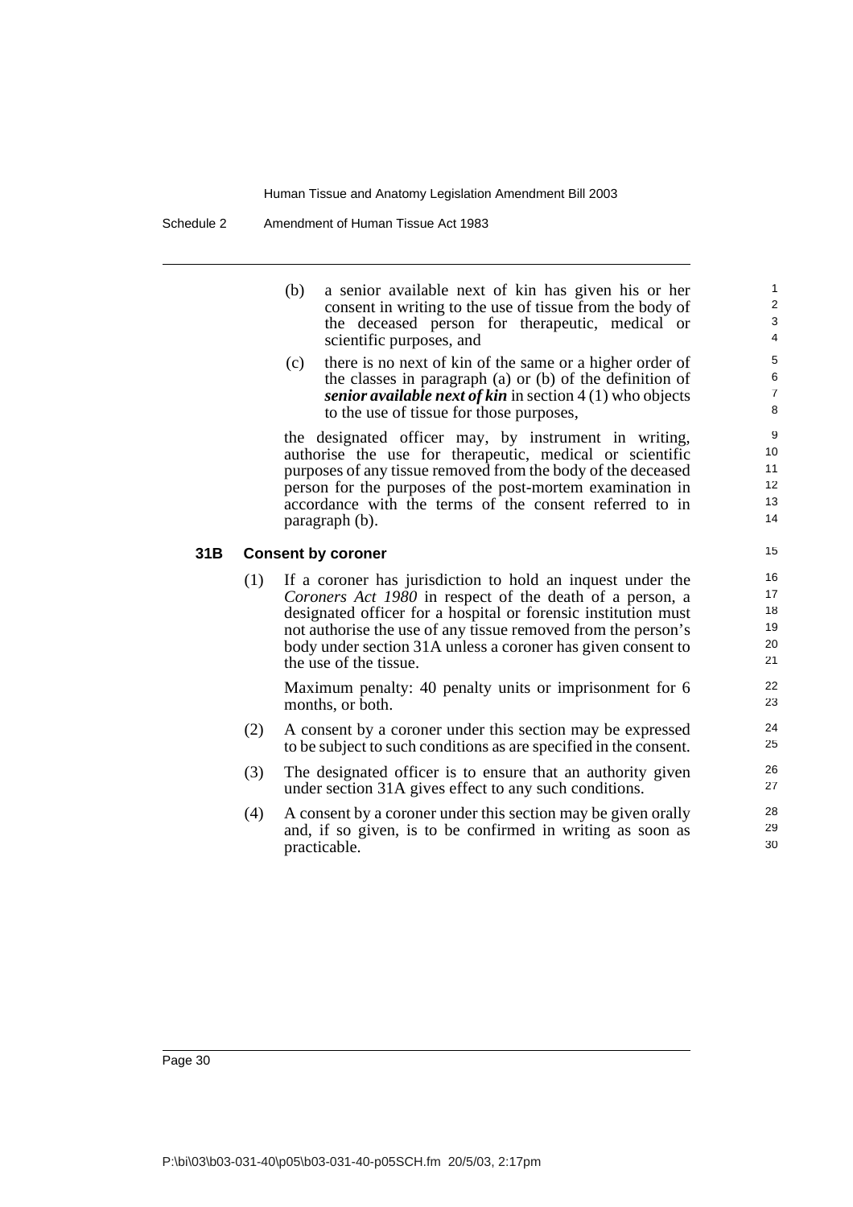(b) a senior available next of kin has given his or her consent in writing to the use of tissue from the body of the deceased person for therapeutic, medical or scientific purposes, and

(c) there is no next of kin of the same or a higher order of the classes in paragraph (a) or (b) of the definition of ***senior available next of kin*** in section 4 (1) who objects to the use of tissue for those purposes,

the designated officer may, by instrument in writing, authorise the use for therapeutic, medical or scientific purposes of any tissue removed from the body of the deceased person for the purposes of the post-mortem examination in accordance with the terms of the consent referred to in paragraph (b).

### 31B Consent by coroner

(1) If a coroner has jurisdiction to hold an inquest under the *Coroners Act 1980* in respect of the death of a person, a designated officer for a hospital or forensic institution must not authorise the use of any tissue removed from the person's body under section 31A unless a coroner has given consent to the use of the tissue.

Maximum penalty: 40 penalty units or imprisonment for 6 months, or both.

(2) A consent by a coroner under this section may be expressed to be subject to such conditions as are specified in the consent.

(3) The designated officer is to ensure that an authority given under section 31A gives effect to any such conditions.

(4) A consent by a coroner under this section may be given orally and, if so given, is to be confirmed in writing as soon as practicable.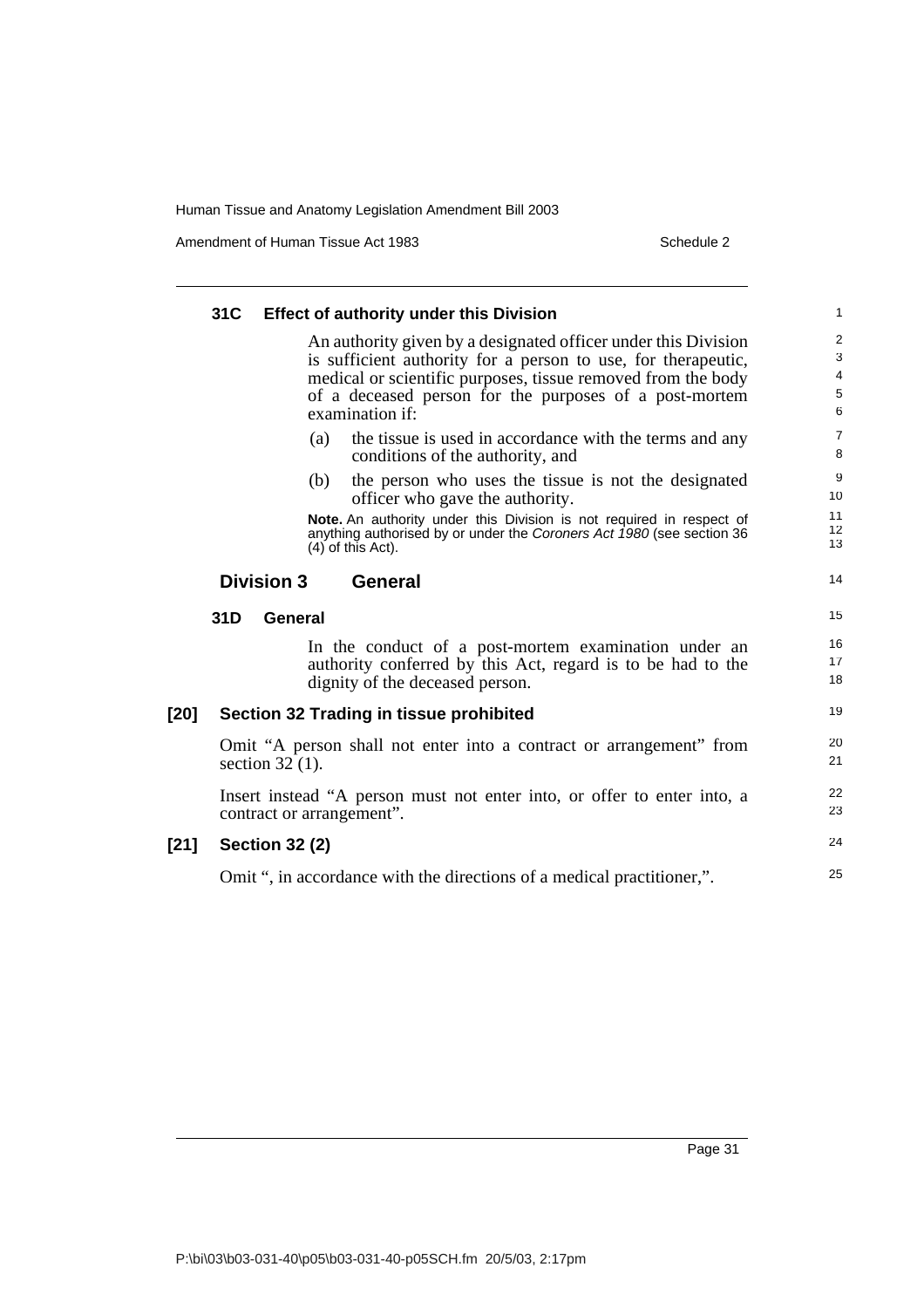#### 31C Effect of authority under this Division

An authority given by a designated officer under this Division is sufficient authority for a person to use, for therapeutic, medical or scientific purposes, tissue removed from the body of a deceased person for the purposes of a post-mortem examination if:

(a) the tissue is used in accordance with the terms and any conditions of the authority, and

(b) the person who uses the tissue is not the designated officer who gave the authority.

**Note.** An authority under this Division is not required in respect of anything authorised by or under the *Coroners Act 1980* (see section 36 (4) of this Act).

### Division 3 General

#### 31D General

In the conduct of a post-mortem examination under an authority conferred by this Act, regard is to be had to the dignity of the deceased person.

### [20] Section 32 Trading in tissue prohibited

Omit "A person shall not enter into a contract or arrangement" from section 32 (1).

Insert instead "A person must not enter into, or offer to enter into, a contract or arrangement".

### [21] Section 32 (2)

Omit ", in accordance with the directions of a medical practitioner,".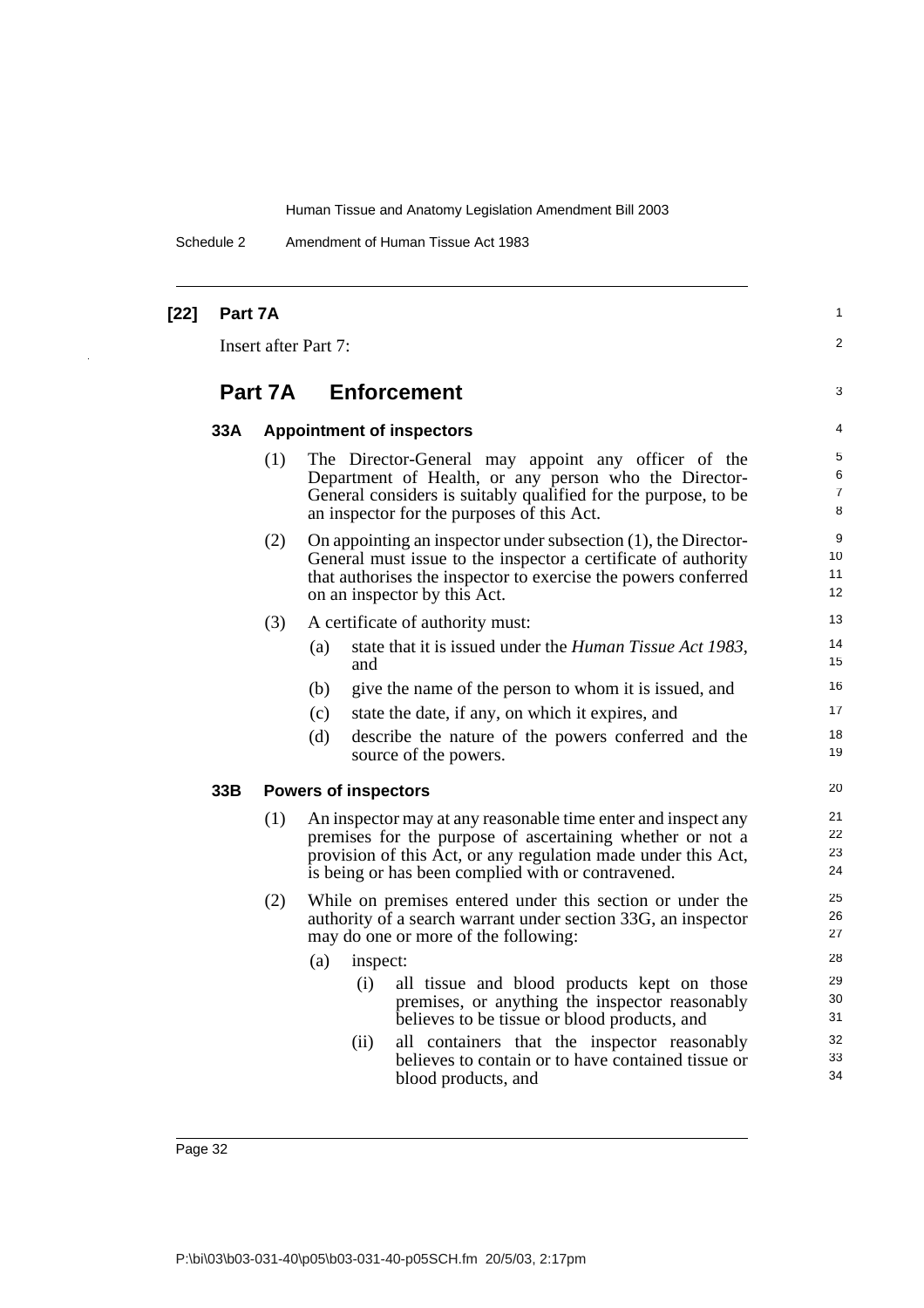**[22] Part 7A**

Insert after Part 7:

## Part 7A Enforcement

### 33A Appointment of inspectors

(1) The Director-General may appoint any officer of the Department of Health, or any person who the Director-General considers is suitably qualified for the purpose, to be an inspector for the purposes of this Act.

(2) On appointing an inspector under subsection (1), the Director-General must issue to the inspector a certificate of authority that authorises the inspector to exercise the powers conferred on an inspector by this Act.

(3) A certificate of authority must:

- (a) state that it is issued under the *Human Tissue Act 1983*, and
- (b) give the name of the person to whom it is issued, and
- (c) state the date, if any, on which it expires, and
- (d) describe the nature of the powers conferred and the source of the powers.

### 33B Powers of inspectors

(1) An inspector may at any reasonable time enter and inspect any premises for the purpose of ascertaining whether or not a provision of this Act, or any regulation made under this Act, is being or has been complied with or contravened.

(2) While on premises entered under this section or under the authority of a search warrant under section 33G, an inspector may do one or more of the following:

- (a) inspect:
  - (i) all tissue and blood products kept on those premises, or anything the inspector reasonably believes to be tissue or blood products, and
  - (ii) all containers that the inspector reasonably believes to contain or to have contained tissue or blood products, and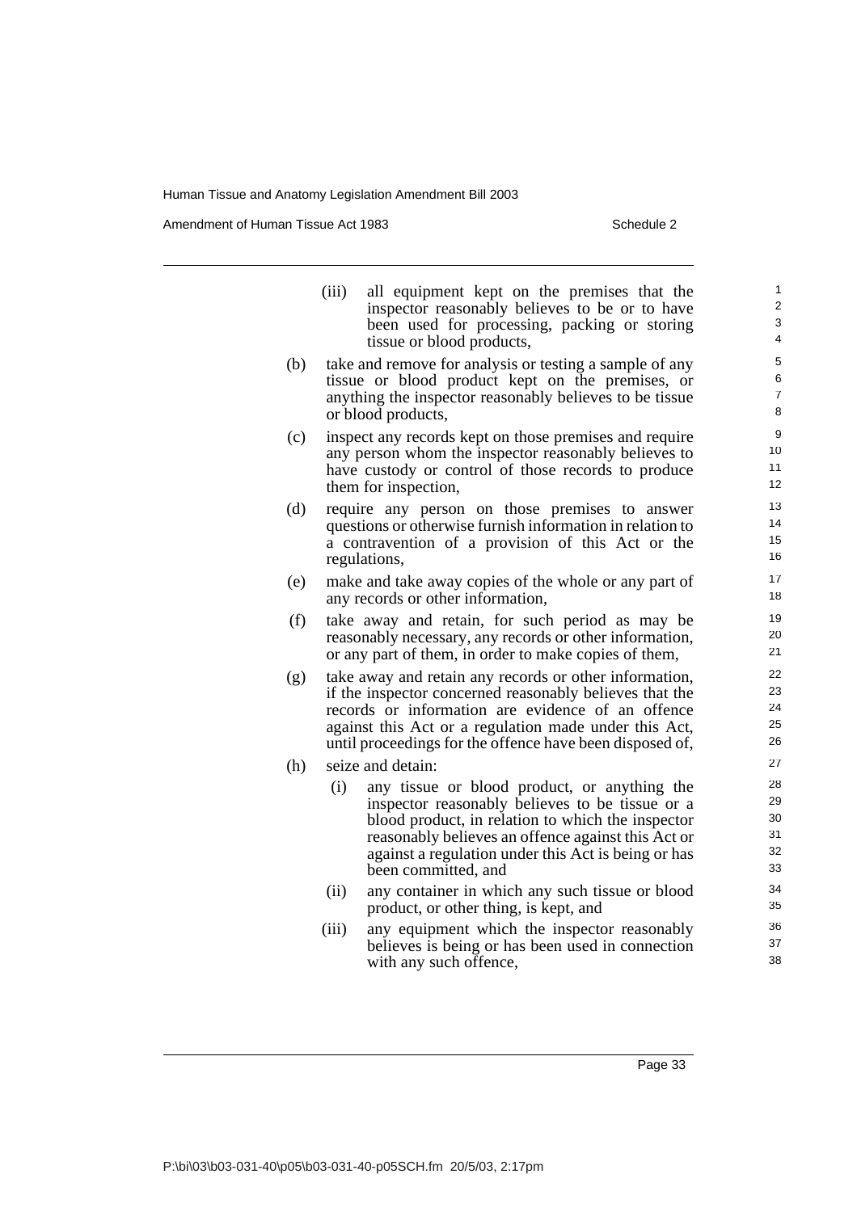(iii) all equipment kept on the premises that the inspector reasonably believes to be or to have been used for processing, packing or storing tissue or blood products,

(b) take and remove for analysis or testing a sample of any tissue or blood product kept on the premises, or anything the inspector reasonably believes to be tissue or blood products,

(c) inspect any records kept on those premises and require any person whom the inspector reasonably believes to have custody or control of those records to produce them for inspection,

(d) require any person on those premises to answer questions or otherwise furnish information in relation to a contravention of a provision of this Act or the regulations,

(e) make and take away copies of the whole or any part of any records or other information,

(f) take away and retain, for such period as may be reasonably necessary, any records or other information, or any part of them, in order to make copies of them,

(g) take away and retain any records or other information, if the inspector concerned reasonably believes that the records or information are evidence of an offence against this Act or a regulation made under this Act, until proceedings for the offence have been disposed of,

(h) seize and detain:

  (i) any tissue or blood product, or anything the inspector reasonably believes to be tissue or a blood product, in relation to which the inspector reasonably believes an offence against this Act or against a regulation under this Act is being or has been committed, and

  (ii) any container in which any such tissue or blood product, or other thing, is kept, and

  (iii) any equipment which the inspector reasonably believes is being or has been used in connection with any such offence,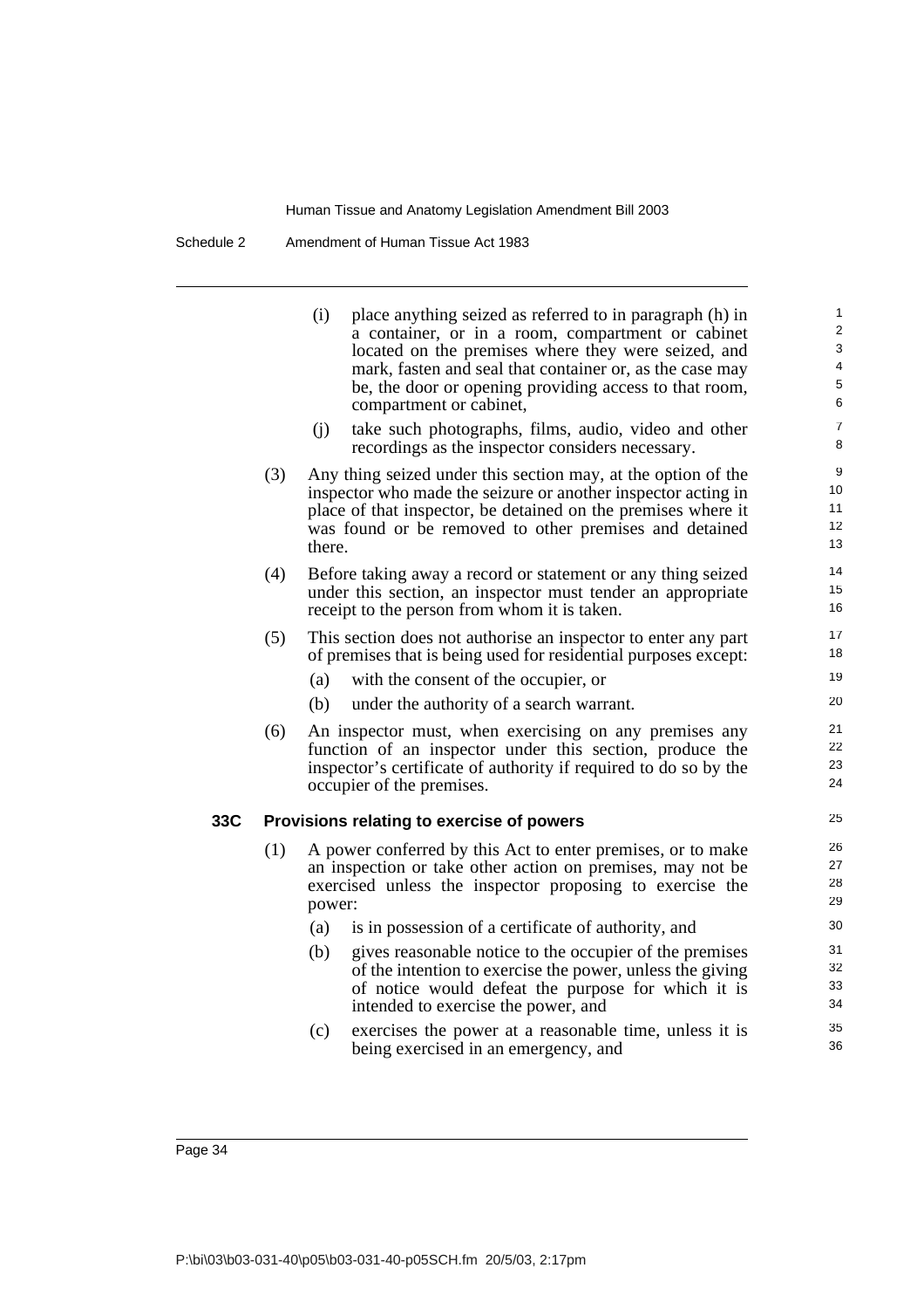(i) place anything seized as referred to in paragraph (h) in a container, or in a room, compartment or cabinet located on the premises where they were seized, and mark, fasten and seal that container or, as the case may be, the door or opening providing access to that room, compartment or cabinet,

(j) take such photographs, films, audio, video and other recordings as the inspector considers necessary.

(3) Any thing seized under this section may, at the option of the inspector who made the seizure or another inspector acting in place of that inspector, be detained on the premises where it was found or be removed to other premises and detained there.

(4) Before taking away a record or statement or any thing seized under this section, an inspector must tender an appropriate receipt to the person from whom it is taken.

(5) This section does not authorise an inspector to enter any part of premises that is being used for residential purposes except:

(a) with the consent of the occupier, or

(b) under the authority of a search warrant.

(6) An inspector must, when exercising on any premises any function of an inspector under this section, produce the inspector's certificate of authority if required to do so by the occupier of the premises.

### 33C Provisions relating to exercise of powers

(1) A power conferred by this Act to enter premises, or to make an inspection or take other action on premises, may not be exercised unless the inspector proposing to exercise the power:

(a) is in possession of a certificate of authority, and

(b) gives reasonable notice to the occupier of the premises of the intention to exercise the power, unless the giving of notice would defeat the purpose for which it is intended to exercise the power, and

(c) exercises the power at a reasonable time, unless it is being exercised in an emergency, and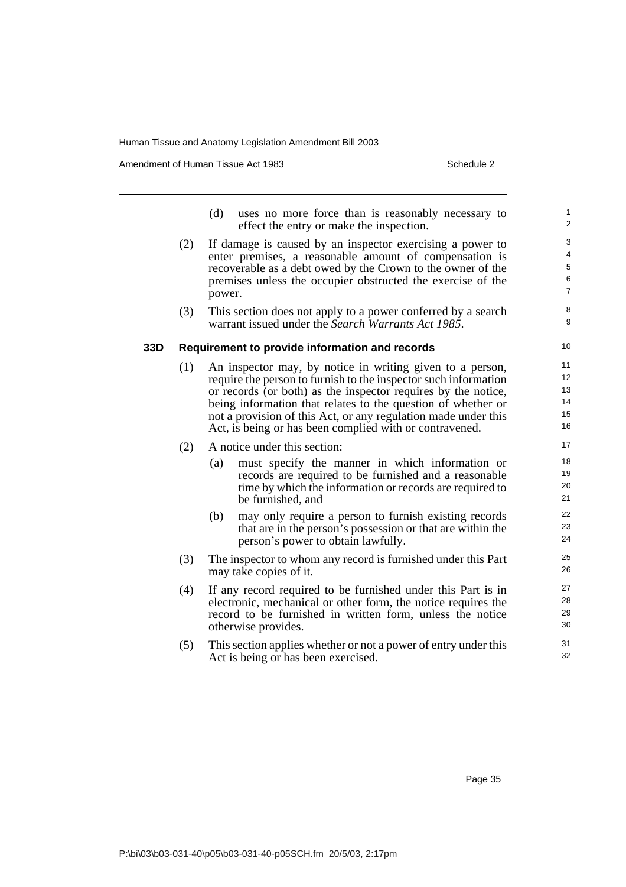(d) uses no more force than is reasonably necessary to effect the entry or make the inspection.

(2) If damage is caused by an inspector exercising a power to enter premises, a reasonable amount of compensation is recoverable as a debt owed by the Crown to the owner of the premises unless the occupier obstructed the exercise of the power.

(3) This section does not apply to a power conferred by a search warrant issued under the *Search Warrants Act 1985*.

### 33D Requirement to provide information and records

(1) An inspector may, by notice in writing given to a person, require the person to furnish to the inspector such information or records (or both) as the inspector requires by the notice, being information that relates to the question of whether or not a provision of this Act, or any regulation made under this Act, is being or has been complied with or contravened.

(2) A notice under this section:

(a) must specify the manner in which information or records are required to be furnished and a reasonable time by which the information or records are required to be furnished, and

(b) may only require a person to furnish existing records that are in the person's possession or that are within the person's power to obtain lawfully.

(3) The inspector to whom any record is furnished under this Part may take copies of it.

(4) If any record required to be furnished under this Part is in electronic, mechanical or other form, the notice requires the record to be furnished in written form, unless the notice otherwise provides.

(5) This section applies whether or not a power of entry under this Act is being or has been exercised.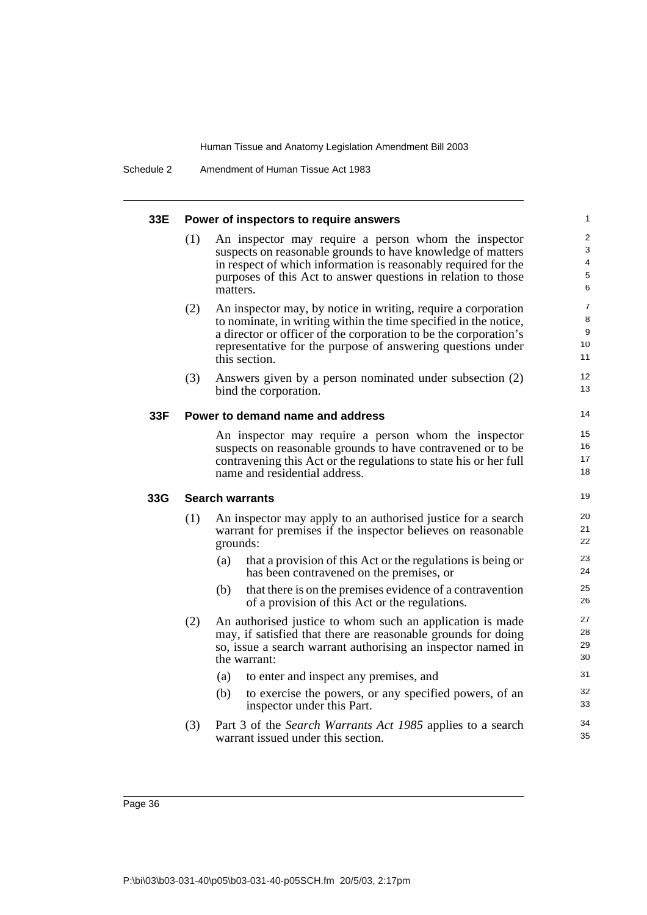### 33E Power of inspectors to require answers

(1) An inspector may require a person whom the inspector suspects on reasonable grounds to have knowledge of matters in respect of which information is reasonably required for the purposes of this Act to answer questions in relation to those matters.

(2) An inspector may, by notice in writing, require a corporation to nominate, in writing within the time specified in the notice, a director or officer of the corporation to be the corporation's representative for the purpose of answering questions under this section.

(3) Answers given by a person nominated under subsection (2) bind the corporation.

### 33F Power to demand name and address

An inspector may require a person whom the inspector suspects on reasonable grounds to have contravened or to be contravening this Act or the regulations to state his or her full name and residential address.

### 33G Search warrants

(1) An inspector may apply to an authorised justice for a search warrant for premises if the inspector believes on reasonable grounds:

- (a) that a provision of this Act or the regulations is being or has been contravened on the premises, or
- (b) that there is on the premises evidence of a contravention of a provision of this Act or the regulations.

(2) An authorised justice to whom such an application is made may, if satisfied that there are reasonable grounds for doing so, issue a search warrant authorising an inspector named in the warrant:

- (a) to enter and inspect any premises, and
- (b) to exercise the powers, or any specified powers, of an inspector under this Part.

(3) Part 3 of the *Search Warrants Act 1985* applies to a search warrant issued under this section.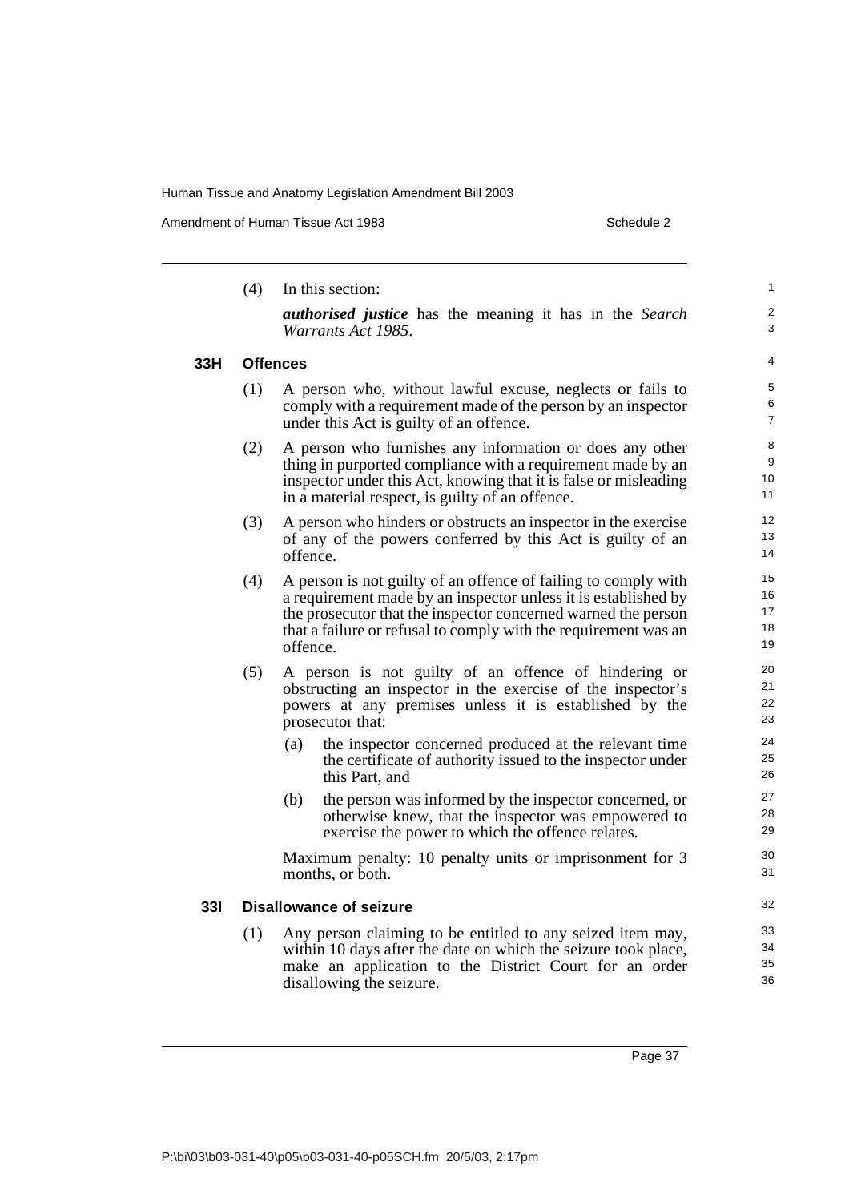(4) In this section:

***authorised justice*** has the meaning it has in the *Search Warrants Act 1985*.

### 33H Offences

(1) A person who, without lawful excuse, neglects or fails to comply with a requirement made of the person by an inspector under this Act is guilty of an offence.

(2) A person who furnishes any information or does any other thing in purported compliance with a requirement made by an inspector under this Act, knowing that it is false or misleading in a material respect, is guilty of an offence.

(3) A person who hinders or obstructs an inspector in the exercise of any of the powers conferred by this Act is guilty of an offence.

(4) A person is not guilty of an offence of failing to comply with a requirement made by an inspector unless it is established by the prosecutor that the inspector concerned warned the person that a failure or refusal to comply with the requirement was an offence.

(5) A person is not guilty of an offence of hindering or obstructing an inspector in the exercise of the inspector's powers at any premises unless it is established by the prosecutor that:

- (a) the inspector concerned produced at the relevant time the certificate of authority issued to the inspector under this Part, and
- (b) the person was informed by the inspector concerned, or otherwise knew, that the inspector was empowered to exercise the power to which the offence relates.

Maximum penalty: 10 penalty units or imprisonment for 3 months, or both.

### 33I Disallowance of seizure

(1) Any person claiming to be entitled to any seized item may, within 10 days after the date on which the seizure took place, make an application to the District Court for an order disallowing the seizure.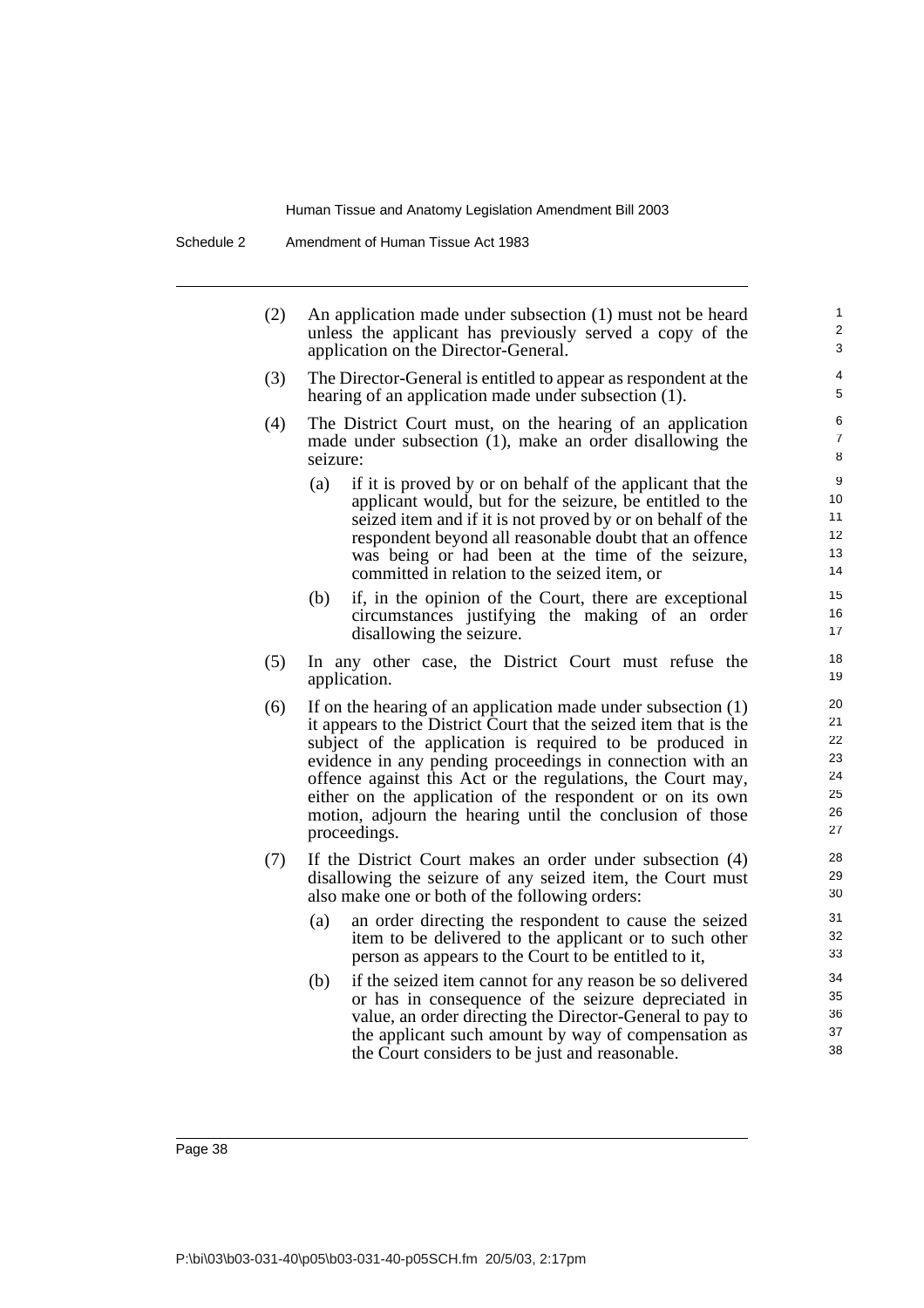(2) An application made under subsection (1) must not be heard unless the applicant has previously served a copy of the application on the Director-General.

(3) The Director-General is entitled to appear as respondent at the hearing of an application made under subsection (1).

(4) The District Court must, on the hearing of an application made under subsection (1), make an order disallowing the seizure:

- (a) if it is proved by or on behalf of the applicant that the applicant would, but for the seizure, be entitled to the seized item and if it is not proved by or on behalf of the respondent beyond all reasonable doubt that an offence was being or had been at the time of the seizure, committed in relation to the seized item, or
- (b) if, in the opinion of the Court, there are exceptional circumstances justifying the making of an order disallowing the seizure.

(5) In any other case, the District Court must refuse the application.

(6) If on the hearing of an application made under subsection (1) it appears to the District Court that the seized item that is the subject of the application is required to be produced in evidence in any pending proceedings in connection with an offence against this Act or the regulations, the Court may, either on the application of the respondent or on its own motion, adjourn the hearing until the conclusion of those proceedings.

(7) If the District Court makes an order under subsection (4) disallowing the seizure of any seized item, the Court must also make one or both of the following orders:

- (a) an order directing the respondent to cause the seized item to be delivered to the applicant or to such other person as appears to the Court to be entitled to it,
- (b) if the seized item cannot for any reason be so delivered or has in consequence of the seizure depreciated in value, an order directing the Director-General to pay to the applicant such amount by way of compensation as the Court considers to be just and reasonable.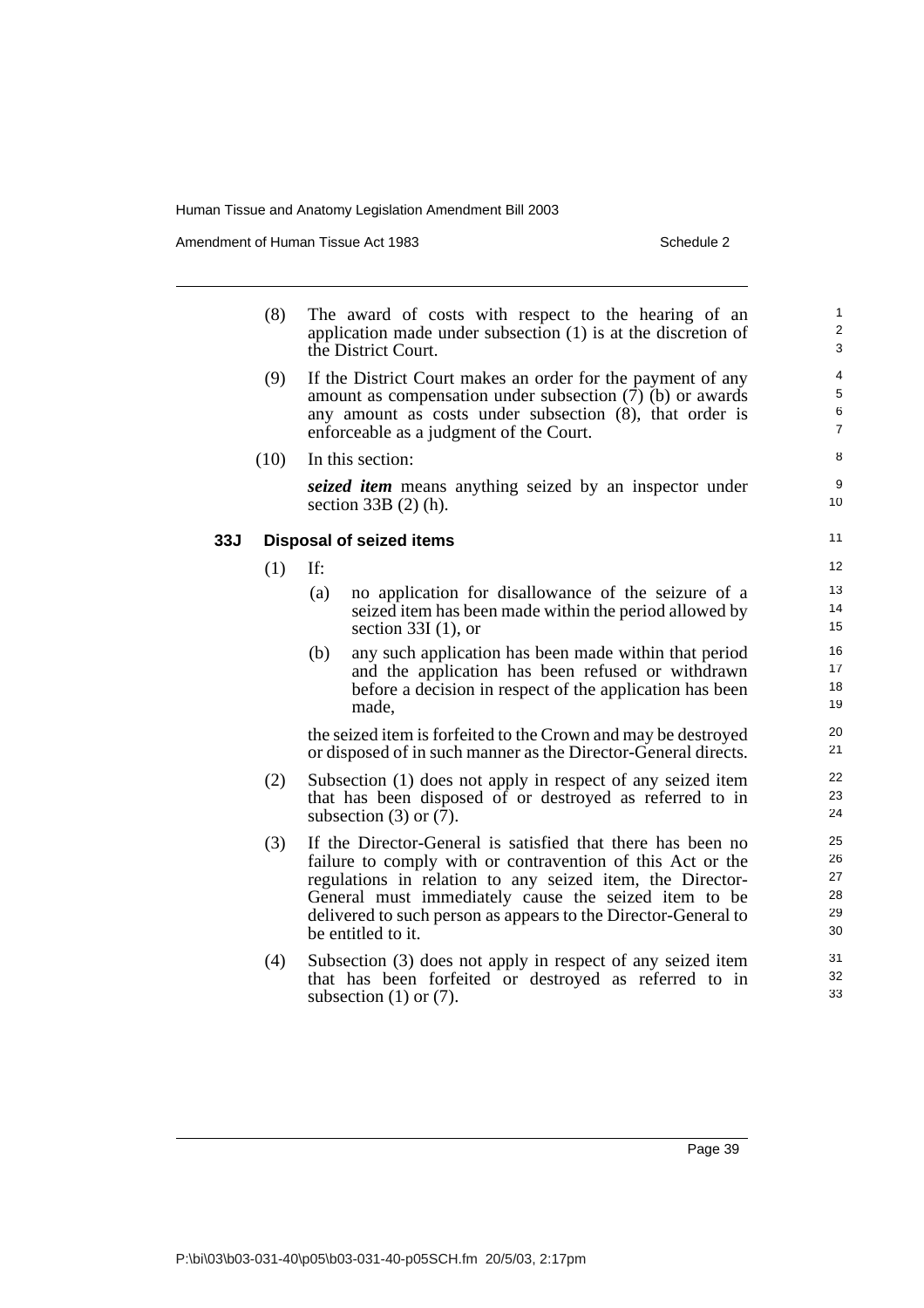(8) The award of costs with respect to the hearing of an application made under subsection (1) is at the discretion of the District Court.

(9) If the District Court makes an order for the payment of any amount as compensation under subsection (7) (b) or awards any amount as costs under subsection (8), that order is enforceable as a judgment of the Court.

(10) In this section:

***seized item*** means anything seized by an inspector under section 33B (2) (h).

### 33J Disposal of seized items

(1) If:

(a) no application for disallowance of the seizure of a seized item has been made within the period allowed by section 33I (1), or

(b) any such application has been made within that period and the application has been refused or withdrawn before a decision in respect of the application has been made,

the seized item is forfeited to the Crown and may be destroyed or disposed of in such manner as the Director-General directs.

(2) Subsection (1) does not apply in respect of any seized item that has been disposed of or destroyed as referred to in subsection (3) or (7).

(3) If the Director-General is satisfied that there has been no failure to comply with or contravention of this Act or the regulations in relation to any seized item, the Director-General must immediately cause the seized item to be delivered to such person as appears to the Director-General to be entitled to it.

(4) Subsection (3) does not apply in respect of any seized item that has been forfeited or destroyed as referred to in subsection (1) or (7).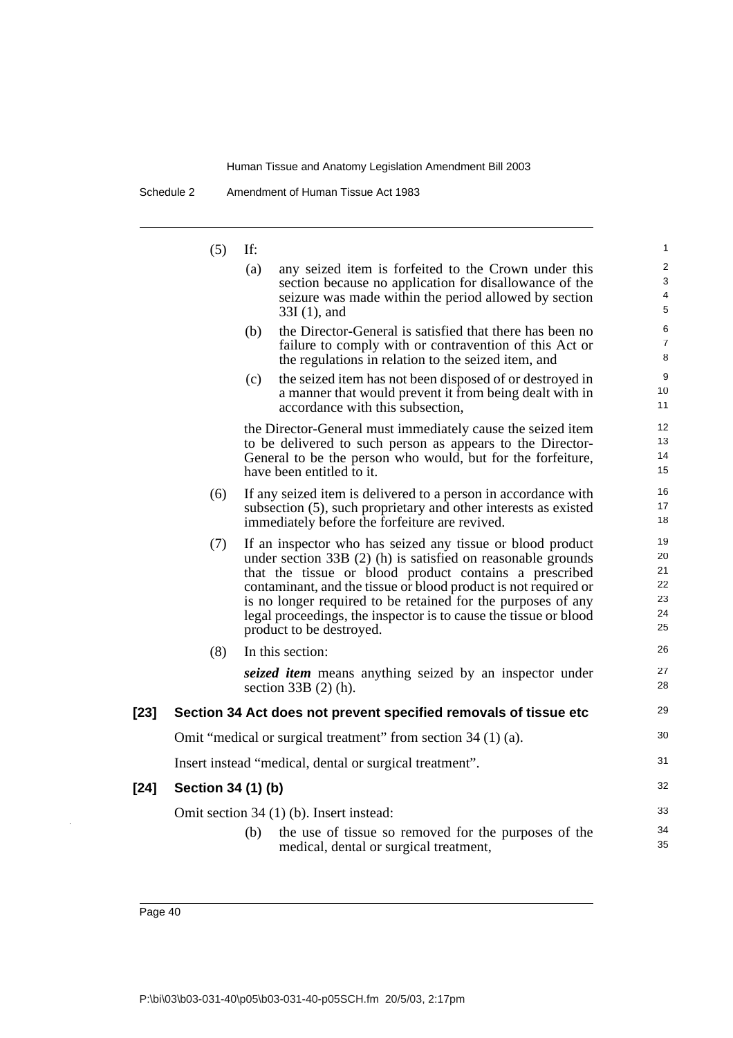(5) If:

(a) any seized item is forfeited to the Crown under this section because no application for disallowance of the seizure was made within the period allowed by section 33I (1), and

(b) the Director-General is satisfied that there has been no failure to comply with or contravention of this Act or the regulations in relation to the seized item, and

(c) the seized item has not been disposed of or destroyed in a manner that would prevent it from being dealt with in accordance with this subsection,

the Director-General must immediately cause the seized item to be delivered to such person as appears to the Director-General to be the person who would, but for the forfeiture, have been entitled to it.

(6) If any seized item is delivered to a person in accordance with subsection (5), such proprietary and other interests as existed immediately before the forfeiture are revived.

(7) If an inspector who has seized any tissue or blood product under section 33B (2) (h) is satisfied on reasonable grounds that the tissue or blood product contains a prescribed contaminant, and the tissue or blood product is not required or is no longer required to be retained for the purposes of any legal proceedings, the inspector is to cause the tissue or blood product to be destroyed.

(8) In this section:

***seized item*** means anything seized by an inspector under section 33B (2) (h).

### [23] Section 34 Act does not prevent specified removals of tissue etc

Omit "medical or surgical treatment" from section 34 (1) (a).

Insert instead "medical, dental or surgical treatment".

### [24] Section 34 (1) (b)

Omit section 34 (1) (b). Insert instead:

(b) the use of tissue so removed for the purposes of the medical, dental or surgical treatment,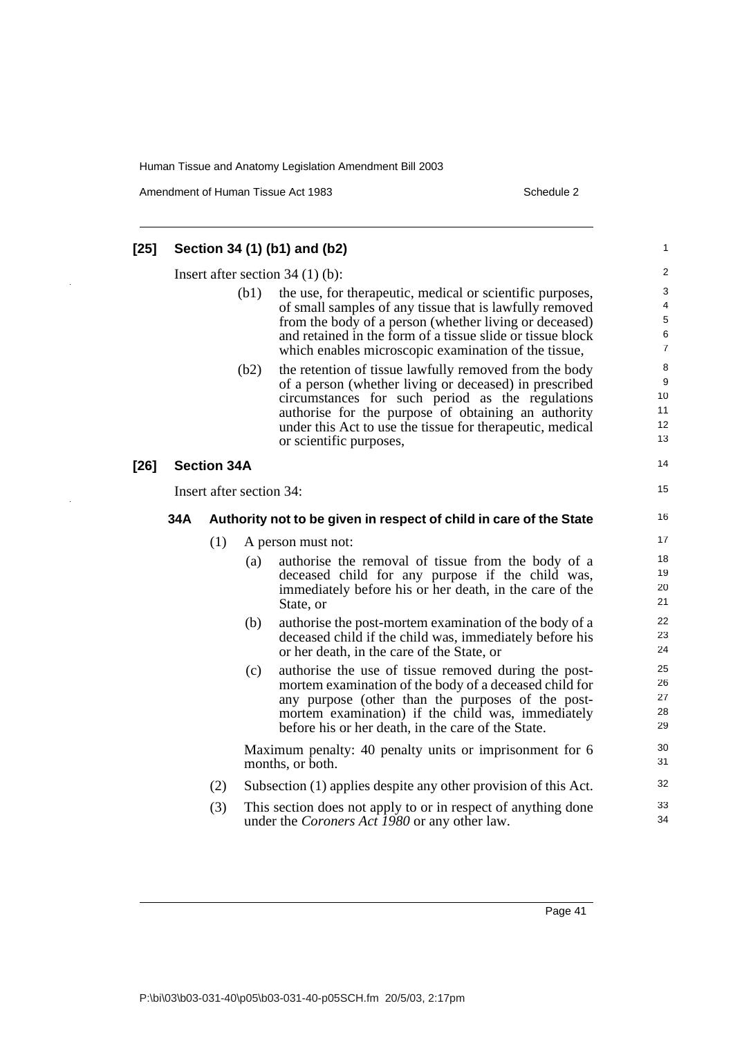**[25] Section 34 (1) (b1) and (b2)**

Insert after section 34 (1) (b):

(b1) the use, for therapeutic, medical or scientific purposes, of small samples of any tissue that is lawfully removed from the body of a person (whether living or deceased) and retained in the form of a tissue slide or tissue block which enables microscopic examination of the tissue,

(b2) the retention of tissue lawfully removed from the body of a person (whether living or deceased) in prescribed circumstances for such period as the regulations authorise for the purpose of obtaining an authority under this Act to use the tissue for therapeutic, medical or scientific purposes,

**[26] Section 34A**

Insert after section 34:

**34A Authority not to be given in respect of child in care of the State**

(1) A person must not:

(a) authorise the removal of tissue from the body of a deceased child for any purpose if the child was, immediately before his or her death, in the care of the State, or

(b) authorise the post-mortem examination of the body of a deceased child if the child was, immediately before his or her death, in the care of the State, or

(c) authorise the use of tissue removed during the post-mortem examination of the body of a deceased child for any purpose (other than the purposes of the post-mortem examination) if the child was, immediately before his or her death, in the care of the State.

Maximum penalty: 40 penalty units or imprisonment for 6 months, or both.

(2) Subsection (1) applies despite any other provision of this Act.

(3) This section does not apply to or in respect of anything done under the *Coroners Act 1980* or any other law.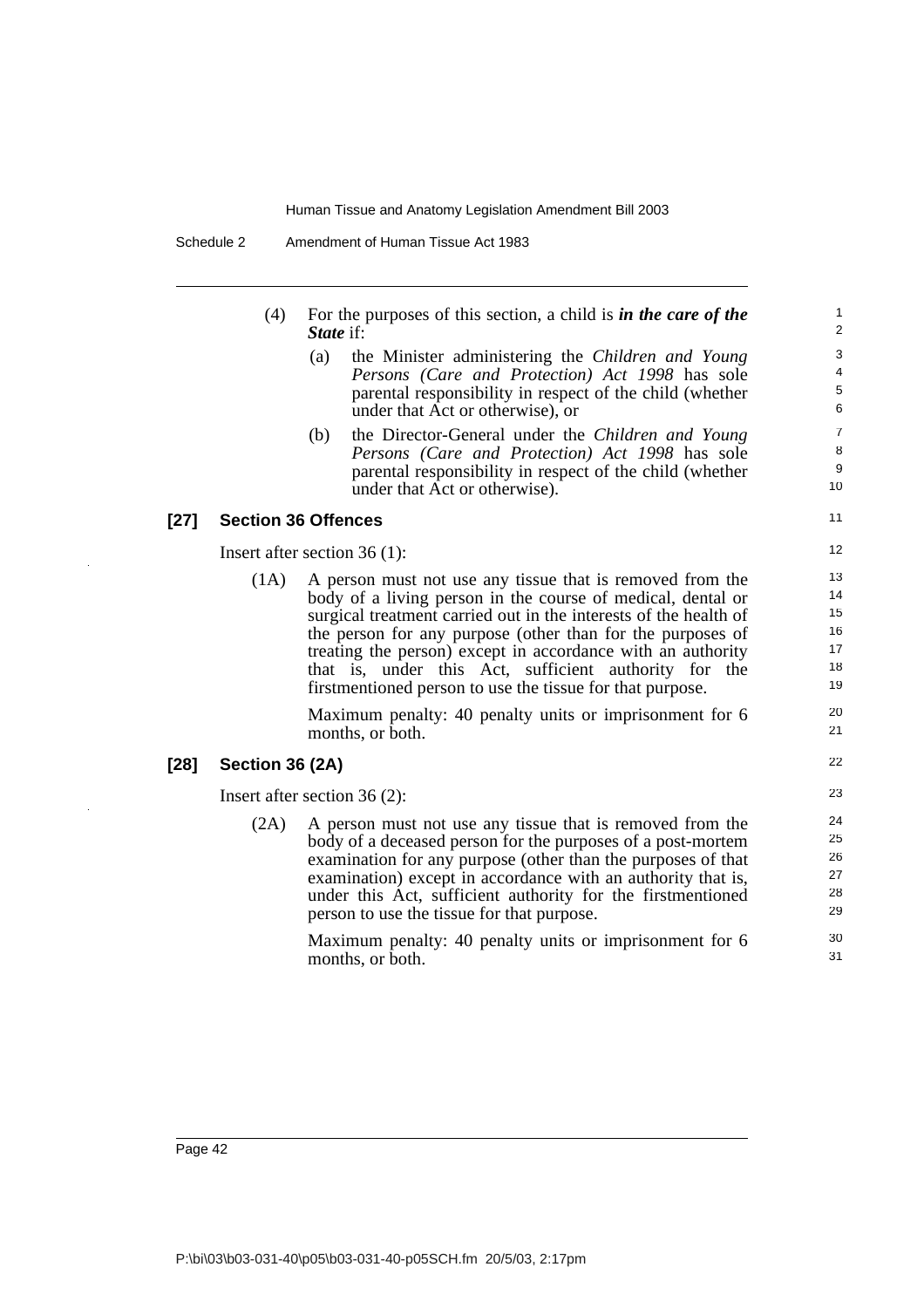(4) For the purposes of this section, a child is ***in the care of the State*** if:

(a) the Minister administering the *Children and Young Persons (Care and Protection) Act 1998* has sole parental responsibility in respect of the child (whether under that Act or otherwise), or

(b) the Director-General under the *Children and Young Persons (Care and Protection) Act 1998* has sole parental responsibility in respect of the child (whether under that Act or otherwise).

### [27] Section 36 Offences

Insert after section 36 (1):

(1A) A person must not use any tissue that is removed from the body of a living person in the course of medical, dental or surgical treatment carried out in the interests of the health of the person for any purpose (other than for the purposes of treating the person) except in accordance with an authority that is, under this Act, sufficient authority for the firstmentioned person to use the tissue for that purpose.

Maximum penalty: 40 penalty units or imprisonment for 6 months, or both.

### [28] Section 36 (2A)

Insert after section 36 (2):

(2A) A person must not use any tissue that is removed from the body of a deceased person for the purposes of a post-mortem examination for any purpose (other than the purposes of that examination) except in accordance with an authority that is, under this Act, sufficient authority for the firstmentioned person to use the tissue for that purpose.

Maximum penalty: 40 penalty units or imprisonment for 6 months, or both.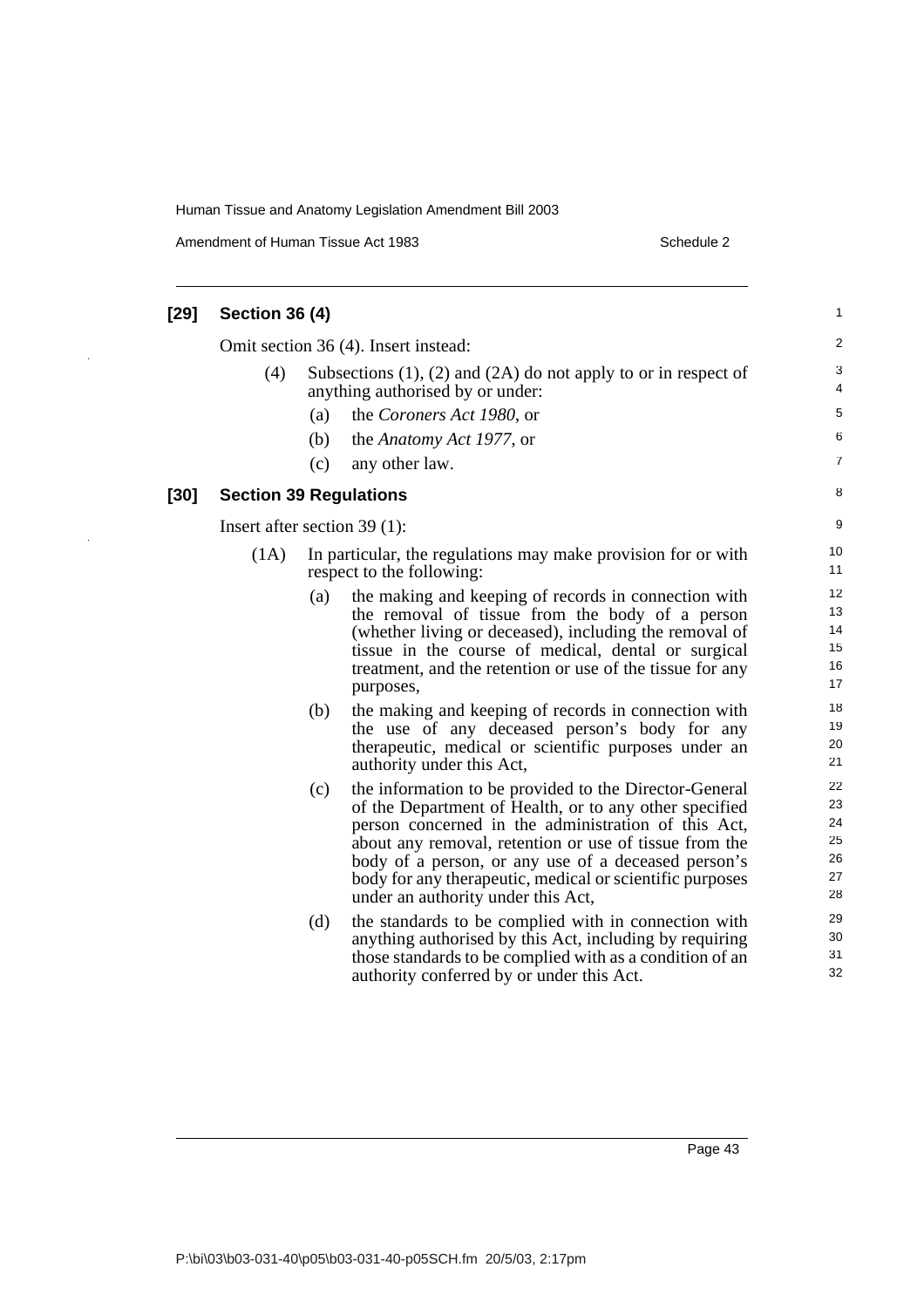### [29] Section 36 (4)

Omit section 36 (4). Insert instead:

(4) Subsections (1), (2) and (2A) do not apply to or in respect of anything authorised by or under:

(a) the *Coroners Act 1980*, or

(b) the *Anatomy Act 1977*, or

(c) any other law.

### [30] Section 39 Regulations

Insert after section 39 (1):

(1A) In particular, the regulations may make provision for or with respect to the following:

(a) the making and keeping of records in connection with the removal of tissue from the body of a person (whether living or deceased), including the removal of tissue in the course of medical, dental or surgical treatment, and the retention or use of the tissue for any purposes,

(b) the making and keeping of records in connection with the use of any deceased person's body for any therapeutic, medical or scientific purposes under an authority under this Act,

(c) the information to be provided to the Director-General of the Department of Health, or to any other specified person concerned in the administration of this Act, about any removal, retention or use of tissue from the body of a person, or any use of a deceased person's body for any therapeutic, medical or scientific purposes under an authority under this Act,

(d) the standards to be complied with in connection with anything authorised by this Act, including by requiring those standards to be complied with as a condition of an authority conferred by or under this Act.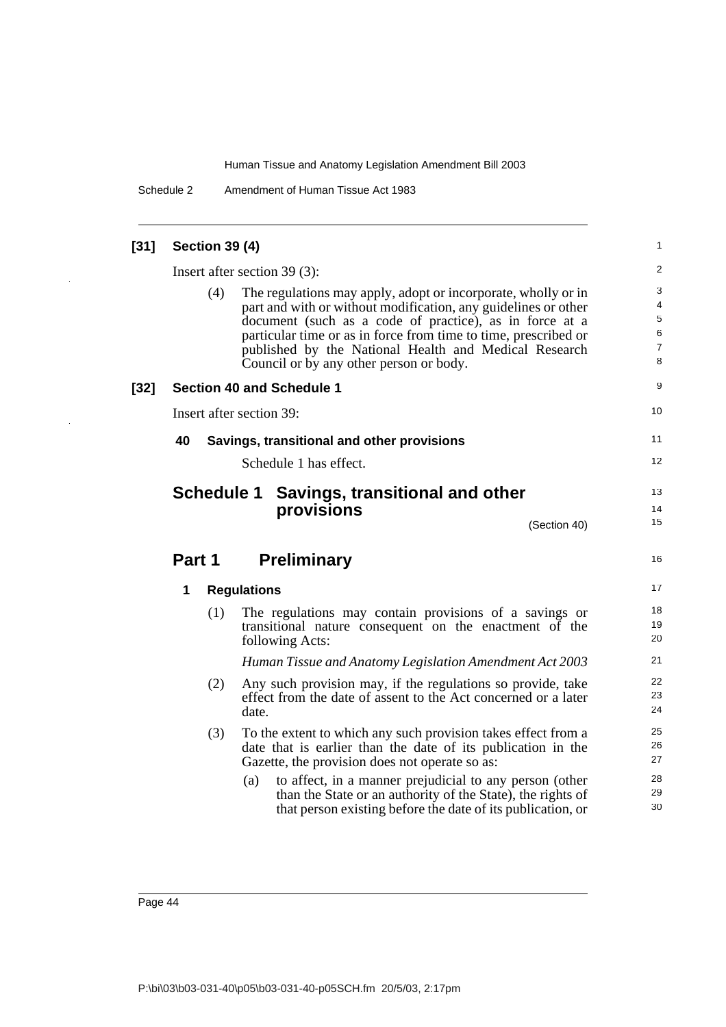**[31] Section 39 (4)**

Insert after section 39 (3):

(4) The regulations may apply, adopt or incorporate, wholly or in part and with or without modification, any guidelines or other document (such as a code of practice), as in force at a particular time or as in force from time to time, prescribed or published by the National Health and Medical Research Council or by any other person or body.

**[32] Section 40 and Schedule 1**

Insert after section 39:

**40 Savings, transitional and other provisions**

Schedule 1 has effect.

# Schedule 1 Savings, transitional and other provisions

(Section 40)

## Part 1 Preliminary

**1 Regulations**

(1) The regulations may contain provisions of a savings or transitional nature consequent on the enactment of the following Acts:

*Human Tissue and Anatomy Legislation Amendment Act 2003*

(2) Any such provision may, if the regulations so provide, take effect from the date of assent to the Act concerned or a later date.

(3) To the extent to which any such provision takes effect from a date that is earlier than the date of its publication in the Gazette, the provision does not operate so as:

(a) to affect, in a manner prejudicial to any person (other than the State or an authority of the State), the rights of that person existing before the date of its publication, or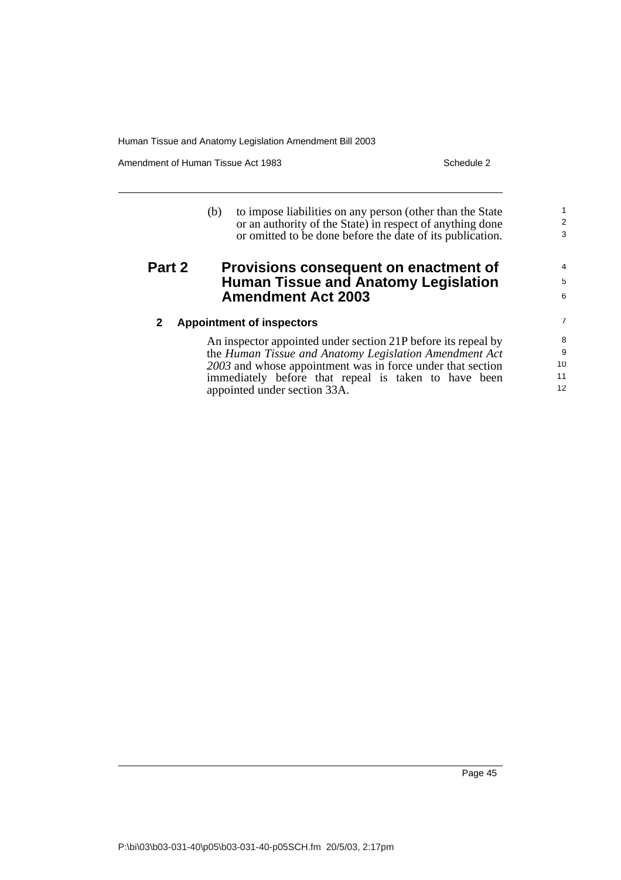(b) to impose liabilities on any person (other than the State or an authority of the State) in respect of anything done or omitted to be done before the date of its publication.

## Part 2 Provisions consequent on enactment of Human Tissue and Anatomy Legislation Amendment Act 2003

### 2 Appointment of inspectors

An inspector appointed under section 21P before its repeal by the *Human Tissue and Anatomy Legislation Amendment Act 2003* and whose appointment was in force under that section immediately before that repeal is taken to have been appointed under section 33A.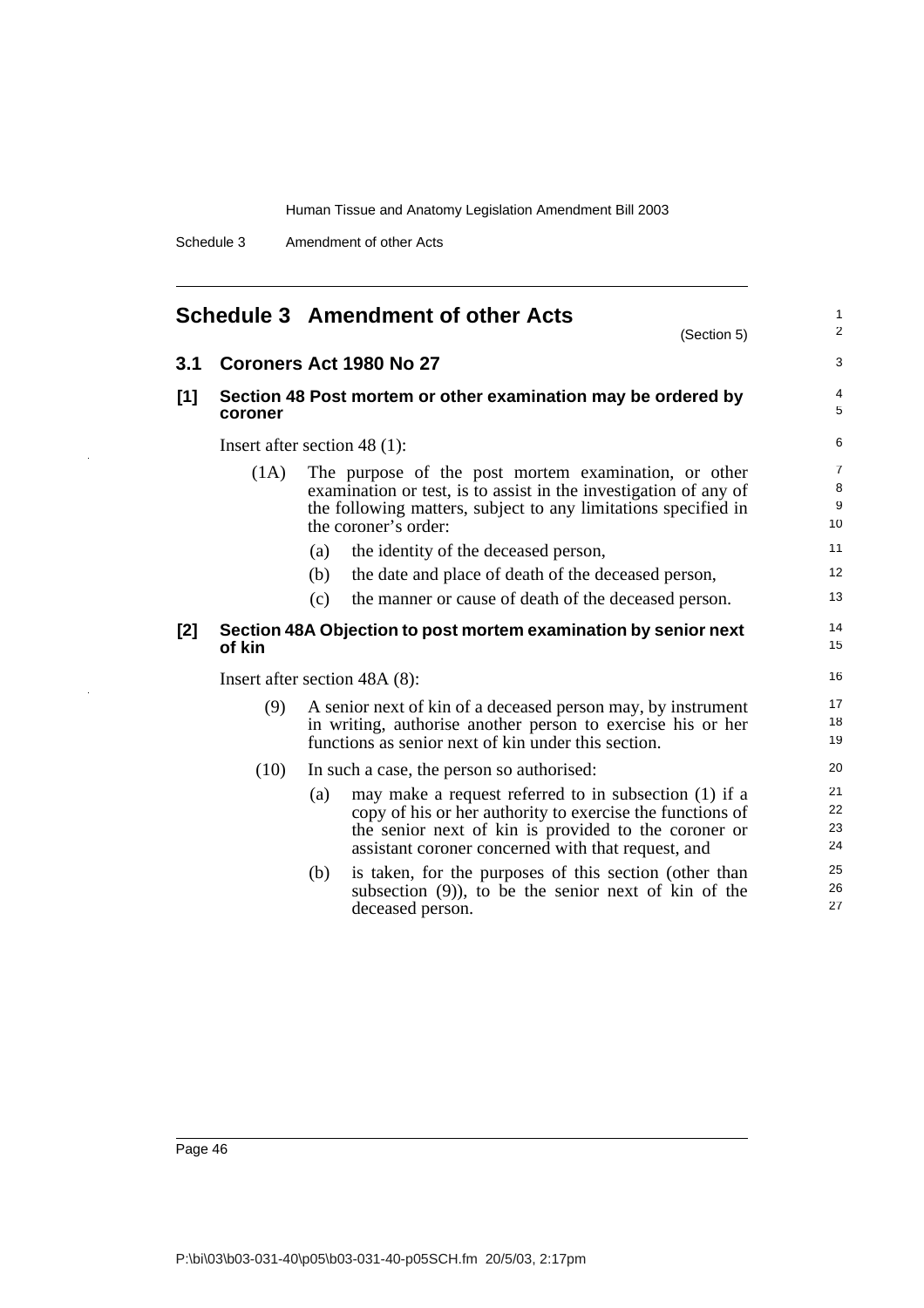## Schedule 3 Amendment of other Acts

(Section 5)

### 3.1 Coroners Act 1980 No 27

#### [1] Section 48 Post mortem or other examination may be ordered by coroner

Insert after section 48 (1):

(1A) The purpose of the post mortem examination, or other examination or test, is to assist in the investigation of any of the following matters, subject to any limitations specified in the coroner's order:

(a) the identity of the deceased person,

(b) the date and place of death of the deceased person,

(c) the manner or cause of death of the deceased person.

#### [2] Section 48A Objection to post mortem examination by senior next of kin

Insert after section 48A (8):

(9) A senior next of kin of a deceased person may, by instrument in writing, authorise another person to exercise his or her functions as senior next of kin under this section.

(10) In such a case, the person so authorised:

(a) may make a request referred to in subsection (1) if a copy of his or her authority to exercise the functions of the senior next of kin is provided to the coroner or assistant coroner concerned with that request, and

(b) is taken, for the purposes of this section (other than subsection (9)), to be the senior next of kin of the deceased person.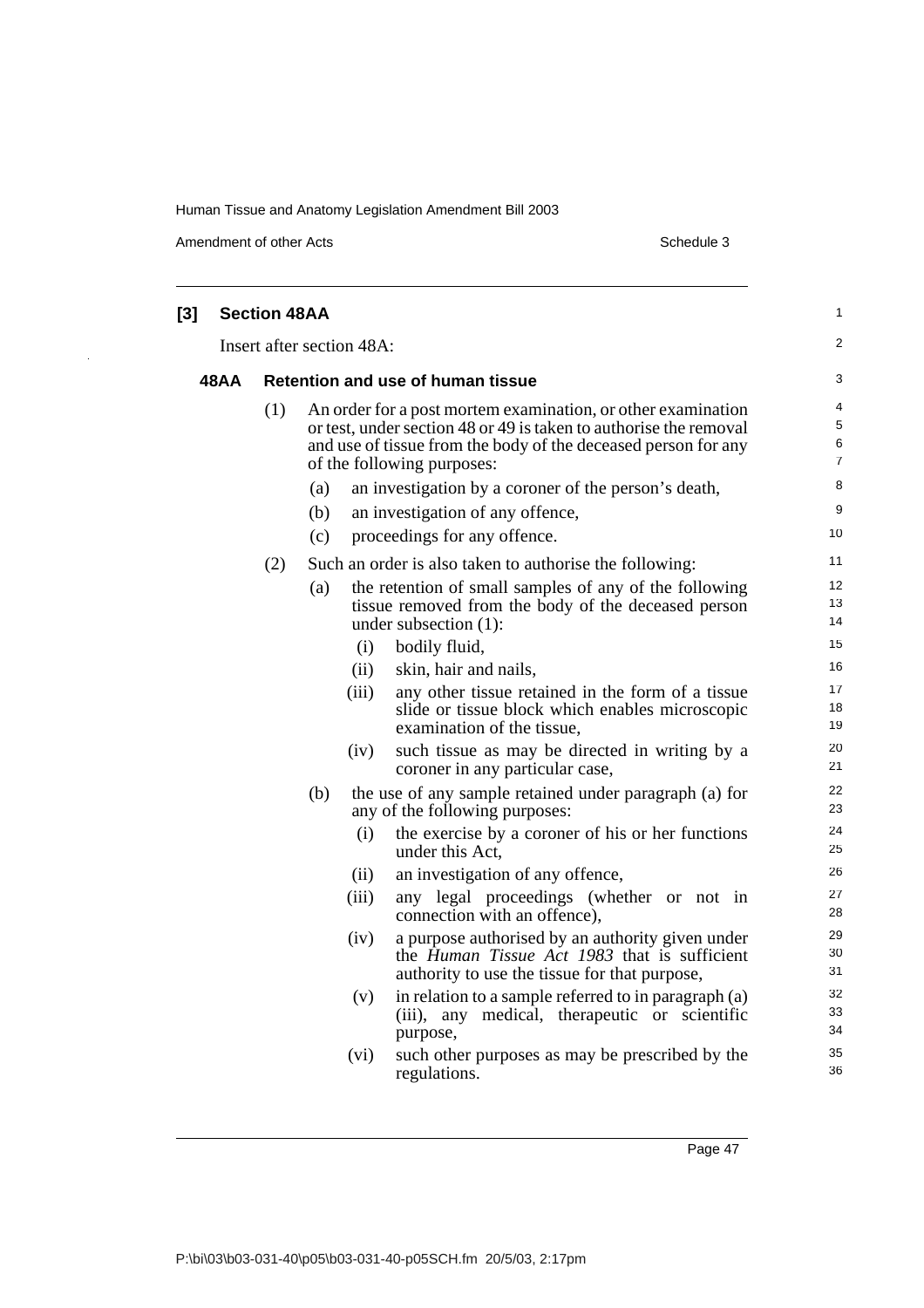### [3] Section 48AA

Insert after section 48A:

#### 48AA Retention and use of human tissue

(1) An order for a post mortem examination, or other examination or test, under section 48 or 49 is taken to authorise the removal and use of tissue from the body of the deceased person for any of the following purposes:

- (a) an investigation by a coroner of the person's death,
- (b) an investigation of any offence,
- (c) proceedings for any offence.

(2) Such an order is also taken to authorise the following:

- (a) the retention of small samples of any of the following tissue removed from the body of the deceased person under subsection (1):
  - (i) bodily fluid,
  - (ii) skin, hair and nails,
  - (iii) any other tissue retained in the form of a tissue slide or tissue block which enables microscopic examination of the tissue,
  - (iv) such tissue as may be directed in writing by a coroner in any particular case,
- (b) the use of any sample retained under paragraph (a) for any of the following purposes:
  - (i) the exercise by a coroner of his or her functions under this Act,
  - (ii) an investigation of any offence,
  - (iii) any legal proceedings (whether or not in connection with an offence),
  - (iv) a purpose authorised by an authority given under the *Human Tissue Act 1983* that is sufficient authority to use the tissue for that purpose,
  - (v) in relation to a sample referred to in paragraph (a) (iii), any medical, therapeutic or scientific purpose,
  - (vi) such other purposes as may be prescribed by the regulations.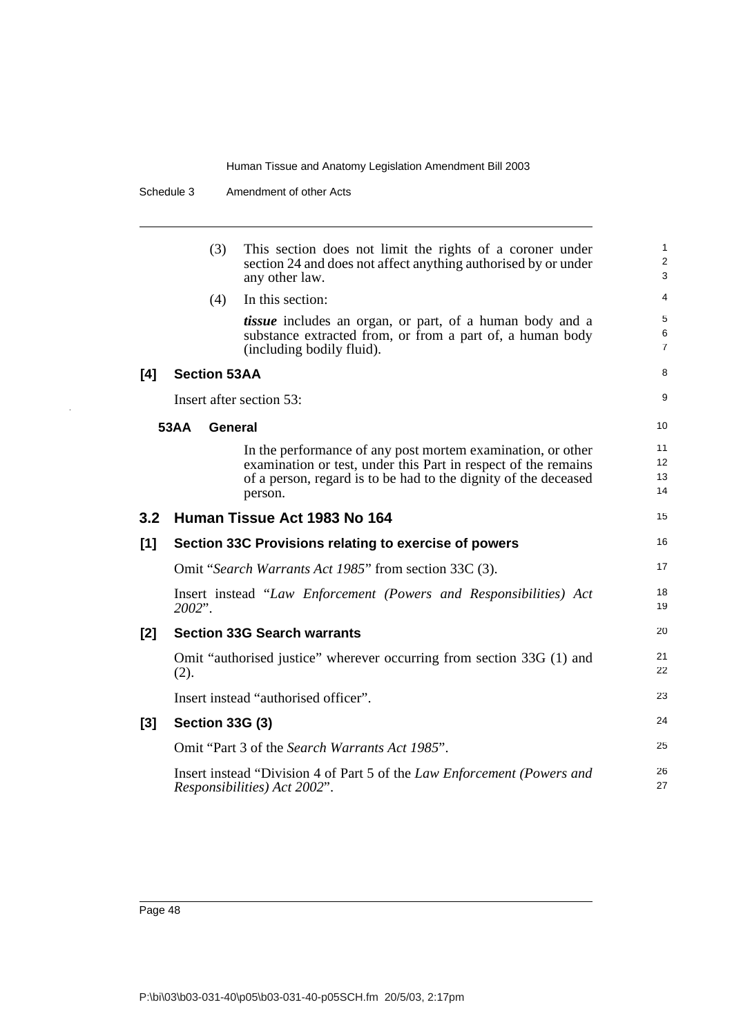(3) This section does not limit the rights of a coroner under section 24 and does not affect anything authorised by or under any other law.

(4) In this section:

***tissue*** includes an organ, or part, of a human body and a substance extracted from, or from a part of, a human body (including bodily fluid).

### [4] Section 53AA

Insert after section 53:

#### 53AA General

In the performance of any post mortem examination, or other examination or test, under this Part in respect of the remains of a person, regard is to be had to the dignity of the deceased person.

## 3.2 Human Tissue Act 1983 No 164

### [1] Section 33C Provisions relating to exercise of powers

Omit "*Search Warrants Act 1985*" from section 33C (3).

Insert instead "*Law Enforcement (Powers and Responsibilities) Act 2002*".

### [2] Section 33G Search warrants

Omit "authorised justice" wherever occurring from section 33G (1) and (2).

Insert instead "authorised officer".

### [3] Section 33G (3)

Omit "Part 3 of the *Search Warrants Act 1985*".

Insert instead "Division 4 of Part 5 of the *Law Enforcement (Powers and Responsibilities) Act 2002*".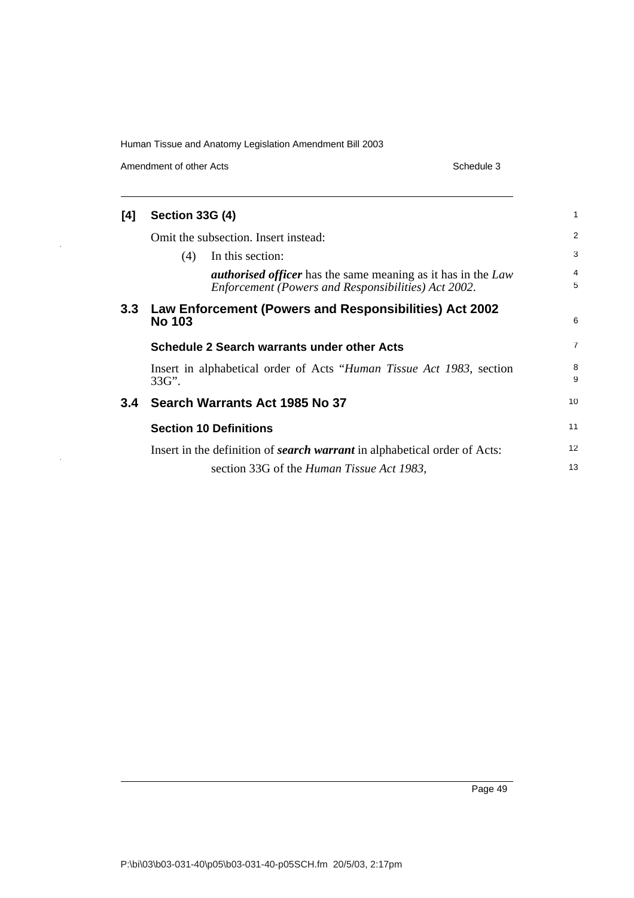**[4] Section 33G (4)**

Omit the subsection. Insert instead:

(4) In this section:

***authorised officer*** has the same meaning as it has in the *Law Enforcement (Powers and Responsibilities) Act 2002*.

## 3.3 Law Enforcement (Powers and Responsibilities) Act 2002 No 103

### Schedule 2 Search warrants under other Acts

Insert in alphabetical order of Acts "*Human Tissue Act 1983*, section 33G".

## 3.4 Search Warrants Act 1985 No 37

### Section 10 Definitions

Insert in the definition of ***search warrant*** in alphabetical order of Acts:

section 33G of the *Human Tissue Act 1983*,